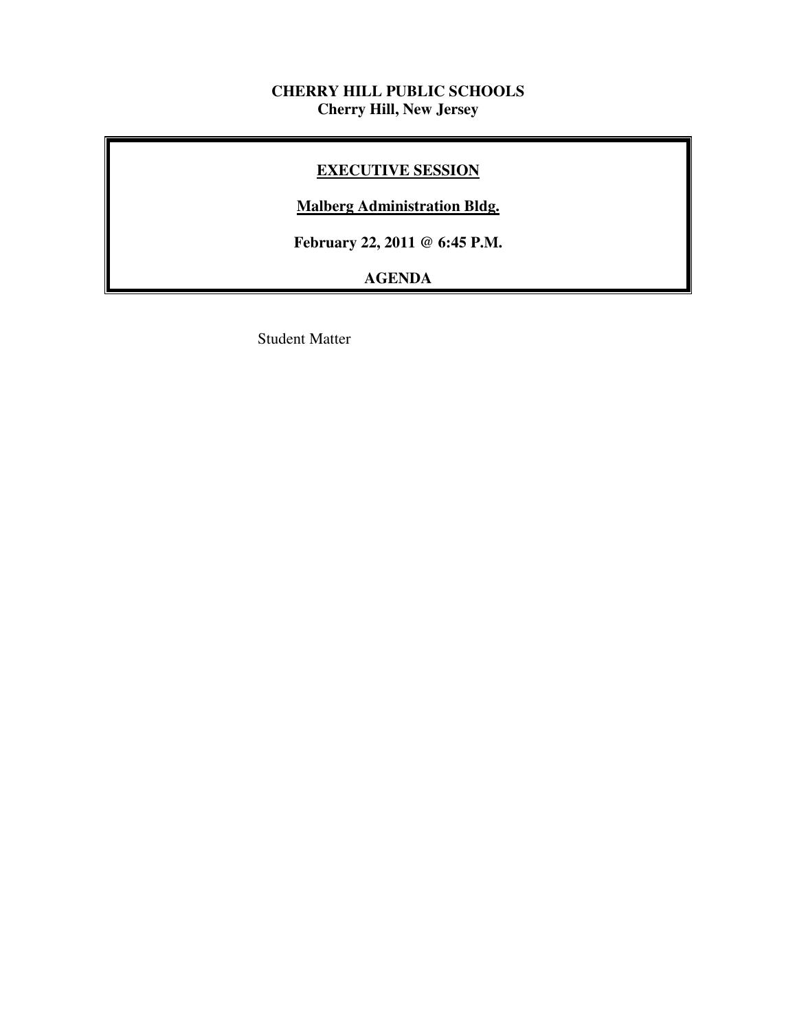**CHERRY HILL PUBLIC SCHOOLS**
**Cherry Hill, New Jersey**

# EXECUTIVE SESSION

**Malberg Administration Bldg.**

**February 22, 2011 @ 6:45 P.M.**

**AGENDA**

Student Matter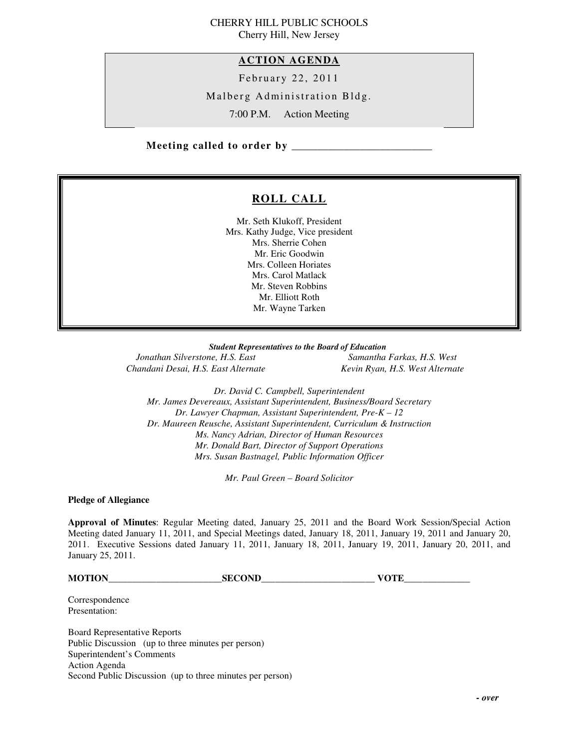CHERRY HILL PUBLIC SCHOOLS
Cherry Hill, New Jersey

## ACTION AGENDA

February 22, 2011

Malberg Administration Bldg.

7:00 P.M. Action Meeting

**Meeting called to order by \_\_\_\_\_\_\_\_\_\_\_\_\_\_\_\_\_\_\_\_\_\_\_\_\_\_**

## ROLL CALL

Mr. Seth Klukoff, President
Mrs. Kathy Judge, Vice president
Mrs. Sherrie Cohen
Mr. Eric Goodwin
Mrs. Colleen Horiates
Mrs. Carol Matlack
Mr. Steven Robbins
Mr. Elliott Roth
Mr. Wayne Tarken

***Student Representatives to the Board of Education***

*Jonathan Silverstone, H.S. East*
*Chandani Desai, H.S. East Alternate*
*Samantha Farkas, H.S. West*
*Kevin Ryan, H.S. West Alternate*

*Dr. David C. Campbell, Superintendent*
*Mr. James Devereaux, Assistant Superintendent, Business/Board Secretary*
*Dr. Lawyer Chapman, Assistant Superintendent, Pre-K – 12*
*Dr. Maureen Reusche, Assistant Superintendent, Curriculum & Instruction*
*Ms. Nancy Adrian, Director of Human Resources*
*Mr. Donald Bart, Director of Support Operations*
*Mrs. Susan Bastnagel, Public Information Officer*

*Mr. Paul Green – Board Solicitor*

**Pledge of Allegiance**

**Approval of Minutes**: Regular Meeting dated, January 25, 2011 and the Board Work Session/Special Action Meeting dated January 11, 2011, and Special Meetings dated, January 18, 2011, January 19, 2011 and January 20, 2011. Executive Sessions dated January 11, 2011, January 18, 2011, January 19, 2011, January 20, 2011, and January 25, 2011.

**MOTION\_\_\_\_\_\_\_\_\_\_\_\_\_\_\_\_\_\_\_\_\_\_\_\_SECOND\_\_\_\_\_\_\_\_\_\_\_\_\_\_\_\_\_\_\_\_\_\_\_\_ VOTE\_\_\_\_\_\_\_\_\_\_\_\_\_\_**

Correspondence
Presentation:

Board Representative Reports
Public Discussion (up to three minutes per person)
Superintendent's Comments
Action Agenda
Second Public Discussion (up to three minutes per person)

***- over***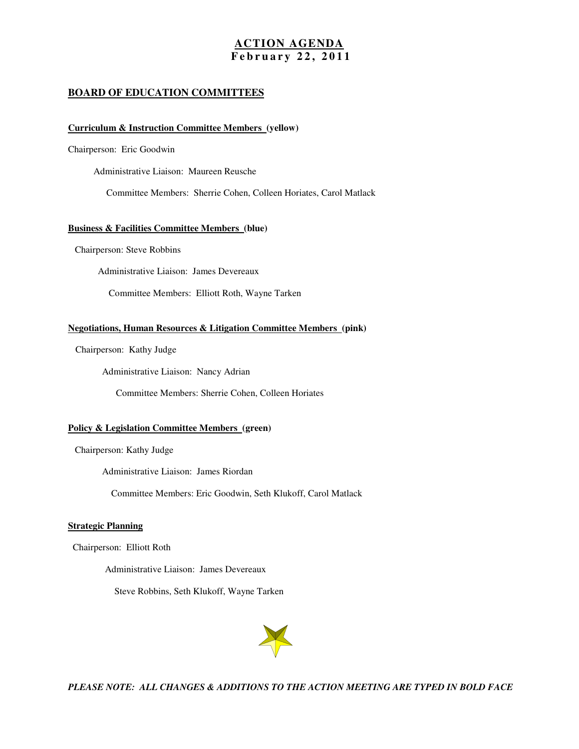# ACTION AGENDA
# February 22, 2011

## BOARD OF EDUCATION COMMITTEES

### Curriculum & Instruction Committee Members (yellow)

Chairperson: Eric Goodwin

Administrative Liaison: Maureen Reusche

Committee Members: Sherrie Cohen, Colleen Horiates, Carol Matlack

### Business & Facilities Committee Members (blue)

Chairperson: Steve Robbins

Administrative Liaison: James Devereaux

Committee Members: Elliott Roth, Wayne Tarken

### Negotiations, Human Resources & Litigation Committee Members (pink)

Chairperson: Kathy Judge

Administrative Liaison: Nancy Adrian

Committee Members: Sherrie Cohen, Colleen Horiates

### Policy & Legislation Committee Members (green)

Chairperson: Kathy Judge

Administrative Liaison: James Riordan

Committee Members: Eric Goodwin, Seth Klukoff, Carol Matlack

### Strategic Planning

Chairperson: Elliott Roth

Administrative Liaison: James Devereaux

Steve Robbins, Seth Klukoff, Wayne Tarken

***PLEASE NOTE: ALL CHANGES & ADDITIONS TO THE ACTION MEETING ARE TYPED IN BOLD FACE***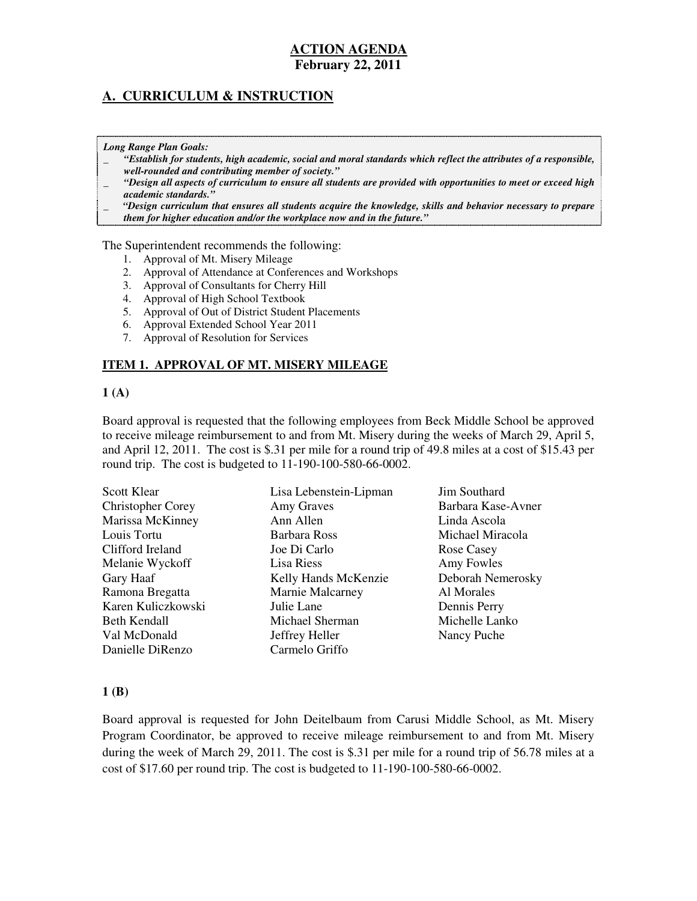# ACTION AGENDA
**February 22, 2011**

## A. CURRICULUM & INSTRUCTION

***Long Range Plan Goals:***
- ***"Establish for students, high academic, social and moral standards which reflect the attributes of a responsible, well-rounded and contributing member of society."***
- ***"Design all aspects of curriculum to ensure all students are provided with opportunities to meet or exceed high academic standards."***
- ***"Design curriculum that ensures all students acquire the knowledge, skills and behavior necessary to prepare them for higher education and/or the workplace now and in the future."***

The Superintendent recommends the following:

1. Approval of Mt. Misery Mileage
2. Approval of Attendance at Conferences and Workshops
3. Approval of Consultants for Cherry Hill
4. Approval of High School Textbook
5. Approval of Out of District Student Placements
6. Approval Extended School Year 2011
7. Approval of Resolution for Services

### ITEM 1. APPROVAL OF MT. MISERY MILEAGE

**1 (A)**

Board approval is requested that the following employees from Beck Middle School be approved to receive mileage reimbursement to and from Mt. Misery during the weeks of March 29, April 5, and April 12, 2011. The cost is $.31 per mile for a round trip of 49.8 miles at a cost of $15.43 per round trip. The cost is budgeted to 11-190-100-580-66-0002.

Scott Klear
Christopher Corey
Marissa McKinney
Louis Tortu
Clifford Ireland
Melanie Wyckoff
Gary Haaf
Ramona Bregatta
Karen Kuliczkowski
Beth Kendall
Val McDonald
Danielle DiRenzo
Lisa Lebenstein-Lipman
Amy Graves
Ann Allen
Barbara Ross
Joe Di Carlo
Lisa Riess
Kelly Hands McKenzie
Marnie Malcarney
Julie Lane
Michael Sherman
Jeffrey Heller
Carmelo Griffo
Jim Southard
Barbara Kase-Avner
Linda Ascola
Michael Miracola
Rose Casey
Amy Fowles
Deborah Nemerosky
Al Morales
Dennis Perry
Michelle Lanko
Nancy Puche

**1 (B)**

Board approval is requested for John Deitelbaum from Carusi Middle School, as Mt. Misery Program Coordinator, be approved to receive mileage reimbursement to and from Mt. Misery during the week of March 29, 2011. The cost is $.31 per mile for a round trip of 56.78 miles at a cost of $17.60 per round trip. The cost is budgeted to 11-190-100-580-66-0002.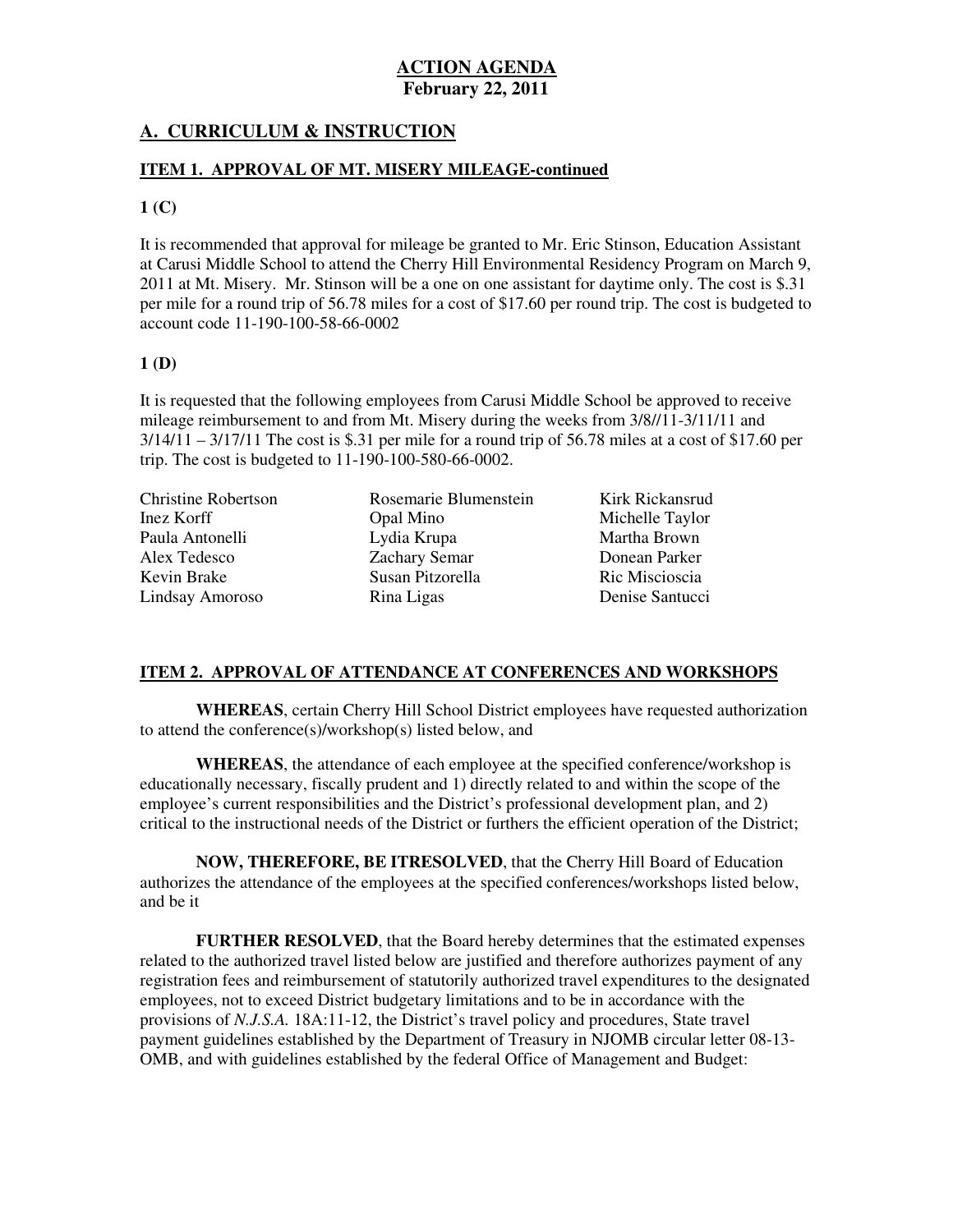**ACTION AGENDA**
**February 22, 2011**

## A. CURRICULUM & INSTRUCTION

### ITEM 1. APPROVAL OF MT. MISERY MILEAGE-continued

**1 (C)**

It is recommended that approval for mileage be granted to Mr. Eric Stinson, Education Assistant at Carusi Middle School to attend the Cherry Hill Environmental Residency Program on March 9, 2011 at Mt. Misery. Mr. Stinson will be a one on one assistant for daytime only. The cost is $.31 per mile for a round trip of 56.78 miles for a cost of $17.60 per round trip. The cost is budgeted to account code 11-190-100-58-66-0002

**1 (D)**

It is requested that the following employees from Carusi Middle School be approved to receive mileage reimbursement to and from Mt. Misery during the weeks from 3/8//11-3/11/11 and 3/14/11 – 3/17/11 The cost is $.31 per mile for a round trip of 56.78 miles at a cost of $17.60 per trip. The cost is budgeted to 11-190-100-580-66-0002.

| | | |
|---|---|---|
| Christine Robertson | Rosemarie Blumenstein | Kirk Rickansrud |
| Inez Korff | Opal Mino | Michelle Taylor |
| Paula Antonelli | Lydia Krupa | Martha Brown |
| Alex Tedesco | Zachary Semar | Donean Parker |
| Kevin Brake | Susan Pitzorella | Ric Miscioscia |
| Lindsay Amoroso | Rina Ligas | Denise Santucci |

### ITEM 2. APPROVAL OF ATTENDANCE AT CONFERENCES AND WORKSHOPS

**WHEREAS**, certain Cherry Hill School District employees have requested authorization to attend the conference(s)/workshop(s) listed below, and

**WHEREAS**, the attendance of each employee at the specified conference/workshop is educationally necessary, fiscally prudent and 1) directly related to and within the scope of the employee's current responsibilities and the District's professional development plan, and 2) critical to the instructional needs of the District or furthers the efficient operation of the District;

**NOW, THEREFORE, BE ITRESOLVED**, that the Cherry Hill Board of Education authorizes the attendance of the employees at the specified conferences/workshops listed below, and be it

**FURTHER RESOLVED**, that the Board hereby determines that the estimated expenses related to the authorized travel listed below are justified and therefore authorizes payment of any registration fees and reimbursement of statutorily authorized travel expenditures to the designated employees, not to exceed District budgetary limitations and to be in accordance with the provisions of *N.J.S.A.* 18A:11-12, the District's travel policy and procedures, State travel payment guidelines established by the Department of Treasury in NJOMB circular letter 08-13-OMB, and with guidelines established by the federal Office of Management and Budget: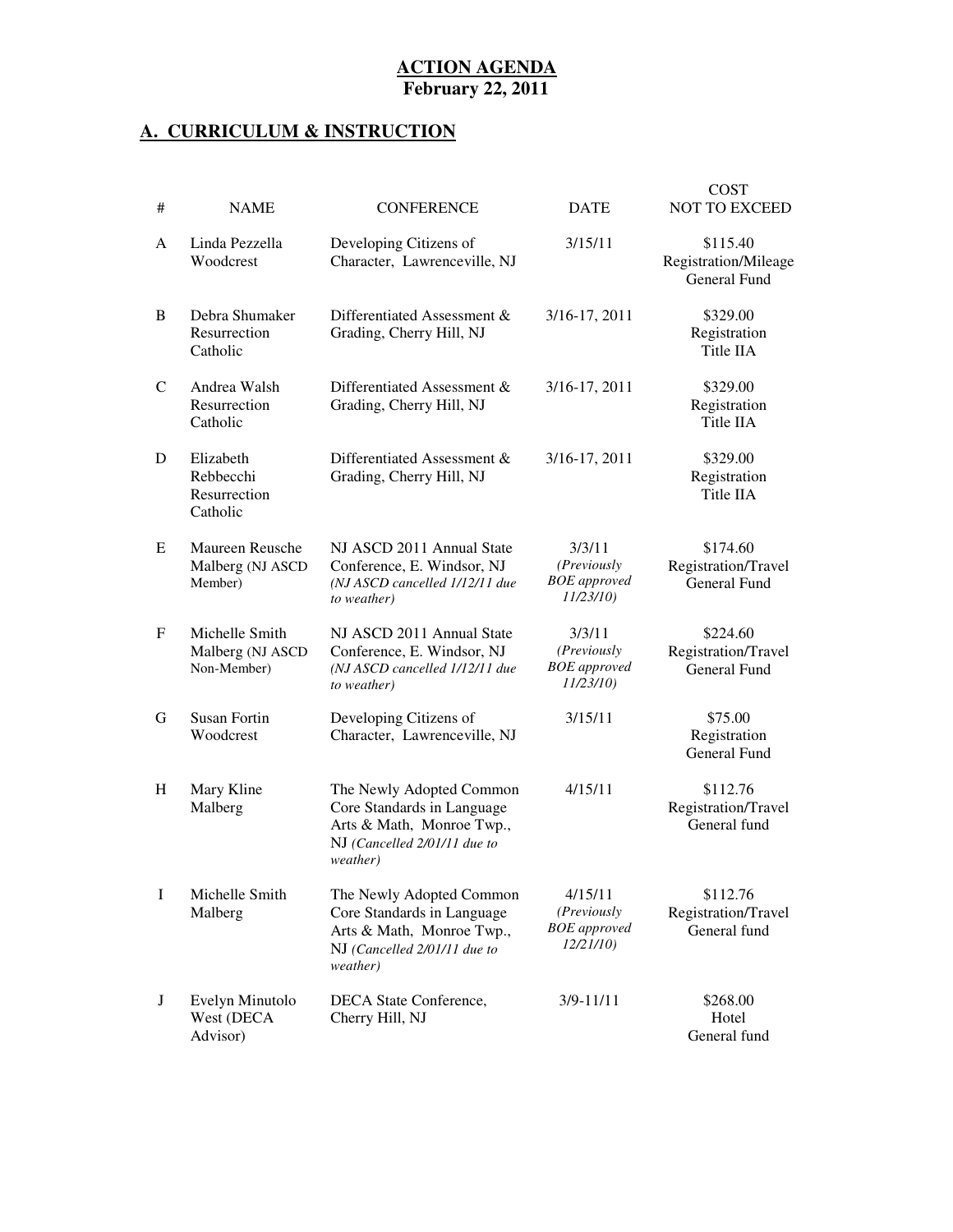**ACTION AGENDA**
**February 22, 2011**

## A. CURRICULUM & INSTRUCTION

| # | NAME | CONFERENCE | DATE | COST NOT TO EXCEED |
|---|---|---|---|---|
| A | Linda Pezzella Woodcrest | Developing Citizens of Character, Lawrenceville, NJ | 3/15/11 | $115.40 Registration/Mileage General Fund |
| B | Debra Shumaker Resurrection Catholic | Differentiated Assessment & Grading, Cherry Hill, NJ | 3/16-17, 2011 | $329.00 Registration Title IIA |
| C | Andrea Walsh Resurrection Catholic | Differentiated Assessment & Grading, Cherry Hill, NJ | 3/16-17, 2011 | $329.00 Registration Title IIA |
| D | Elizabeth Rebbecchi Resurrection Catholic | Differentiated Assessment & Grading, Cherry Hill, NJ | 3/16-17, 2011 | $329.00 Registration Title IIA |
| E | Maureen Reusche Malberg (NJ ASCD Member) | NJ ASCD 2011 Annual State Conference, E. Windsor, NJ *(NJ ASCD cancelled 1/12/11 due to weather)* | 3/3/11 *(Previously BOE approved 11/23/10)* | $174.60 Registration/Travel General Fund |
| F | Michelle Smith Malberg (NJ ASCD Non-Member) | NJ ASCD 2011 Annual State Conference, E. Windsor, NJ *(NJ ASCD cancelled 1/12/11 due to weather)* | 3/3/11 *(Previously BOE approved 11/23/10)* | $224.60 Registration/Travel General Fund |
| G | Susan Fortin Woodcrest | Developing Citizens of Character, Lawrenceville, NJ | 3/15/11 | $75.00 Registration General Fund |
| H | Mary Kline Malberg | The Newly Adopted Common Core Standards in Language Arts & Math, Monroe Twp., NJ *(Cancelled 2/01/11 due to weather)* | 4/15/11 | $112.76 Registration/Travel General fund |
| I | Michelle Smith Malberg | The Newly Adopted Common Core Standards in Language Arts & Math, Monroe Twp., NJ *(Cancelled 2/01/11 due to weather)* | 4/15/11 *(Previously BOE approved 12/21/10)* | $112.76 Registration/Travel General fund |
| J | Evelyn Minutolo West (DECA Advisor) | DECA State Conference, Cherry Hill, NJ | 3/9-11/11 | $268.00 Hotel General fund |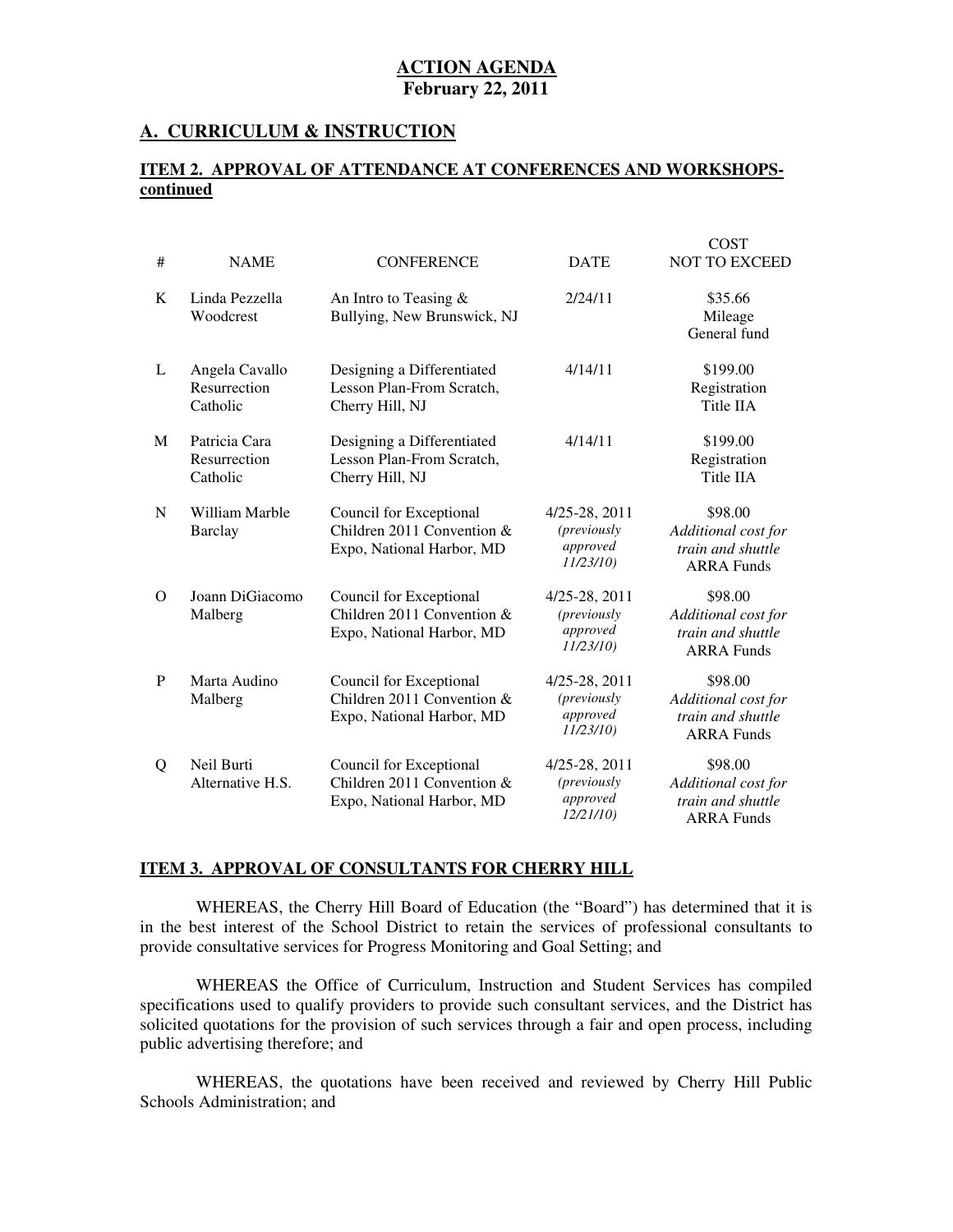# ACTION AGENDA
**February 22, 2011**

## A. CURRICULUM & INSTRUCTION

### ITEM 2. APPROVAL OF ATTENDANCE AT CONFERENCES AND WORKSHOPS-continued

| # | NAME | CONFERENCE | DATE | COST NOT TO EXCEED |
|---|---|---|---|---|
| K | Linda Pezzella Woodcrest | An Intro to Teasing & Bullying, New Brunswick, NJ | 2/24/11 | $35.66 Mileage General fund |
| L | Angela Cavallo Resurrection Catholic | Designing a Differentiated Lesson Plan-From Scratch, Cherry Hill, NJ | 4/14/11 | $199.00 Registration Title IIA |
| M | Patricia Cara Resurrection Catholic | Designing a Differentiated Lesson Plan-From Scratch, Cherry Hill, NJ | 4/14/11 | $199.00 Registration Title IIA |
| N | William Marble Barclay | Council for Exceptional Children 2011 Convention & Expo, National Harbor, MD | 4/25-28, 2011 *(previously approved 11/23/10)* | $98.00 *Additional cost for train and shuttle* ARRA Funds |
| O | Joann DiGiacomo Malberg | Council for Exceptional Children 2011 Convention & Expo, National Harbor, MD | 4/25-28, 2011 *(previously approved 11/23/10)* | $98.00 *Additional cost for train and shuttle* ARRA Funds |
| P | Marta Audino Malberg | Council for Exceptional Children 2011 Convention & Expo, National Harbor, MD | 4/25-28, 2011 *(previously approved 11/23/10)* | $98.00 *Additional cost for train and shuttle* ARRA Funds |
| Q | Neil Burti Alternative H.S. | Council for Exceptional Children 2011 Convention & Expo, National Harbor, MD | 4/25-28, 2011 *(previously approved 12/21/10)* | $98.00 *Additional cost for train and shuttle* ARRA Funds |

### ITEM 3. APPROVAL OF CONSULTANTS FOR CHERRY HILL

WHEREAS, the Cherry Hill Board of Education (the "Board") has determined that it is in the best interest of the School District to retain the services of professional consultants to provide consultative services for Progress Monitoring and Goal Setting; and

WHEREAS the Office of Curriculum, Instruction and Student Services has compiled specifications used to qualify providers to provide such consultant services, and the District has solicited quotations for the provision of such services through a fair and open process, including public advertising therefore; and

WHEREAS, the quotations have been received and reviewed by Cherry Hill Public Schools Administration; and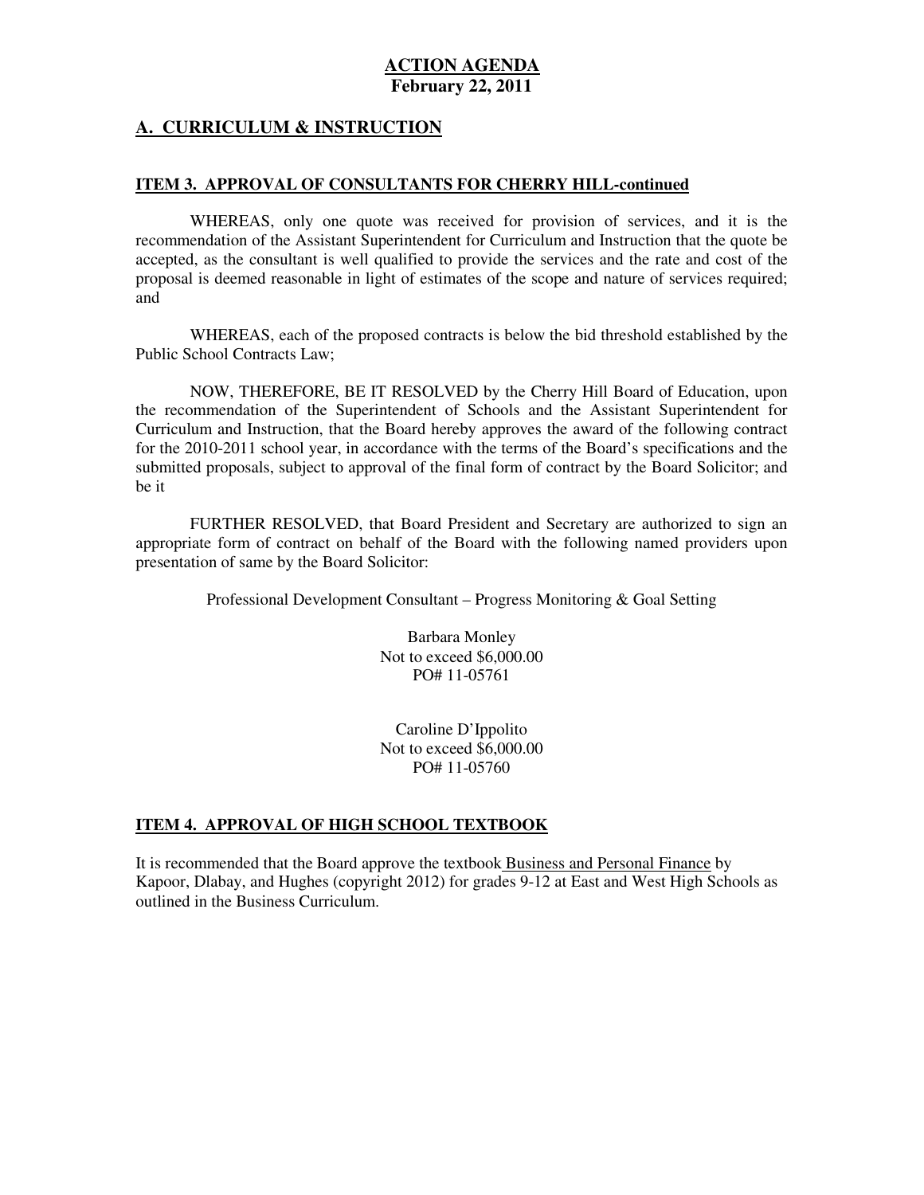**ACTION AGENDA**
**February 22, 2011**

## A. CURRICULUM & INSTRUCTION

### ITEM 3. APPROVAL OF CONSULTANTS FOR CHERRY HILL-continued

WHEREAS, only one quote was received for provision of services, and it is the recommendation of the Assistant Superintendent for Curriculum and Instruction that the quote be accepted, as the consultant is well qualified to provide the services and the rate and cost of the proposal is deemed reasonable in light of estimates of the scope and nature of services required; and

WHEREAS, each of the proposed contracts is below the bid threshold established by the Public School Contracts Law;

NOW, THEREFORE, BE IT RESOLVED by the Cherry Hill Board of Education, upon the recommendation of the Superintendent of Schools and the Assistant Superintendent for Curriculum and Instruction, that the Board hereby approves the award of the following contract for the 2010-2011 school year, in accordance with the terms of the Board's specifications and the submitted proposals, subject to approval of the final form of contract by the Board Solicitor; and be it

FURTHER RESOLVED, that Board President and Secretary are authorized to sign an appropriate form of contract on behalf of the Board with the following named providers upon presentation of same by the Board Solicitor:

Professional Development Consultant – Progress Monitoring & Goal Setting

Barbara Monley
Not to exceed $6,000.00
PO# 11-05761

Caroline D'Ippolito
Not to exceed $6,000.00
PO# 11-05760

### ITEM 4. APPROVAL OF HIGH SCHOOL TEXTBOOK

It is recommended that the Board approve the textbook Business and Personal Finance by Kapoor, Dlabay, and Hughes (copyright 2012) for grades 9-12 at East and West High Schools as outlined in the Business Curriculum.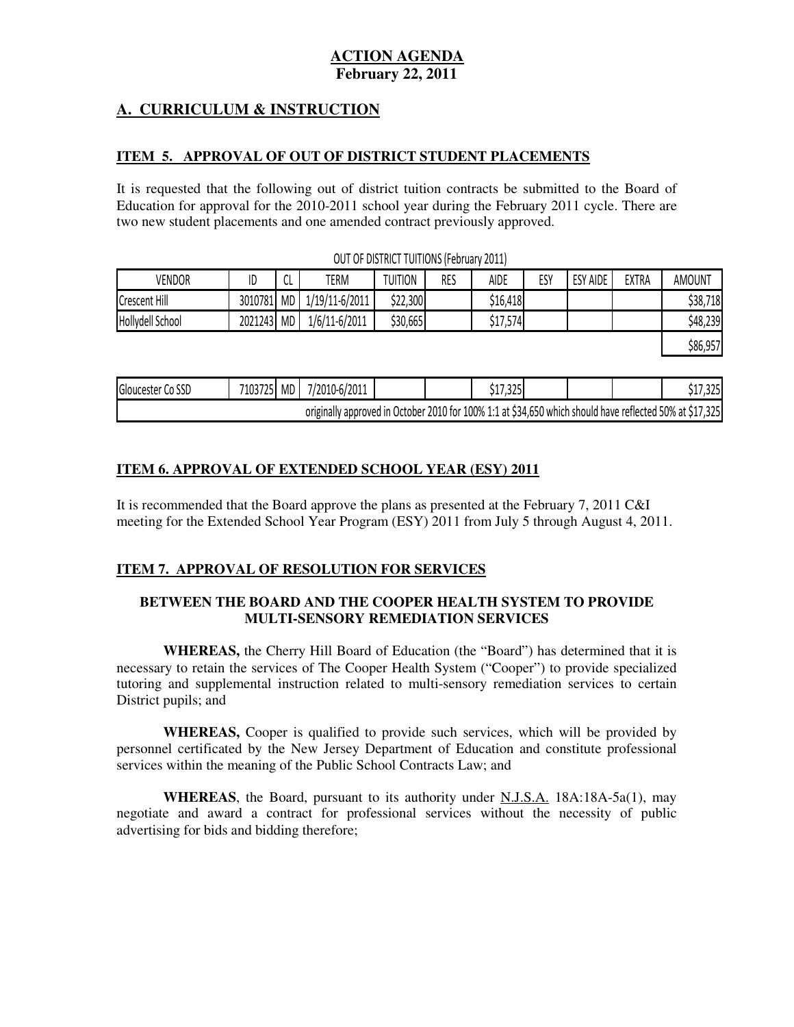# ACTION AGENDA
**February 22, 2011**

## A. CURRICULUM & INSTRUCTION

### ITEM 5. APPROVAL OF OUT OF DISTRICT STUDENT PLACEMENTS

It is requested that the following out of district tuition contracts be submitted to the Board of Education for approval for the 2010-2011 school year during the February 2011 cycle. There are two new student placements and one amended contract previously approved.

OUT OF DISTRICT TUITIONS (February 2011)

| VENDOR | ID | CL | TERM | TUITION | RES | AIDE | ESY | ESY AIDE | EXTRA | AMOUNT |
|---|---|---|---|---|---|---|---|---|---|---|
| Crescent Hill | 3010781 | MD | 1/19/11-6/2011 | $22,300 | | $16,418 | | | | $38,718 |
| Hollydell School | 2021243 | MD | 1/6/11-6/2011 | $30,665 | | $17,574 | | | | $48,239 |
| | | | | | | | | | | $86,957 |

| | | | | | | | | | | |
|---|---|---|---|---|---|---|---|---|---|---|
| Gloucester Co SSD | 7103725 | MD | 7/2010-6/2011 | | | $17,325 | | | | $17,325 |
| originally approved in October 2010 for 100% 1:1 at $34,650 which should have reflected 50% at $17,325 | | | | | | | | | | |

### ITEM 6. APPROVAL OF EXTENDED SCHOOL YEAR (ESY) 2011

It is recommended that the Board approve the plans as presented at the February 7, 2011 C&I meeting for the Extended School Year Program (ESY) 2011 from July 5 through August 4, 2011.

### ITEM 7. APPROVAL OF RESOLUTION FOR SERVICES

**BETWEEN THE BOARD AND THE COOPER HEALTH SYSTEM TO PROVIDE MULTI-SENSORY REMEDIATION SERVICES**

**WHEREAS,** the Cherry Hill Board of Education (the "Board") has determined that it is necessary to retain the services of The Cooper Health System ("Cooper") to provide specialized tutoring and supplemental instruction related to multi-sensory remediation services to certain District pupils; and

**WHEREAS,** Cooper is qualified to provide such services, which will be provided by personnel certificated by the New Jersey Department of Education and constitute professional services within the meaning of the Public School Contracts Law; and

**WHEREAS**, the Board, pursuant to its authority under N.J.S.A. 18A:18A-5a(1), may negotiate and award a contract for professional services without the necessity of public advertising for bids and bidding therefore;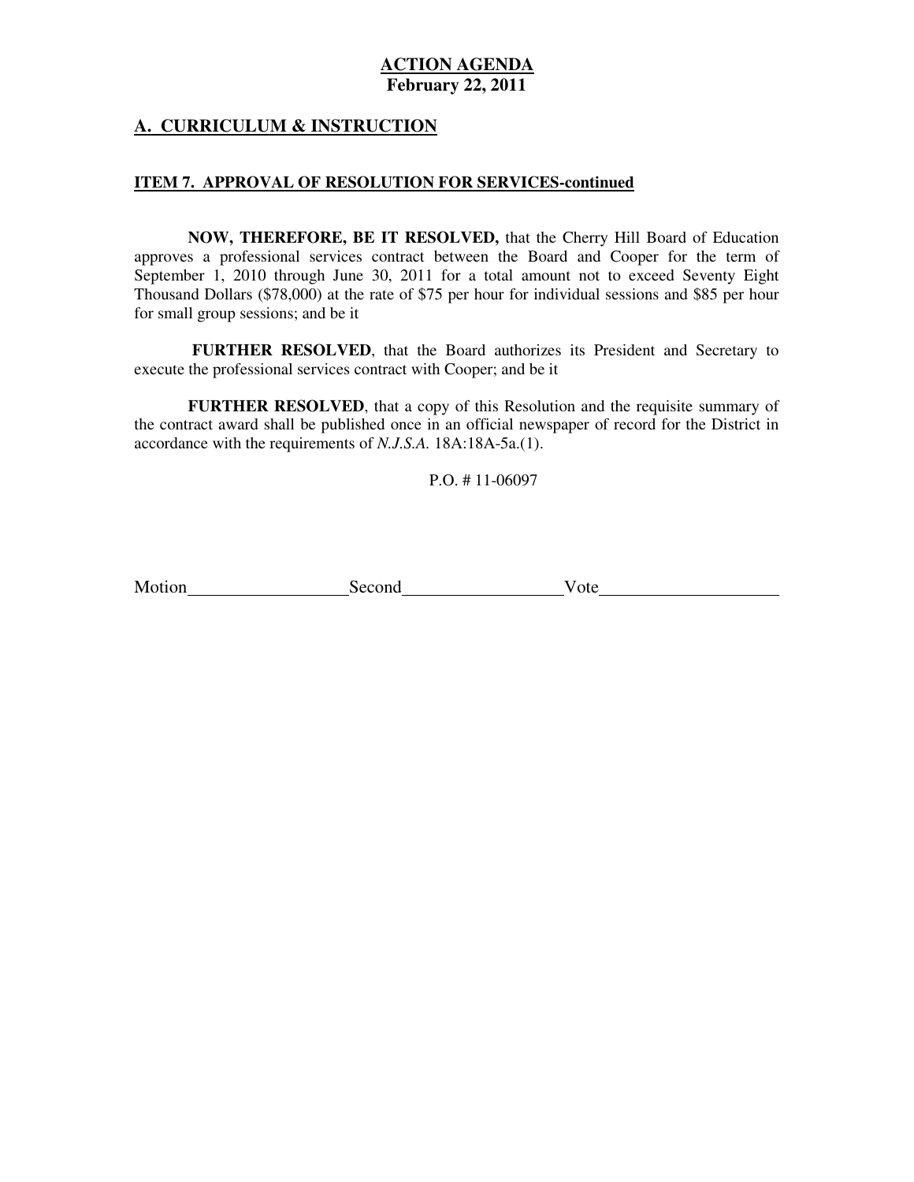**ACTION AGENDA**
**February 22, 2011**

## A. CURRICULUM & INSTRUCTION

### ITEM 7. APPROVAL OF RESOLUTION FOR SERVICES-continued

**NOW, THEREFORE, BE IT RESOLVED,** that the Cherry Hill Board of Education approves a professional services contract between the Board and Cooper for the term of September 1, 2010 through June 30, 2011 for a total amount not to exceed Seventy Eight Thousand Dollars ($78,000) at the rate of $75 per hour for individual sessions and $85 per hour for small group sessions; and be it

**FURTHER RESOLVED**, that the Board authorizes its President and Secretary to execute the professional services contract with Cooper; and be it

**FURTHER RESOLVED**, that a copy of this Resolution and the requisite summary of the contract award shall be published once in an official newspaper of record for the District in accordance with the requirements of *N.J.S.A.* 18A:18A-5a.(1).

P.O. # 11-06097

Motion\_\_\_\_\_\_\_\_\_\_\_\_\_\_\_\_\_\_ Second\_\_\_\_\_\_\_\_\_\_\_\_\_\_\_\_\_\_ Vote\_\_\_\_\_\_\_\_\_\_\_\_\_\_\_\_\_\_\_\_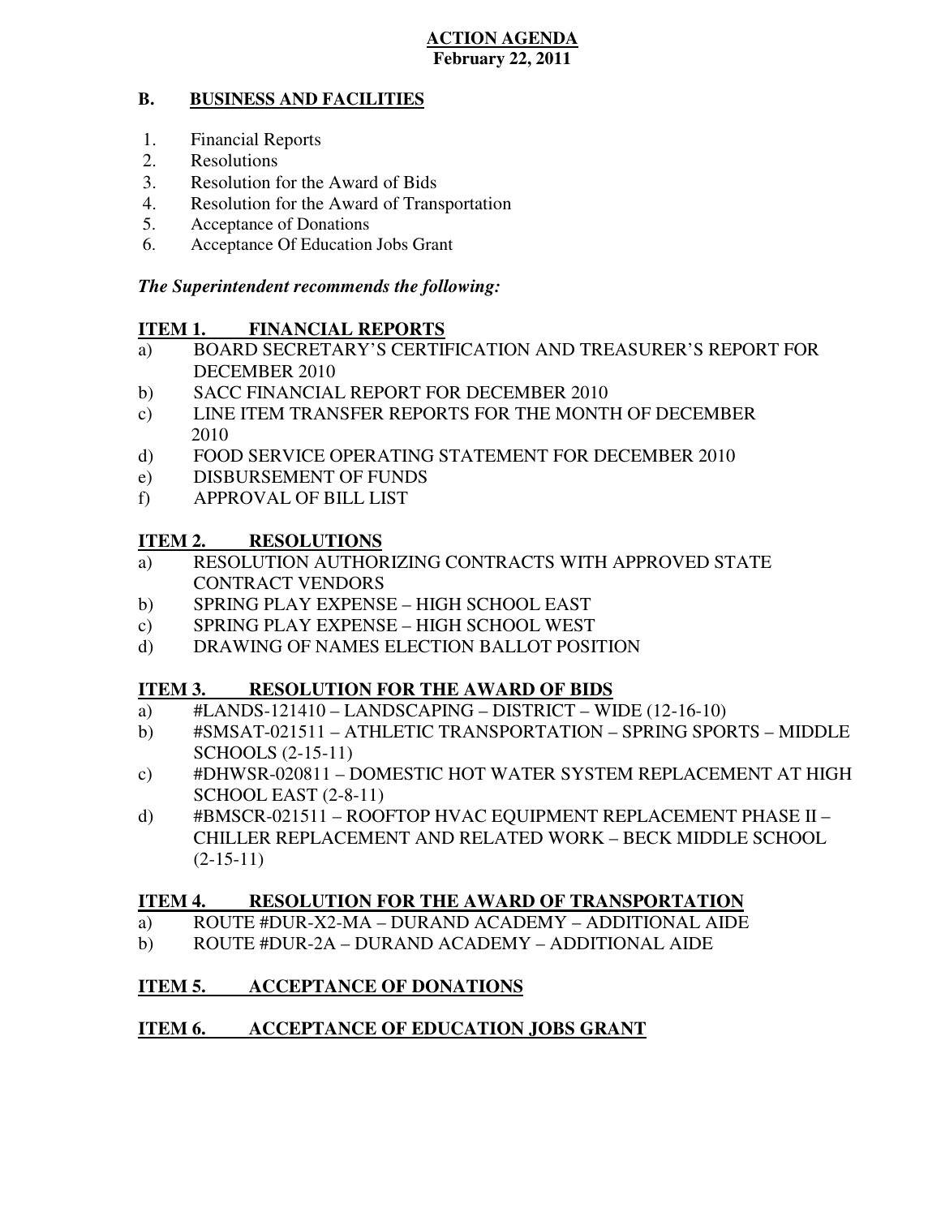**ACTION AGENDA**
**February 22, 2011**

## B. BUSINESS AND FACILITIES

1. Financial Reports
2. Resolutions
3. Resolution for the Award of Bids
4. Resolution for the Award of Transportation
5. Acceptance of Donations
6. Acceptance Of Education Jobs Grant

***The Superintendent recommends the following:***

### ITEM 1. FINANCIAL REPORTS

a) BOARD SECRETARY'S CERTIFICATION AND TREASURER'S REPORT FOR DECEMBER 2010
b) SACC FINANCIAL REPORT FOR DECEMBER 2010
c) LINE ITEM TRANSFER REPORTS FOR THE MONTH OF DECEMBER 2010
d) FOOD SERVICE OPERATING STATEMENT FOR DECEMBER 2010
e) DISBURSEMENT OF FUNDS
f) APPROVAL OF BILL LIST

### ITEM 2. RESOLUTIONS

a) RESOLUTION AUTHORIZING CONTRACTS WITH APPROVED STATE CONTRACT VENDORS
b) SPRING PLAY EXPENSE – HIGH SCHOOL EAST
c) SPRING PLAY EXPENSE – HIGH SCHOOL WEST
d) DRAWING OF NAMES ELECTION BALLOT POSITION

### ITEM 3. RESOLUTION FOR THE AWARD OF BIDS

a) #LANDS-121410 – LANDSCAPING – DISTRICT – WIDE (12-16-10)
b) #SMSAT-021511 – ATHLETIC TRANSPORTATION – SPRING SPORTS – MIDDLE SCHOOLS (2-15-11)
c) #DHWSR-020811 – DOMESTIC HOT WATER SYSTEM REPLACEMENT AT HIGH SCHOOL EAST (2-8-11)
d) #BMSCR-021511 – ROOFTOP HVAC EQUIPMENT REPLACEMENT PHASE II – CHILLER REPLACEMENT AND RELATED WORK – BECK MIDDLE SCHOOL (2-15-11)

### ITEM 4. RESOLUTION FOR THE AWARD OF TRANSPORTATION

a) ROUTE #DUR-X2-MA – DURAND ACADEMY – ADDITIONAL AIDE
b) ROUTE #DUR-2A – DURAND ACADEMY – ADDITIONAL AIDE

### ITEM 5. ACCEPTANCE OF DONATIONS

### ITEM 6. ACCEPTANCE OF EDUCATION JOBS GRANT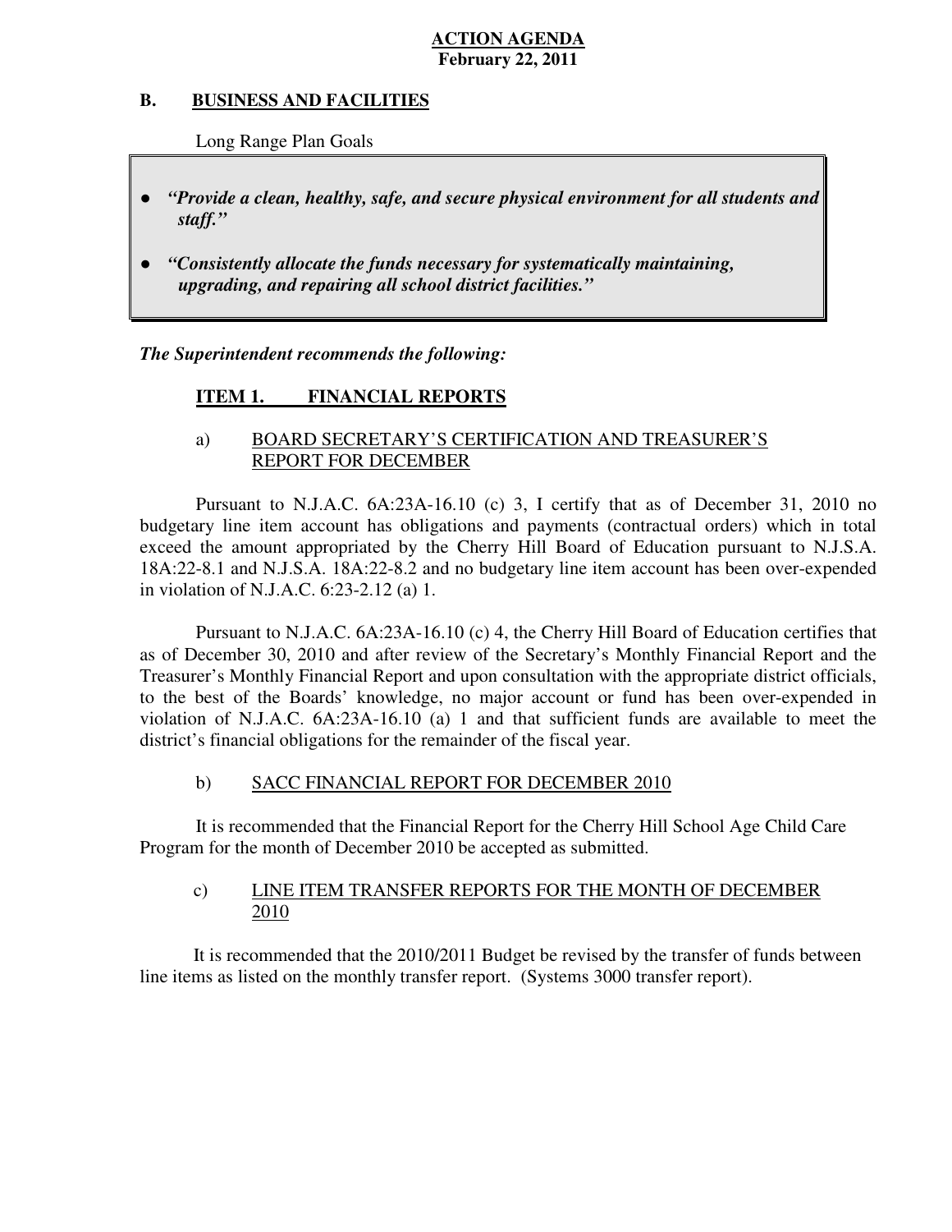**ACTION AGENDA**
**February 22, 2011**

## B. BUSINESS AND FACILITIES

Long Range Plan Goals

- ***"Provide a clean, healthy, safe, and secure physical environment for all students and staff."***
- ***"Consistently allocate the funds necessary for systematically maintaining, upgrading, and repairing all school district facilities."***

***The Superintendent recommends the following:***

### ITEM 1. FINANCIAL REPORTS

a) BOARD SECRETARY'S CERTIFICATION AND TREASURER'S REPORT FOR DECEMBER

Pursuant to N.J.A.C. 6A:23A-16.10 (c) 3, I certify that as of December 31, 2010 no budgetary line item account has obligations and payments (contractual orders) which in total exceed the amount appropriated by the Cherry Hill Board of Education pursuant to N.J.S.A. 18A:22-8.1 and N.J.S.A. 18A:22-8.2 and no budgetary line item account has been over-expended in violation of N.J.A.C. 6:23-2.12 (a) 1.

Pursuant to N.J.A.C. 6A:23A-16.10 (c) 4, the Cherry Hill Board of Education certifies that as of December 30, 2010 and after review of the Secretary's Monthly Financial Report and the Treasurer's Monthly Financial Report and upon consultation with the appropriate district officials, to the best of the Boards' knowledge, no major account or fund has been over-expended in violation of N.J.A.C. 6A:23A-16.10 (a) 1 and that sufficient funds are available to meet the district's financial obligations for the remainder of the fiscal year.

b) SACC FINANCIAL REPORT FOR DECEMBER 2010

It is recommended that the Financial Report for the Cherry Hill School Age Child Care Program for the month of December 2010 be accepted as submitted.

c) LINE ITEM TRANSFER REPORTS FOR THE MONTH OF DECEMBER 2010

It is recommended that the 2010/2011 Budget be revised by the transfer of funds between line items as listed on the monthly transfer report. (Systems 3000 transfer report).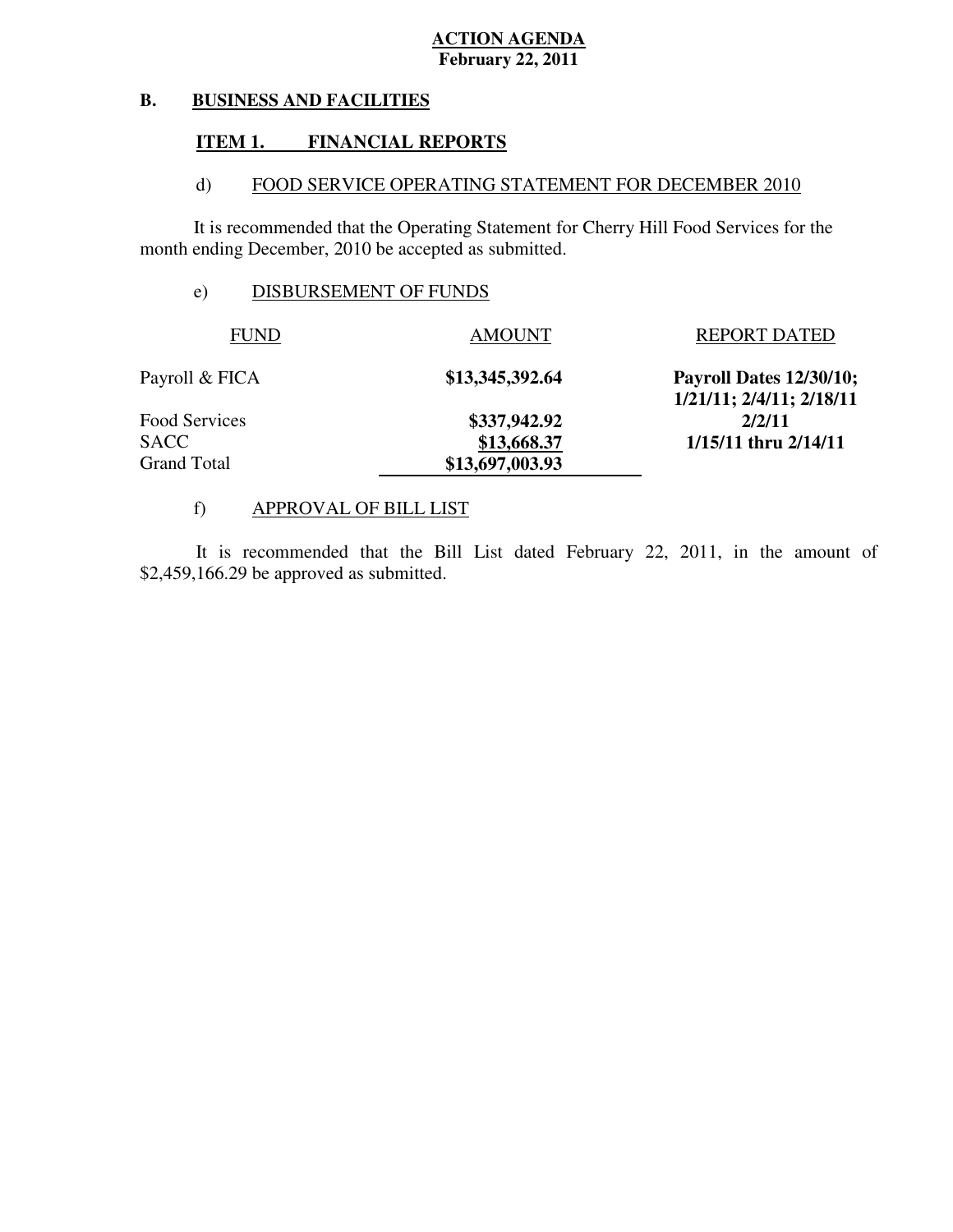**ACTION AGENDA**
**February 22, 2011**

## B. BUSINESS AND FACILITIES

### ITEM 1. FINANCIAL REPORTS

d) FOOD SERVICE OPERATING STATEMENT FOR DECEMBER 2010

It is recommended that the Operating Statement for Cherry Hill Food Services for the month ending December, 2010 be accepted as submitted.

e) DISBURSEMENT OF FUNDS

| FUND | AMOUNT | REPORT DATED |
|---|---|---|
| Payroll & FICA | **$13,345,392.64** | **Payroll Dates 12/30/10; 1/21/11; 2/4/11; 2/18/11** |
| Food Services | **$337,942.92** | **2/2/11** |
| SACC | **$13,668.37** | **1/15/11 thru 2/14/11** |
| Grand Total | **$13,697,003.93** | |

f) APPROVAL OF BILL LIST

It is recommended that the Bill List dated February 22, 2011, in the amount of $2,459,166.29 be approved as submitted.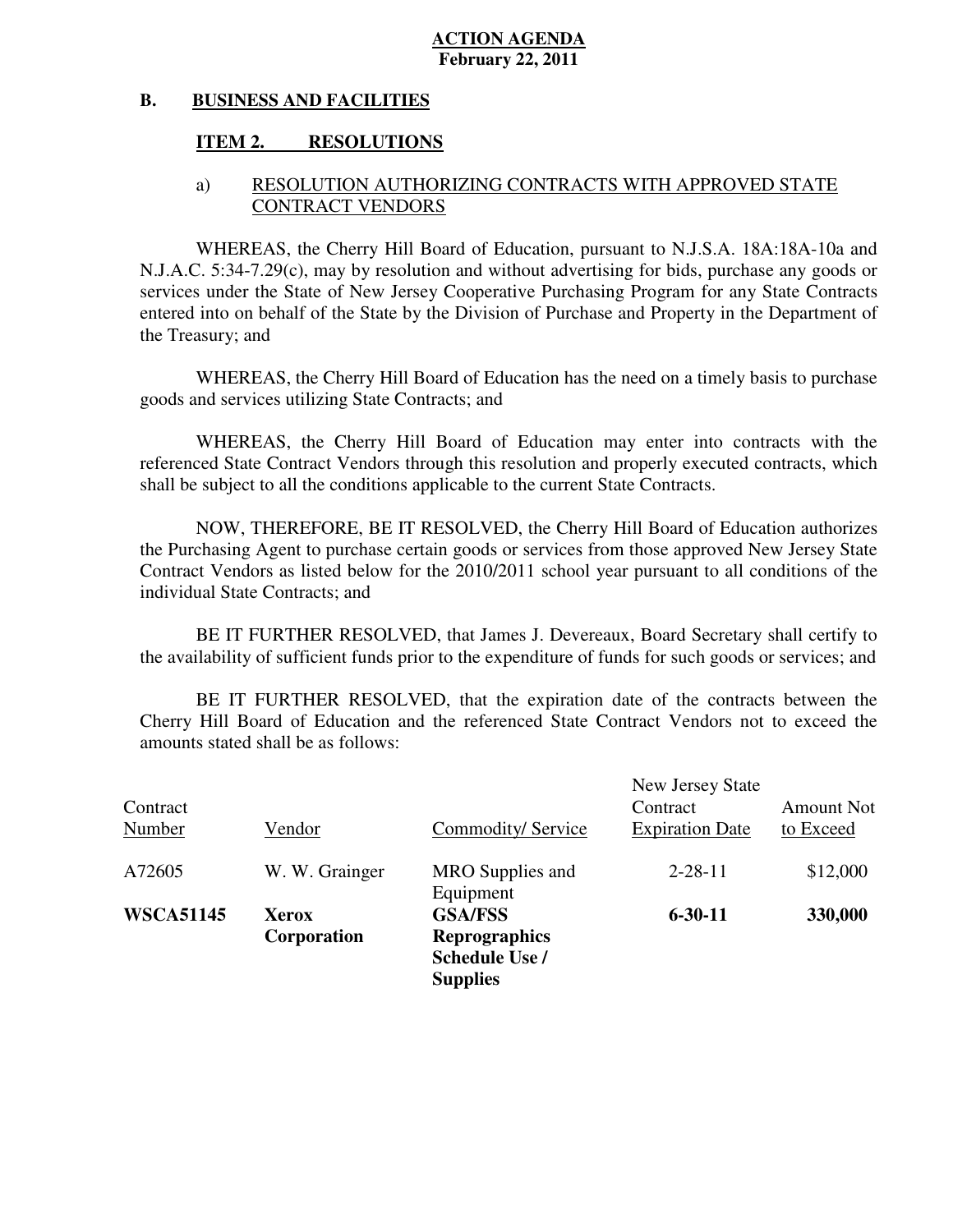**ACTION AGENDA**
**February 22, 2011**

**B. BUSINESS AND FACILITIES**

**ITEM 2. RESOLUTIONS**

a) RESOLUTION AUTHORIZING CONTRACTS WITH APPROVED STATE CONTRACT VENDORS

WHEREAS, the Cherry Hill Board of Education, pursuant to N.J.S.A. 18A:18A-10a and N.J.A.C. 5:34-7.29(c), may by resolution and without advertising for bids, purchase any goods or services under the State of New Jersey Cooperative Purchasing Program for any State Contracts entered into on behalf of the State by the Division of Purchase and Property in the Department of the Treasury; and

WHEREAS, the Cherry Hill Board of Education has the need on a timely basis to purchase goods and services utilizing State Contracts; and

WHEREAS, the Cherry Hill Board of Education may enter into contracts with the referenced State Contract Vendors through this resolution and properly executed contracts, which shall be subject to all the conditions applicable to the current State Contracts.

NOW, THEREFORE, BE IT RESOLVED, the Cherry Hill Board of Education authorizes the Purchasing Agent to purchase certain goods or services from those approved New Jersey State Contract Vendors as listed below for the 2010/2011 school year pursuant to all conditions of the individual State Contracts; and

BE IT FURTHER RESOLVED, that James J. Devereaux, Board Secretary shall certify to the availability of sufficient funds prior to the expenditure of funds for such goods or services; and

BE IT FURTHER RESOLVED, that the expiration date of the contracts between the Cherry Hill Board of Education and the referenced State Contract Vendors not to exceed the amounts stated shall be as follows:

| Contract Number | Vendor | Commodity/ Service | New Jersey State Contract Expiration Date | Amount Not to Exceed |
|---|---|---|---|---|
| A72605 | W. W. Grainger | MRO Supplies and Equipment | 2-28-11 | $12,000 |
| **WSCA51145** | **Xerox Corporation** | **GSA/FSS Reprographics Schedule Use / Supplies** | **6-30-11** | **330,000** |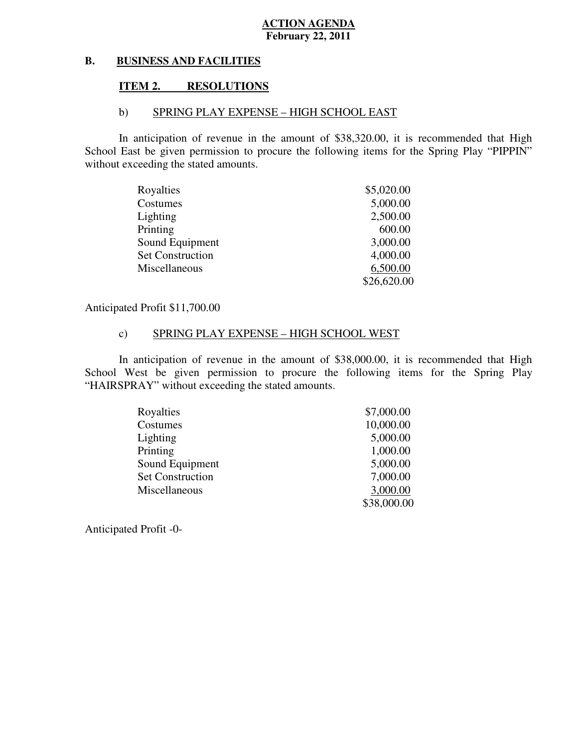**ACTION AGENDA**
**February 22, 2011**

**B. BUSINESS AND FACILITIES**

**ITEM 2. RESOLUTIONS**

b) SPRING PLAY EXPENSE – HIGH SCHOOL EAST

In anticipation of revenue in the amount of $38,320.00, it is recommended that High School East be given permission to procure the following items for the Spring Play "PIPPIN" without exceeding the stated amounts.

| | |
|---|---|
| Royalties | $5,020.00 |
| Costumes | 5,000.00 |
| Lighting | 2,500.00 |
| Printing | 600.00 |
| Sound Equipment | 3,000.00 |
| Set Construction | 4,000.00 |
| Miscellaneous | 6,500.00 |
| | $26,620.00 |

Anticipated Profit $11,700.00

c) SPRING PLAY EXPENSE – HIGH SCHOOL WEST

In anticipation of revenue in the amount of $38,000.00, it is recommended that High School West be given permission to procure the following items for the Spring Play "HAIRSPRAY" without exceeding the stated amounts.

| | |
|---|---|
| Royalties | $7,000.00 |
| Costumes | 10,000.00 |
| Lighting | 5,000.00 |
| Printing | 1,000.00 |
| Sound Equipment | 5,000.00 |
| Set Construction | 7,000.00 |
| Miscellaneous | 3,000.00 |
| | $38,000.00 |

Anticipated Profit -0-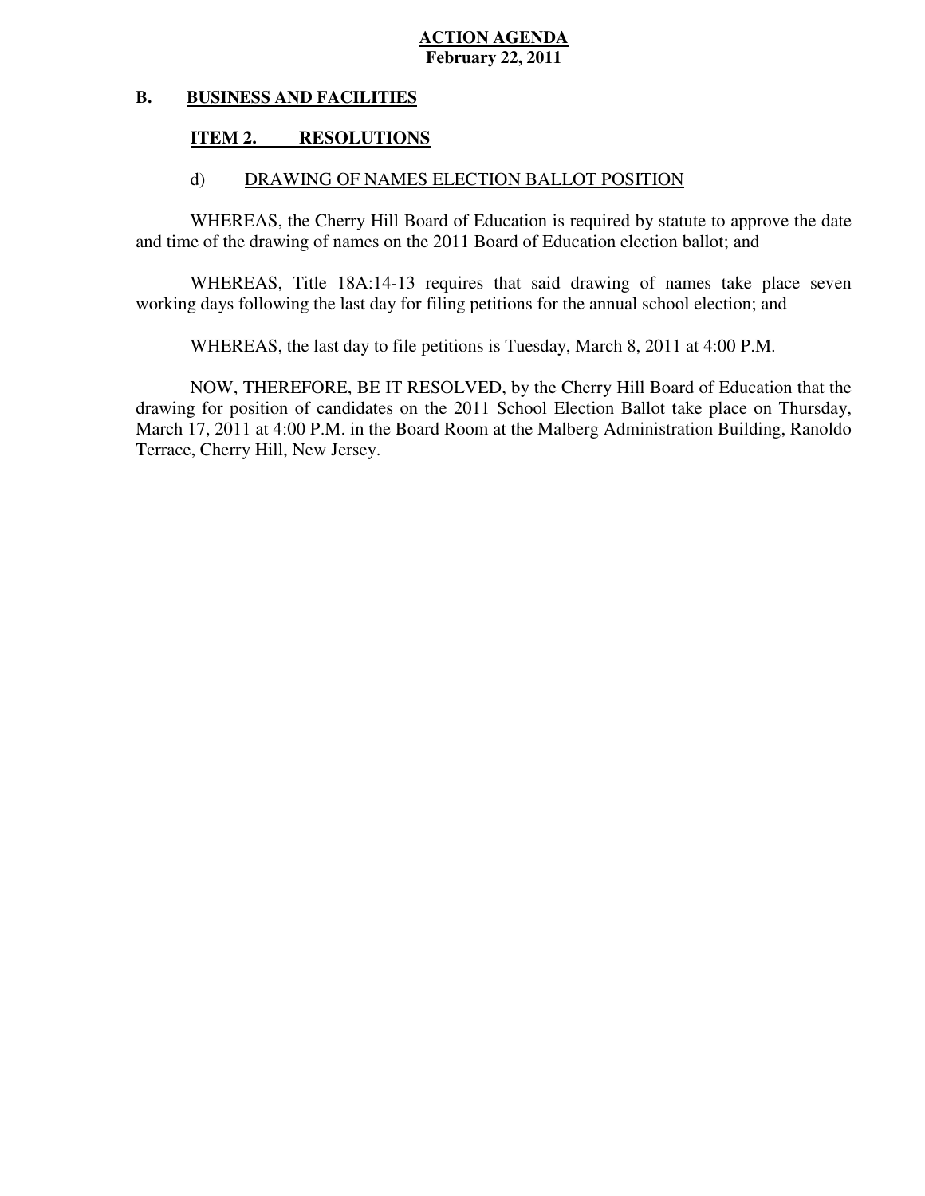**ACTION AGENDA**
**February 22, 2011**

## B. BUSINESS AND FACILITIES

### ITEM 2. RESOLUTIONS

#### d) DRAWING OF NAMES ELECTION BALLOT POSITION

WHEREAS, the Cherry Hill Board of Education is required by statute to approve the date and time of the drawing of names on the 2011 Board of Education election ballot; and

WHEREAS, Title 18A:14-13 requires that said drawing of names take place seven working days following the last day for filing petitions for the annual school election; and

WHEREAS, the last day to file petitions is Tuesday, March 8, 2011 at 4:00 P.M.

NOW, THEREFORE, BE IT RESOLVED, by the Cherry Hill Board of Education that the drawing for position of candidates on the 2011 School Election Ballot take place on Thursday, March 17, 2011 at 4:00 P.M. in the Board Room at the Malberg Administration Building, Ranoldo Terrace, Cherry Hill, New Jersey.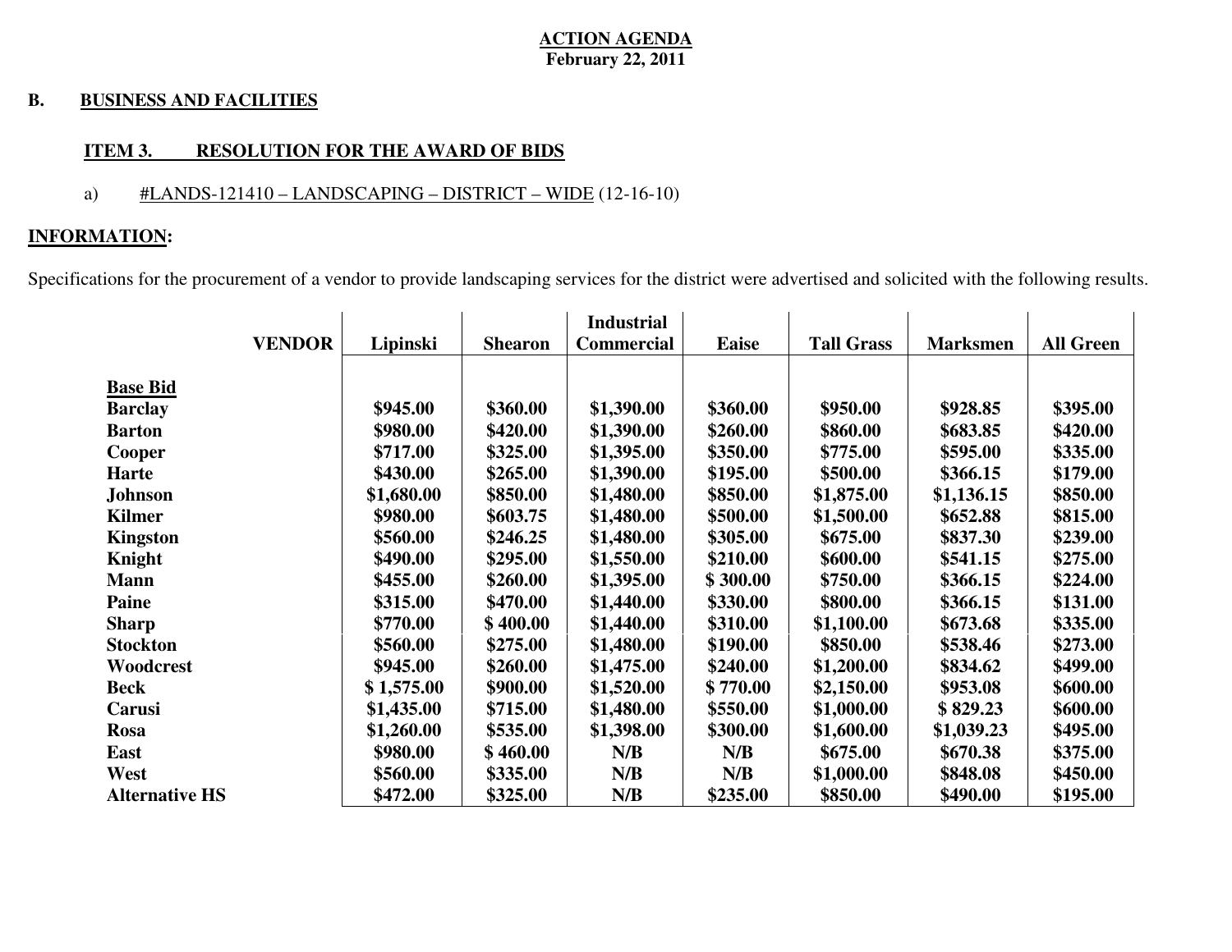**ACTION AGENDA**
**February 22, 2011**

**B. BUSINESS AND FACILITIES**

**ITEM 3. RESOLUTION FOR THE AWARD OF BIDS**

a) #LANDS-121410 – LANDSCAPING – DISTRICT – WIDE (12-16-10)

**INFORMATION:**

Specifications for the procurement of a vendor to provide landscaping services for the district were advertised and solicited with the following results.

| VENDOR | Lipinski | Shearon | Industrial Commercial | Eaise | Tall Grass | Marksmen | All Green |
|---|---|---|---|---|---|---|---|
| **Base Bid** | | | | | | | |
| **Barclay** | $945.00 | $360.00 | $1,390.00 | $360.00 | $950.00 | $928.85 | $395.00 |
| **Barton** | $980.00 | $420.00 | $1,390.00 | $260.00 | $860.00 | $683.85 | $420.00 |
| **Cooper** | $717.00 | $325.00 | $1,395.00 | $350.00 | $775.00 | $595.00 | $335.00 |
| **Harte** | $430.00 | $265.00 | $1,390.00 | $195.00 | $500.00 | $366.15 | $179.00 |
| **Johnson** | $1,680.00 | $850.00 | $1,480.00 | $850.00 | $1,875.00 | $1,136.15 | $850.00 |
| **Kilmer** | $980.00 | $603.75 | $1,480.00 | $500.00 | $1,500.00 | $652.88 | $815.00 |
| **Kingston** | $560.00 | $246.25 | $1,480.00 | $305.00 | $675.00 | $837.30 | $239.00 |
| **Knight** | $490.00 | $295.00 | $1,550.00 | $210.00 | $600.00 | $541.15 | $275.00 |
| **Mann** | $455.00 | $260.00 | $1,395.00 | $ 300.00 | $750.00 | $366.15 | $224.00 |
| **Paine** | $315.00 | $470.00 | $1,440.00 | $330.00 | $800.00 | $366.15 | $131.00 |
| **Sharp** | $770.00 | $ 400.00 | $1,440.00 | $310.00 | $1,100.00 | $673.68 | $335.00 |
| **Stockton** | $560.00 | $275.00 | $1,480.00 | $190.00 | $850.00 | $538.46 | $273.00 |
| **Woodcrest** | $945.00 | $260.00 | $1,475.00 | $240.00 | $1,200.00 | $834.62 | $499.00 |
| **Beck** | $ 1,575.00 | $900.00 | $1,520.00 | $ 770.00 | $2,150.00 | $953.08 | $600.00 |
| **Carusi** | $1,435.00 | $715.00 | $1,480.00 | $550.00 | $1,000.00 | $ 829.23 | $600.00 |
| **Rosa** | $1,260.00 | $535.00 | $1,398.00 | $300.00 | $1,600.00 | $1,039.23 | $495.00 |
| **East** | $980.00 | $ 460.00 | N/B | N/B | $675.00 | $670.38 | $375.00 |
| **West** | $560.00 | $335.00 | N/B | N/B | $1,000.00 | $848.08 | $450.00 |
| **Alternative HS** | $472.00 | $325.00 | N/B | $235.00 | $850.00 | $490.00 | $195.00 |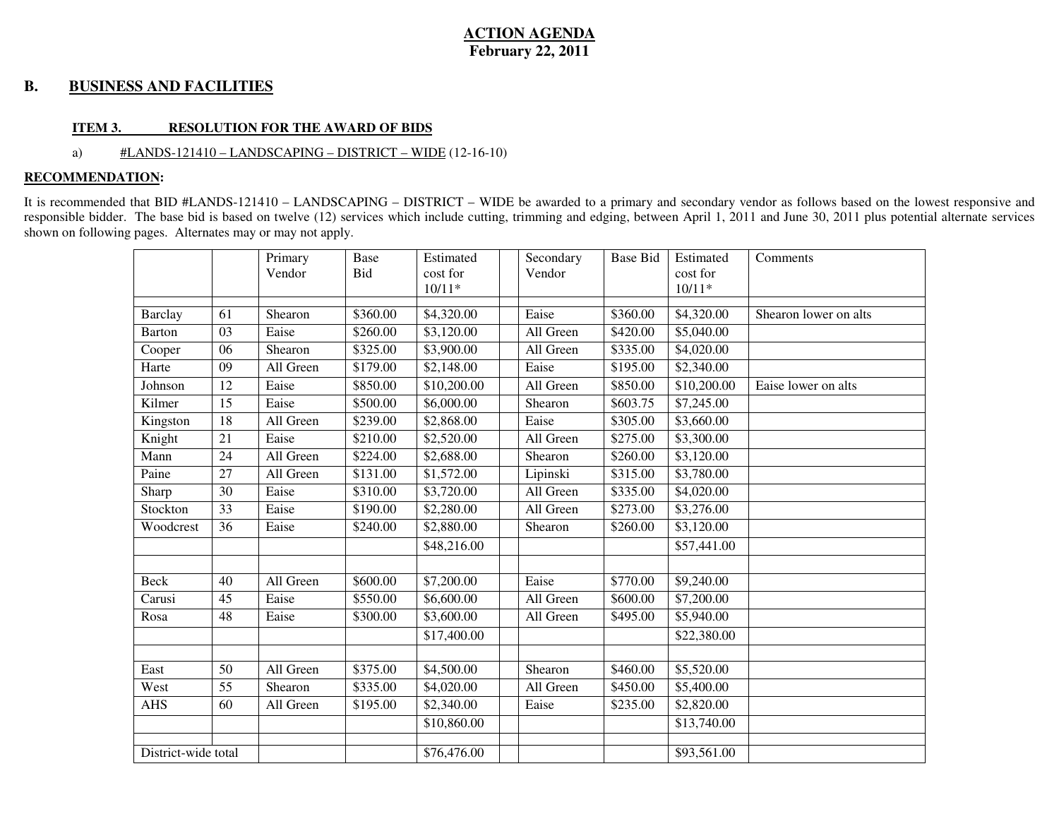# ACTION AGENDA
## February 22, 2011

## B. BUSINESS AND FACILITIES

### ITEM 3. RESOLUTION FOR THE AWARD OF BIDS

a) #LANDS-121410 – LANDSCAPING – DISTRICT – WIDE (12-16-10)

**RECOMMENDATION:**

It is recommended that BID #LANDS-121410 – LANDSCAPING – DISTRICT – WIDE be awarded to a primary and secondary vendor as follows based on the lowest responsive and responsible bidder. The base bid is based on twelve (12) services which include cutting, trimming and edging, between April 1, 2011 and June 30, 2011 plus potential alternate services shown on following pages. Alternates may or may not apply.

| | | Primary Vendor | Base Bid | Estimated cost for 10/11* | | Secondary Vendor | Base Bid | Estimated cost for 10/11* | Comments |
|---|---|---|---|---|---|---|---|---|---|
| | | | | | | | | | |
| Barclay | 61 | Shearon | $360.00 | $4,320.00 | | Eaise | $360.00 | $4,320.00 | Shearon lower on alts |
| Barton | 03 | Eaise | $260.00 | $3,120.00 | | All Green | $420.00 | $5,040.00 | |
| Cooper | 06 | Shearon | $325.00 | $3,900.00 | | All Green | $335.00 | $4,020.00 | |
| Harte | 09 | All Green | $179.00 | $2,148.00 | | Eaise | $195.00 | $2,340.00 | |
| Johnson | 12 | Eaise | $850.00 | $10,200.00 | | All Green | $850.00 | $10,200.00 | Eaise lower on alts |
| Kilmer | 15 | Eaise | $500.00 | $6,000.00 | | Shearon | $603.75 | $7,245.00 | |
| Kingston | 18 | All Green | $239.00 | $2,868.00 | | Eaise | $305.00 | $3,660.00 | |
| Knight | 21 | Eaise | $210.00 | $2,520.00 | | All Green | $275.00 | $3,300.00 | |
| Mann | 24 | All Green | $224.00 | $2,688.00 | | Shearon | $260.00 | $3,120.00 | |
| Paine | 27 | All Green | $131.00 | $1,572.00 | | Lipinski | $315.00 | $3,780.00 | |
| Sharp | 30 | Eaise | $310.00 | $3,720.00 | | All Green | $335.00 | $4,020.00 | |
| Stockton | 33 | Eaise | $190.00 | $2,280.00 | | All Green | $273.00 | $3,276.00 | |
| Woodcrest | 36 | Eaise | $240.00 | $2,880.00 | | Shearon | $260.00 | $3,120.00 | |
| | | | | $48,216.00 | | | | $57,441.00 | |
| | | | | | | | | | |
| Beck | 40 | All Green | $600.00 | $7,200.00 | | Eaise | $770.00 | $9,240.00 | |
| Carusi | 45 | Eaise | $550.00 | $6,600.00 | | All Green | $600.00 | $7,200.00 | |
| Rosa | 48 | Eaise | $300.00 | $3,600.00 | | All Green | $495.00 | $5,940.00 | |
| | | | | $17,400.00 | | | | $22,380.00 | |
| | | | | | | | | | |
| East | 50 | All Green | $375.00 | $4,500.00 | | Shearon | $460.00 | $5,520.00 | |
| West | 55 | Shearon | $335.00 | $4,020.00 | | All Green | $450.00 | $5,400.00 | |
| AHS | 60 | All Green | $195.00 | $2,340.00 | | Eaise | $235.00 | $2,820.00 | |
| | | | | $10,860.00 | | | | $13,740.00 | |
| | | | | | | | | | |
| District-wide total | | | | $76,476.00 | | | | $93,561.00 | |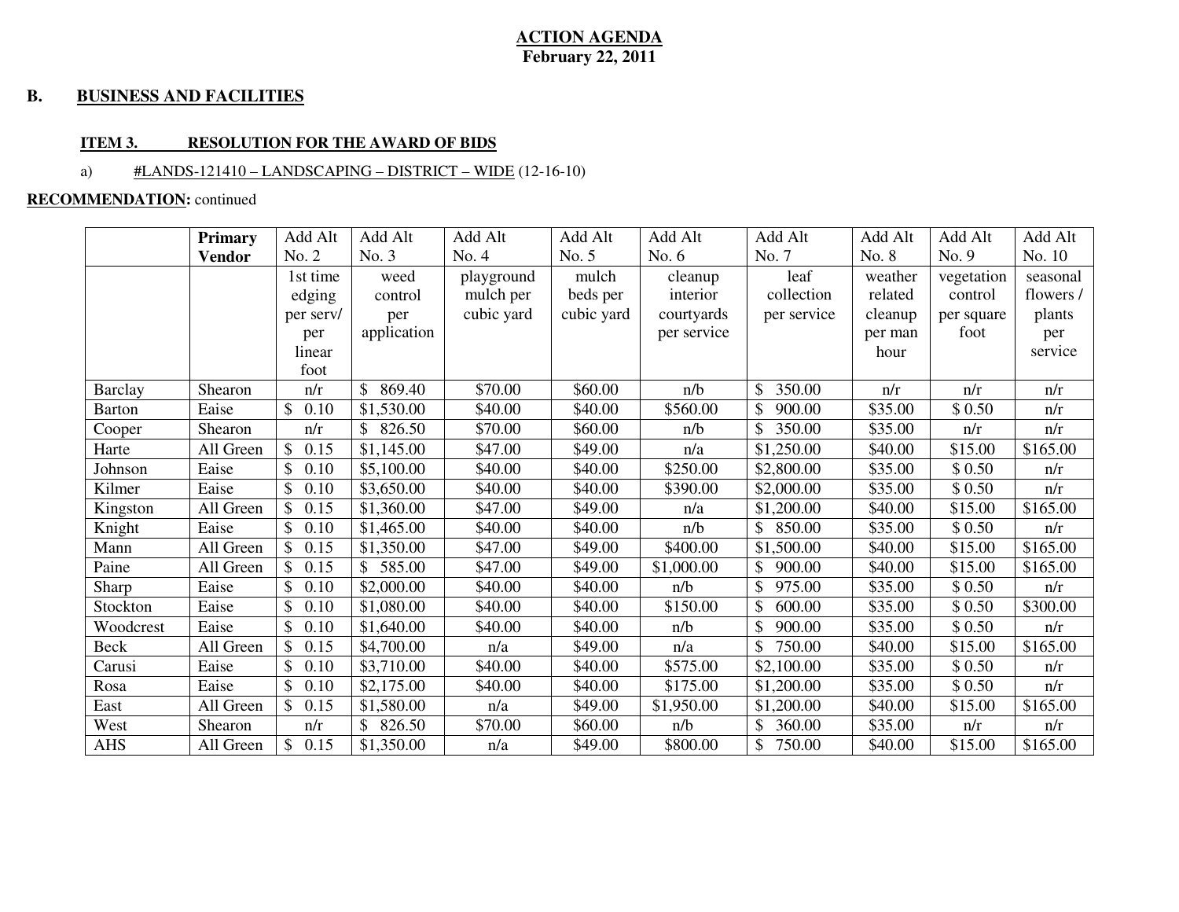**ACTION AGENDA**
**February 22, 2011**

## B. BUSINESS AND FACILITIES

### ITEM 3. RESOLUTION FOR THE AWARD OF BIDS

a) #LANDS-121410 – LANDSCAPING – DISTRICT – WIDE (12-16-10)

**RECOMMENDATION:** continued

| | **Primary Vendor** | Add Alt No. 2 | Add Alt No. 3 | Add Alt No. 4 | Add Alt No. 5 | Add Alt No. 6 | Add Alt No. 7 | Add Alt No. 8 | Add Alt No. 9 | Add Alt No. 10 |
|---|---|---|---|---|---|---|---|---|---|---|
| | | 1st time edging per serv/ per linear foot | weed control per application | playground mulch per cubic yard | mulch beds per cubic yard | cleanup interior courtyards per service | leaf collection per service | weather related cleanup per man hour | vegetation control per square foot | seasonal flowers / plants per service |
| Barclay | Shearon | n/r | $ 869.40 | $70.00 | $60.00 | n/b | $ 350.00 | n/r | n/r | n/r |
| Barton | Eaise | $ 0.10 | $1,530.00 | $40.00 | $40.00 | $560.00 | $ 900.00 | $35.00 | $ 0.50 | n/r |
| Cooper | Shearon | n/r | $ 826.50 | $70.00 | $60.00 | n/b | $ 350.00 | $35.00 | n/r | n/r |
| Harte | All Green | $ 0.15 | $1,145.00 | $47.00 | $49.00 | n/a | $1,250.00 | $40.00 | $15.00 | $165.00 |
| Johnson | Eaise | $ 0.10 | $5,100.00 | $40.00 | $40.00 | $250.00 | $2,800.00 | $35.00 | $ 0.50 | n/r |
| Kilmer | Eaise | $ 0.10 | $3,650.00 | $40.00 | $40.00 | $390.00 | $2,000.00 | $35.00 | $ 0.50 | n/r |
| Kingston | All Green | $ 0.15 | $1,360.00 | $47.00 | $49.00 | n/a | $1,200.00 | $40.00 | $15.00 | $165.00 |
| Knight | Eaise | $ 0.10 | $1,465.00 | $40.00 | $40.00 | n/b | $ 850.00 | $35.00 | $ 0.50 | n/r |
| Mann | All Green | $ 0.15 | $1,350.00 | $47.00 | $49.00 | $400.00 | $1,500.00 | $40.00 | $15.00 | $165.00 |
| Paine | All Green | $ 0.15 | $ 585.00 | $47.00 | $49.00 | $1,000.00 | $ 900.00 | $40.00 | $15.00 | $165.00 |
| Sharp | Eaise | $ 0.10 | $2,000.00 | $40.00 | $40.00 | n/b | $ 975.00 | $35.00 | $ 0.50 | n/r |
| Stockton | Eaise | $ 0.10 | $1,080.00 | $40.00 | $40.00 | $150.00 | $ 600.00 | $35.00 | $ 0.50 | $300.00 |
| Woodcrest | Eaise | $ 0.10 | $1,640.00 | $40.00 | $40.00 | n/b | $ 900.00 | $35.00 | $ 0.50 | n/r |
| Beck | All Green | $ 0.15 | $4,700.00 | n/a | $49.00 | n/a | $ 750.00 | $40.00 | $15.00 | $165.00 |
| Carusi | Eaise | $ 0.10 | $3,710.00 | $40.00 | $40.00 | $575.00 | $2,100.00 | $35.00 | $ 0.50 | n/r |
| Rosa | Eaise | $ 0.10 | $2,175.00 | $40.00 | $40.00 | $175.00 | $1,200.00 | $35.00 | $ 0.50 | n/r |
| East | All Green | $ 0.15 | $1,580.00 | n/a | $49.00 | $1,950.00 | $1,200.00 | $40.00 | $15.00 | $165.00 |
| West | Shearon | n/r | $ 826.50 | $70.00 | $60.00 | n/b | $ 360.00 | $35.00 | n/r | n/r |
| AHS | All Green | $ 0.15 | $1,350.00 | n/a | $49.00 | $800.00 | $ 750.00 | $40.00 | $15.00 | $165.00 |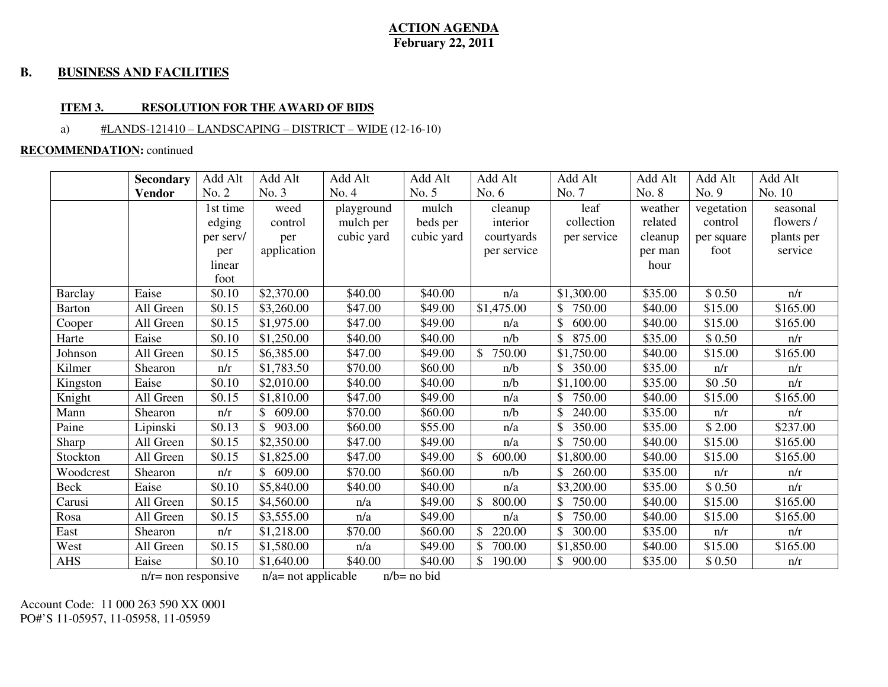**ACTION AGENDA**
**February 22, 2011**

## B. BUSINESS AND FACILITIES

### ITEM 3. RESOLUTION FOR THE AWARD OF BIDS

a) #LANDS-121410 – LANDSCAPING – DISTRICT – WIDE (12-16-10)

**RECOMMENDATION:** continued

| | Secondary Vendor | Add Alt No. 2 | Add Alt No. 3 | Add Alt No. 4 | Add Alt No. 5 | Add Alt No. 6 | Add Alt No. 7 | Add Alt No. 8 | Add Alt No. 9 | Add Alt No. 10 |
|---|---|---|---|---|---|---|---|---|---|---|
| | | 1st time edging per serv/ per linear foot | weed control per application | playground mulch per cubic yard | mulch beds per cubic yard | cleanup interior courtyards per service | leaf collection per service | weather related cleanup per man hour | vegetation control per square foot | seasonal flowers / plants per service |
| Barclay | Eaise | $0.10 | $2,370.00 | $40.00 | $40.00 | n/a | $1,300.00 | $35.00 | $ 0.50 | n/r |
| Barton | All Green | $0.15 | $3,260.00 | $47.00 | $49.00 | $1,475.00 | $ 750.00 | $40.00 | $15.00 | $165.00 |
| Cooper | All Green | $0.15 | $1,975.00 | $47.00 | $49.00 | n/a | $ 600.00 | $40.00 | $15.00 | $165.00 |
| Harte | Eaise | $0.10 | $1,250.00 | $40.00 | $40.00 | n/b | $ 875.00 | $35.00 | $ 0.50 | n/r |
| Johnson | All Green | $0.15 | $6,385.00 | $47.00 | $49.00 | $ 750.00 | $1,750.00 | $40.00 | $15.00 | $165.00 |
| Kilmer | Shearon | n/r | $1,783.50 | $70.00 | $60.00 | n/b | $ 350.00 | $35.00 | n/r | n/r |
| Kingston | Eaise | $0.10 | $2,010.00 | $40.00 | $40.00 | n/b | $1,100.00 | $35.00 | $0 .50 | n/r |
| Knight | All Green | $0.15 | $1,810.00 | $47.00 | $49.00 | n/a | $ 750.00 | $40.00 | $15.00 | $165.00 |
| Mann | Shearon | n/r | $ 609.00 | $70.00 | $60.00 | n/b | $ 240.00 | $35.00 | n/r | n/r |
| Paine | Lipinski | $0.13 | $ 903.00 | $60.00 | $55.00 | n/a | $ 350.00 | $35.00 | $ 2.00 | $237.00 |
| Sharp | All Green | $0.15 | $2,350.00 | $47.00 | $49.00 | n/a | $ 750.00 | $40.00 | $15.00 | $165.00 |
| Stockton | All Green | $0.15 | $1,825.00 | $47.00 | $49.00 | $ 600.00 | $1,800.00 | $40.00 | $15.00 | $165.00 |
| Woodcrest | Shearon | n/r | $ 609.00 | $70.00 | $60.00 | n/b | $ 260.00 | $35.00 | n/r | n/r |
| Beck | Eaise | $0.10 | $5,840.00 | $40.00 | $40.00 | n/a | $3,200.00 | $35.00 | $ 0.50 | n/r |
| Carusi | All Green | $0.15 | $4,560.00 | n/a | $49.00 | $ 800.00 | $ 750.00 | $40.00 | $15.00 | $165.00 |
| Rosa | All Green | $0.15 | $3,555.00 | n/a | $49.00 | n/a | $ 750.00 | $40.00 | $15.00 | $165.00 |
| East | Shearon | n/r | $1,218.00 | $70.00 | $60.00 | $ 220.00 | $ 300.00 | $35.00 | n/r | n/r |
| West | All Green | $0.15 | $1,580.00 | n/a | $49.00 | $ 700.00 | $1,850.00 | $40.00 | $15.00 | $165.00 |
| AHS | Eaise | $0.10 | $1,640.00 | $40.00 | $40.00 | $ 190.00 | $ 900.00 | $35.00 | $ 0.50 | n/r |

n/r= non responsive n/a= not applicable n/b= no bid

Account Code: 11 000 263 590 XX 0001
PO#'S 11-05957, 11-05958, 11-05959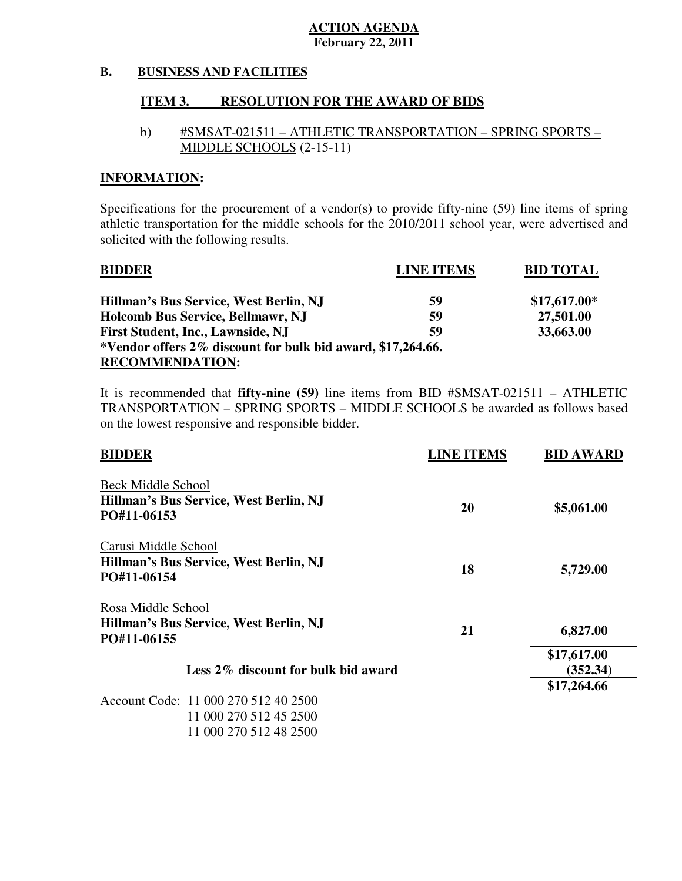**ACTION AGENDA**
**February 22, 2011**

## B. BUSINESS AND FACILITIES

### ITEM 3. RESOLUTION FOR THE AWARD OF BIDS

b) #SMSAT-021511 – ATHLETIC TRANSPORTATION – SPRING SPORTS – MIDDLE SCHOOLS (2-15-11)

**INFORMATION:**

Specifications for the procurement of a vendor(s) to provide fifty-nine (59) line items of spring athletic transportation for the middle schools for the 2010/2011 school year, were advertised and solicited with the following results.

| BIDDER | LINE ITEMS | BID TOTAL |
|---|---|---|
| **Hillman's Bus Service, West Berlin, NJ** | **59** | **$17,617.00*** |
| **Holcomb Bus Service, Bellmawr, NJ** | **59** | **27,501.00** |
| **First Student, Inc., Lawnside, NJ** | **59** | **33,663.00** |

***Vendor offers 2% discount for bulk bid award, $17,264.66.**

**RECOMMENDATION:**

It is recommended that **fifty-nine (59)** line items from BID #SMSAT-021511 – ATHLETIC TRANSPORTATION – SPRING SPORTS – MIDDLE SCHOOLS be awarded as follows based on the lowest responsive and responsible bidder.

| BIDDER | LINE ITEMS | BID AWARD |
|---|---|---|
| Beck Middle School<br>**Hillman's Bus Service, West Berlin, NJ**<br>**PO#11-06153** | **20** | **$5,061.00** |
| Carusi Middle School<br>**Hillman's Bus Service, West Berlin, NJ**<br>**PO#11-06154** | **18** | **5,729.00** |
| Rosa Middle School<br>**Hillman's Bus Service, West Berlin, NJ**<br>**PO#11-06155** | **21** | **6,827.00** |
| | | **$17,617.00** |
| **Less 2% discount for bulk bid award** | | **(352.34)** |
| | | **$17,264.66** |

Account Code: 11 000 270 512 40 2500
11 000 270 512 45 2500
11 000 270 512 48 2500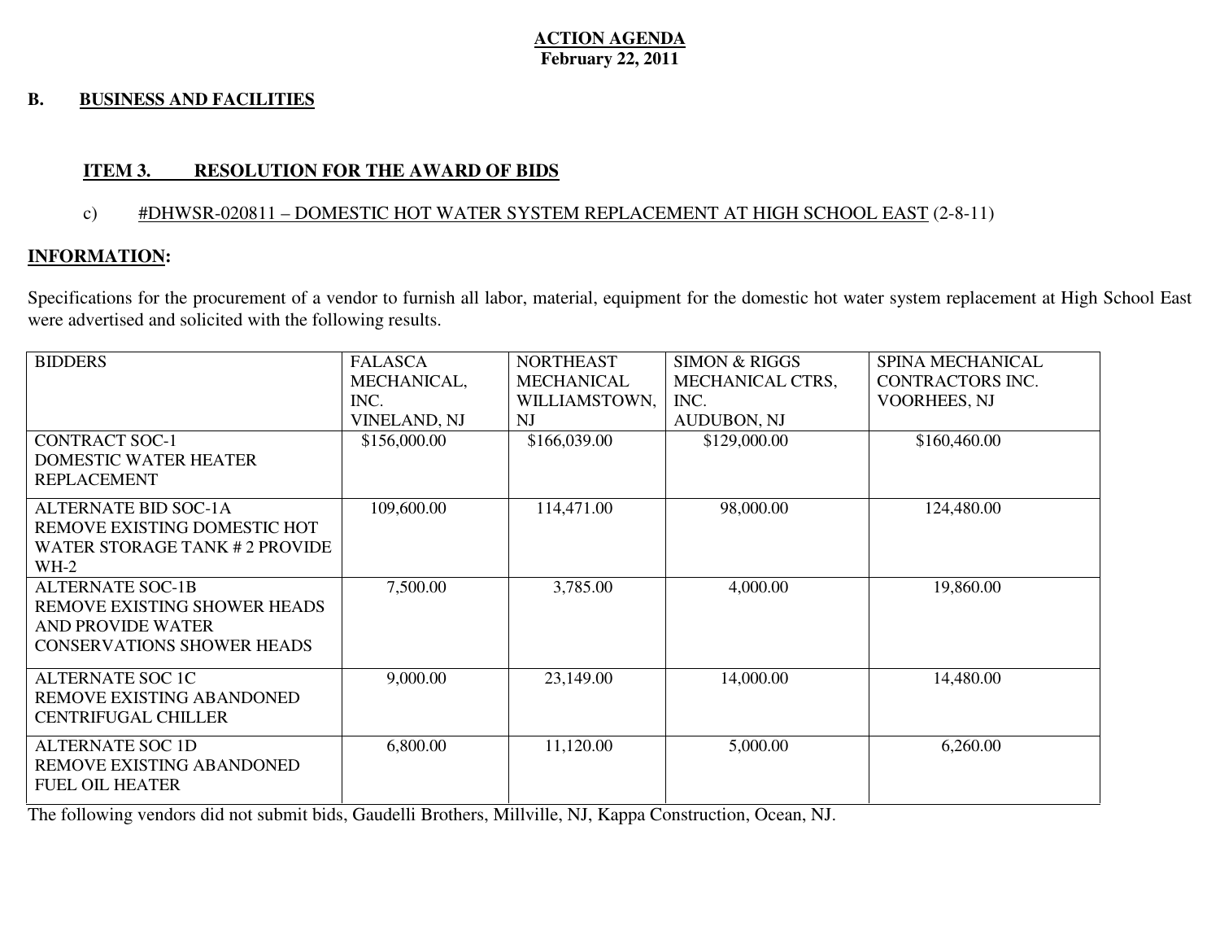**ACTION AGENDA**
**February 22, 2011**

**B. BUSINESS AND FACILITIES**

**ITEM 3. RESOLUTION FOR THE AWARD OF BIDS**

c) #DHWSR-020811 – DOMESTIC HOT WATER SYSTEM REPLACEMENT AT HIGH SCHOOL EAST (2-8-11)

**INFORMATION:**

Specifications for the procurement of a vendor to furnish all labor, material, equipment for the domestic hot water system replacement at High School East were advertised and solicited with the following results.

| BIDDERS | FALASCA MECHANICAL, INC. VINELAND, NJ | NORTHEAST MECHANICAL WILLIAMSTOWN, NJ | SIMON & RIGGS MECHANICAL CTRS, INC. AUDUBON, NJ | SPINA MECHANICAL CONTRACTORS INC. VOORHEES, NJ |
|---|---|---|---|---|
| CONTRACT SOC-1 DOMESTIC WATER HEATER REPLACEMENT | $156,000.00 | $166,039.00 | $129,000.00 | $160,460.00 |
| ALTERNATE BID SOC-1A REMOVE EXISTING DOMESTIC HOT WATER STORAGE TANK # 2 PROVIDE WH-2 | 109,600.00 | 114,471.00 | 98,000.00 | 124,480.00 |
| ALTERNATE SOC-1B REMOVE EXISTING SHOWER HEADS AND PROVIDE WATER CONSERVATIONS SHOWER HEADS | 7,500.00 | 3,785.00 | 4,000.00 | 19,860.00 |
| ALTERNATE SOC 1C REMOVE EXISTING ABANDONED CENTRIFUGAL CHILLER | 9,000.00 | 23,149.00 | 14,000.00 | 14,480.00 |
| ALTERNATE SOC 1D REMOVE EXISTING ABANDONED FUEL OIL HEATER | 6,800.00 | 11,120.00 | 5,000.00 | 6,260.00 |

The following vendors did not submit bids, Gaudelli Brothers, Millville, NJ, Kappa Construction, Ocean, NJ.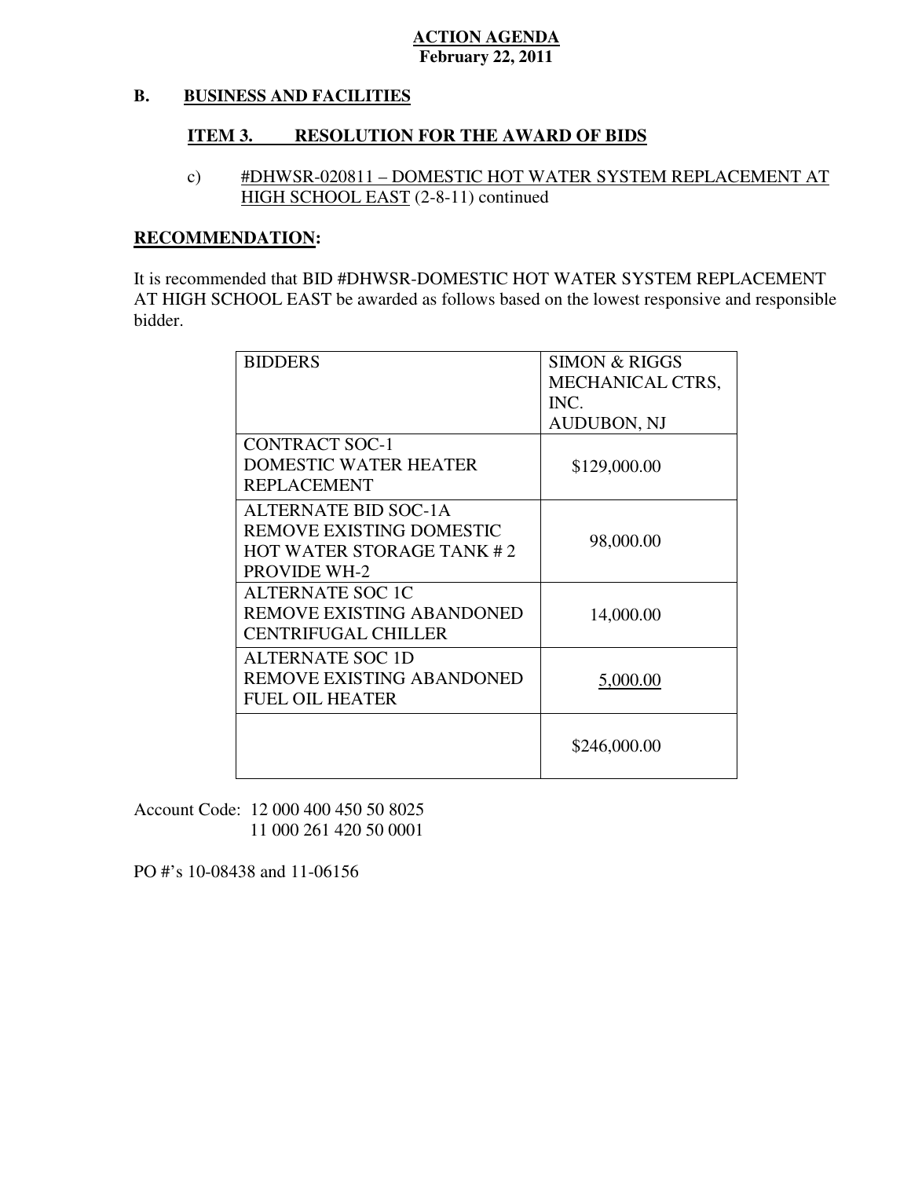**ACTION AGENDA**
**February 22, 2011**

## B. BUSINESS AND FACILITIES

### ITEM 3. RESOLUTION FOR THE AWARD OF BIDS

c) #DHWSR-020811 – DOMESTIC HOT WATER SYSTEM REPLACEMENT AT HIGH SCHOOL EAST (2-8-11) continued

**RECOMMENDATION:**

It is recommended that BID #DHWSR-DOMESTIC HOT WATER SYSTEM REPLACEMENT AT HIGH SCHOOL EAST be awarded as follows based on the lowest responsive and responsible bidder.

| BIDDERS | SIMON & RIGGS MECHANICAL CTRS, INC. AUDUBON, NJ |
|---|---|
| CONTRACT SOC-1 DOMESTIC WATER HEATER REPLACEMENT | $129,000.00 |
| ALTERNATE BID SOC-1A REMOVE EXISTING DOMESTIC HOT WATER STORAGE TANK # 2 PROVIDE WH-2 | 98,000.00 |
| ALTERNATE SOC 1C REMOVE EXISTING ABANDONED CENTRIFUGAL CHILLER | 14,000.00 |
| ALTERNATE SOC 1D REMOVE EXISTING ABANDONED FUEL OIL HEATER | 5,000.00 |
| | $246,000.00 |

Account Code: 12 000 400 450 50 8025
11 000 261 420 50 0001

PO #'s 10-08438 and 11-06156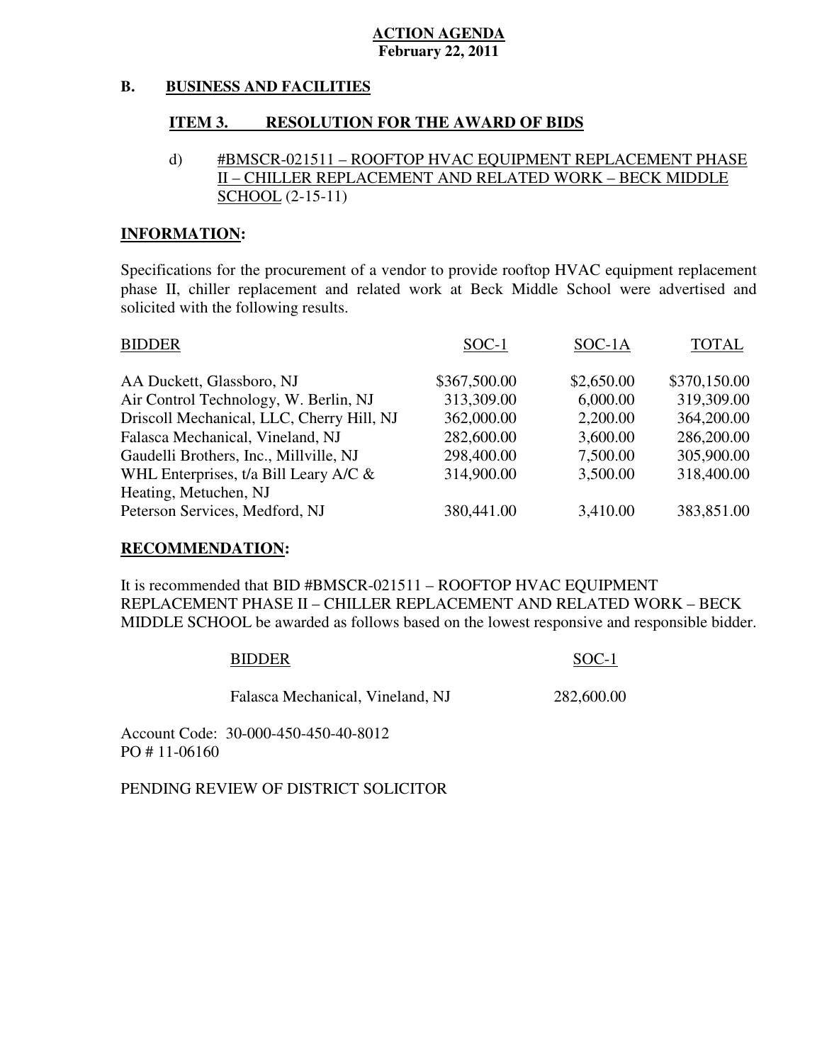**ACTION AGENDA**
**February 22, 2011**

**B. BUSINESS AND FACILITIES**

**ITEM 3. RESOLUTION FOR THE AWARD OF BIDS**

d) #BMSCR-021511 – ROOFTOP HVAC EQUIPMENT REPLACEMENT PHASE II – CHILLER REPLACEMENT AND RELATED WORK – BECK MIDDLE SCHOOL (2-15-11)

**INFORMATION:**

Specifications for the procurement of a vendor to provide rooftop HVAC equipment replacement phase II, chiller replacement and related work at Beck Middle School were advertised and solicited with the following results.

| BIDDER | SOC-1 | SOC-1A | TOTAL |
|---|---|---|---|
| AA Duckett, Glassboro, NJ | $367,500.00 | $2,650.00 | $370,150.00 |
| Air Control Technology, W. Berlin, NJ | 313,309.00 | 6,000.00 | 319,309.00 |
| Driscoll Mechanical, LLC, Cherry Hill, NJ | 362,000.00 | 2,200.00 | 364,200.00 |
| Falasca Mechanical, Vineland, NJ | 282,600.00 | 3,600.00 | 286,200.00 |
| Gaudelli Brothers, Inc., Millville, NJ | 298,400.00 | 7,500.00 | 305,900.00 |
| WHL Enterprises, t/a Bill Leary A/C & Heating, Metuchen, NJ | 314,900.00 | 3,500.00 | 318,400.00 |
| Peterson Services, Medford, NJ | 380,441.00 | 3,410.00 | 383,851.00 |

**RECOMMENDATION:**

It is recommended that BID #BMSCR-021511 – ROOFTOP HVAC EQUIPMENT REPLACEMENT PHASE II – CHILLER REPLACEMENT AND RELATED WORK – BECK MIDDLE SCHOOL be awarded as follows based on the lowest responsive and responsible bidder.

| BIDDER | SOC-1 |
|---|---|
| Falasca Mechanical, Vineland, NJ | 282,600.00 |

Account Code: 30-000-450-450-40-8012
PO # 11-06160

PENDING REVIEW OF DISTRICT SOLICITOR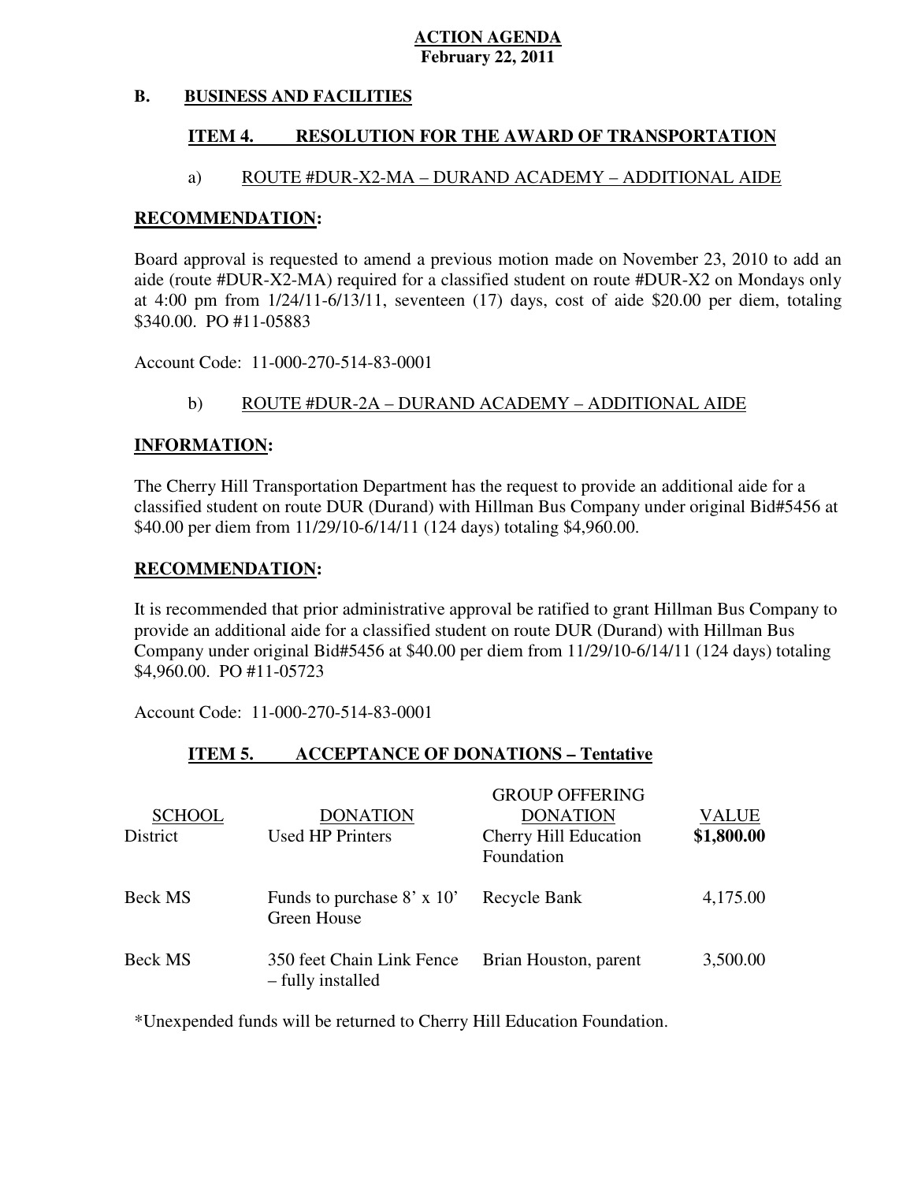**ACTION AGENDA**
**February 22, 2011**

## B. BUSINESS AND FACILITIES

### ITEM 4. RESOLUTION FOR THE AWARD OF TRANSPORTATION

a) ROUTE #DUR-X2-MA – DURAND ACADEMY – ADDITIONAL AIDE

**RECOMMENDATION:**

Board approval is requested to amend a previous motion made on November 23, 2010 to add an aide (route #DUR-X2-MA) required for a classified student on route #DUR-X2 on Mondays only at 4:00 pm from 1/24/11-6/13/11, seventeen (17) days, cost of aide $20.00 per diem, totaling $340.00. PO #11-05883

Account Code: 11-000-270-514-83-0001

b) ROUTE #DUR-2A – DURAND ACADEMY – ADDITIONAL AIDE

**INFORMATION:**

The Cherry Hill Transportation Department has the request to provide an additional aide for a classified student on route DUR (Durand) with Hillman Bus Company under original Bid#5456 at $40.00 per diem from 11/29/10-6/14/11 (124 days) totaling $4,960.00.

**RECOMMENDATION:**

It is recommended that prior administrative approval be ratified to grant Hillman Bus Company to provide an additional aide for a classified student on route DUR (Durand) with Hillman Bus Company under original Bid#5456 at $40.00 per diem from 11/29/10-6/14/11 (124 days) totaling $4,960.00. PO #11-05723

Account Code: 11-000-270-514-83-0001

### ITEM 5. ACCEPTANCE OF DONATIONS – Tentative

| SCHOOL | DONATION | GROUP OFFERING DONATION | VALUE |
|---|---|---|---|
| District | Used HP Printers | Cherry Hill Education Foundation | **$1,800.00** |
| Beck MS | Funds to purchase 8' x 10' Green House | Recycle Bank | 4,175.00 |
| Beck MS | 350 feet Chain Link Fence – fully installed | Brian Houston, parent | 3,500.00 |

*Unexpended funds will be returned to Cherry Hill Education Foundation.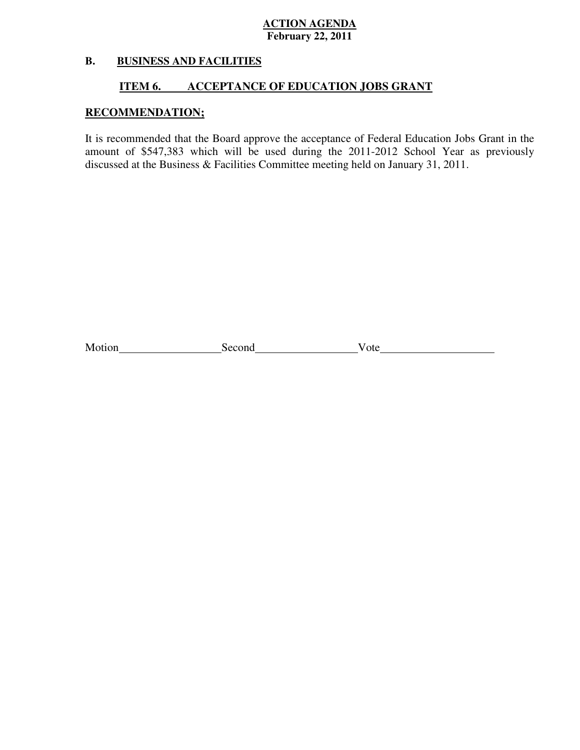**ACTION AGENDA**
**February 22, 2011**

## B. BUSINESS AND FACILITIES

### ITEM 6. ACCEPTANCE OF EDUCATION JOBS GRANT

**RECOMMENDATION;**

It is recommended that the Board approve the acceptance of Federal Education Jobs Grant in the amount of $547,383 which will be used during the 2011-2012 School Year as previously discussed at the Business & Facilities Committee meeting held on January 31, 2011.

Motion__________________ Second__________________ Vote____________________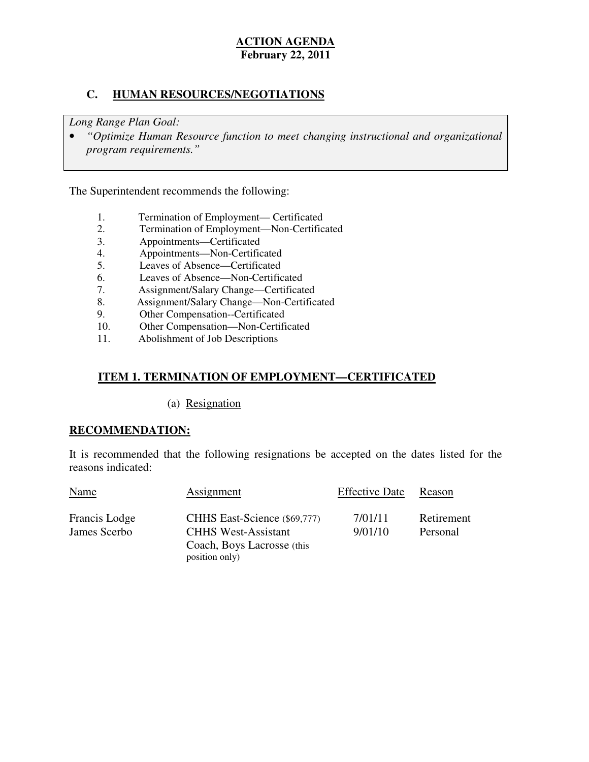# ACTION AGENDA
**February 22, 2011**

## C. HUMAN RESOURCES/NEGOTIATIONS

*Long Range Plan Goal:*

- *"Optimize Human Resource function to meet changing instructional and organizational program requirements."*

The Superintendent recommends the following:

1. Termination of Employment— Certificated
2. Termination of Employment—Non-Certificated
3. Appointments—Certificated
4. Appointments—Non-Certificated
5. Leaves of Absence—Certificated
6. Leaves of Absence—Non-Certificated
7. Assignment/Salary Change—Certificated
8. Assignment/Salary Change—Non-Certificated
9. Other Compensation--Certificated
10. Other Compensation—Non-Certificated
11. Abolishment of Job Descriptions

### ITEM 1. TERMINATION OF EMPLOYMENT—CERTIFICATED

(a) Resignation

**RECOMMENDATION:**

It is recommended that the following resignations be accepted on the dates listed for the reasons indicated:

| Name | Assignment | Effective Date | Reason |
|---|---|---|---|
| Francis Lodge | CHHS East-Science ($69,777) | 7/01/11 | Retirement |
| James Scerbo | CHHS West-Assistant Coach, Boys Lacrosse (this position only) | 9/01/10 | Personal |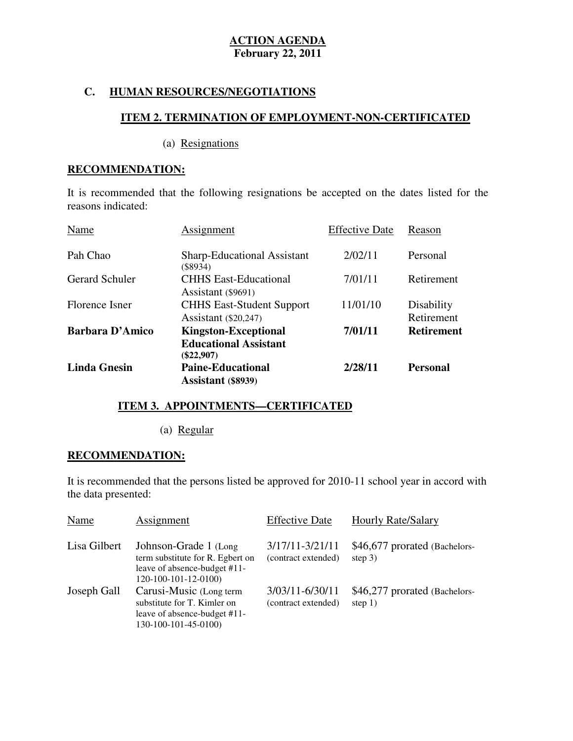**ACTION AGENDA**
**February 22, 2011**

## C. HUMAN RESOURCES/NEGOTIATIONS

### ITEM 2. TERMINATION OF EMPLOYMENT-NON-CERTIFICATED

(a) Resignations

**RECOMMENDATION:**

It is recommended that the following resignations be accepted on the dates listed for the reasons indicated:

| Name | Assignment | Effective Date | Reason |
|---|---|---|---|
| Pah Chao | Sharp-Educational Assistant ($8934) | 2/02/11 | Personal |
| Gerard Schuler | CHHS East-Educational Assistant ($9691) | 7/01/11 | Retirement |
| Florence Isner | CHHS East-Student Support Assistant ($20,247) | 11/01/10 | Disability Retirement |
| **Barbara D'Amico** | **Kingston-Exceptional Educational Assistant ($22,907)** | **7/01/11** | **Retirement** |
| **Linda Gnesin** | **Paine-Educational Assistant ($8939)** | **2/28/11** | **Personal** |

### ITEM 3. APPOINTMENTS—CERTIFICATED

(a) Regular

**RECOMMENDATION:**

It is recommended that the persons listed be approved for 2010-11 school year in accord with the data presented:

| Name | Assignment | Effective Date | Hourly Rate/Salary |
|---|---|---|---|
| Lisa Gilbert | Johnson-Grade 1 (Long term substitute for R. Egbert on leave of absence-budget #11-120-100-101-12-0100) | 3/17/11-3/21/11 (contract extended) | $46,677 prorated (Bachelors-step 3) |
| Joseph Gall | Carusi-Music (Long term substitute for T. Kimler on leave of absence-budget #11-130-100-101-45-0100) | 3/03/11-6/30/11 (contract extended) | $46,277 prorated (Bachelors-step 1) |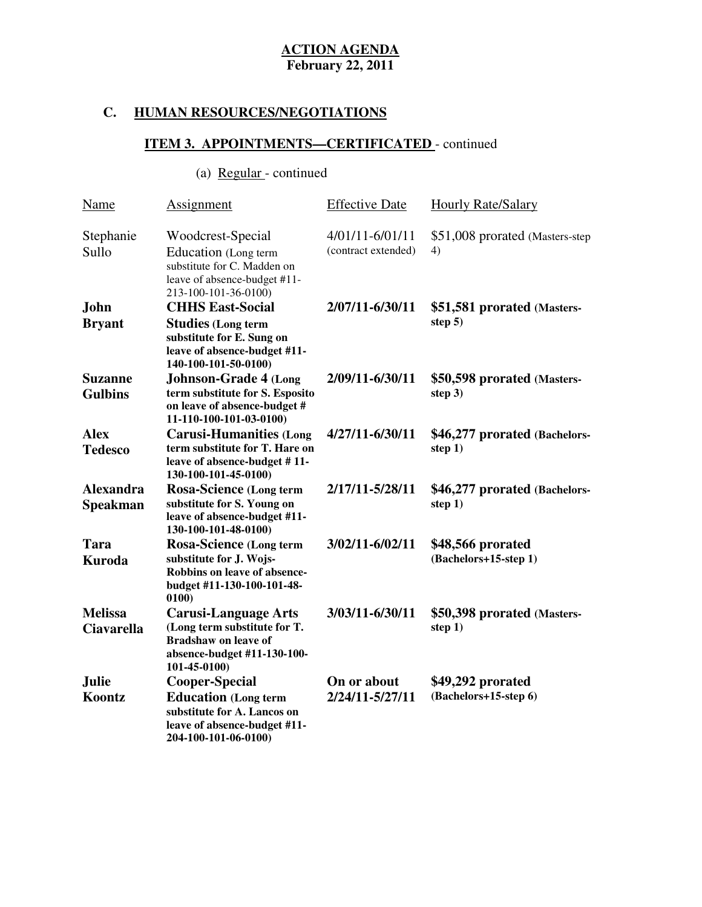**ACTION AGENDA**
**February 22, 2011**

## C. HUMAN RESOURCES/NEGOTIATIONS

### ITEM 3. APPOINTMENTS—CERTIFICATED - continued

(a) Regular - continued

| Name | Assignment | Effective Date | Hourly Rate/Salary |
|---|---|---|---|
| Stephanie Sullo | Woodcrest-Special Education (Long term substitute for C. Madden on leave of absence-budget #11-213-100-101-36-0100) | 4/01/11-6/01/11 (contract extended) | $51,008 prorated (Masters-step 4) |
| **John Bryant** | **CHHS East-Social Studies (Long term substitute for E. Sung on leave of absence-budget #11-140-100-101-50-0100)** | **2/07/11-6/30/11** | **$51,581 prorated (Masters-step 5)** |
| **Suzanne Gulbins** | **Johnson-Grade 4 (Long term substitute for S. Esposito on leave of absence-budget # 11-110-100-101-03-0100)** | **2/09/11-6/30/11** | **$50,598 prorated (Masters-step 3)** |
| **Alex Tedesco** | **Carusi-Humanities (Long term substitute for T. Hare on leave of absence-budget # 11-130-100-101-45-0100)** | **4/27/11-6/30/11** | **$46,277 prorated (Bachelors-step 1)** |
| **Alexandra Speakman** | **Rosa-Science (Long term substitute for S. Young on leave of absence-budget #11-130-100-101-48-0100)** | **2/17/11-5/28/11** | **$46,277 prorated (Bachelors-step 1)** |
| **Tara Kuroda** | **Rosa-Science (Long term substitute for J. Wojs-Robbins on leave of absence-budget #11-130-100-101-48-0100)** | **3/02/11-6/02/11** | **$48,566 prorated (Bachelors+15-step 1)** |
| **Melissa Ciavarella** | **Carusi-Language Arts (Long term substitute for T. Bradshaw on leave of absence-budget #11-130-100-101-45-0100)** | **3/03/11-6/30/11** | **$50,398 prorated (Masters-step 1)** |
| **Julie Koontz** | **Cooper-Special Education (Long term substitute for A. Lancos on leave of absence-budget #11-204-100-101-06-0100)** | **On or about 2/24/11-5/27/11** | **$49,292 prorated (Bachelors+15-step 6)** |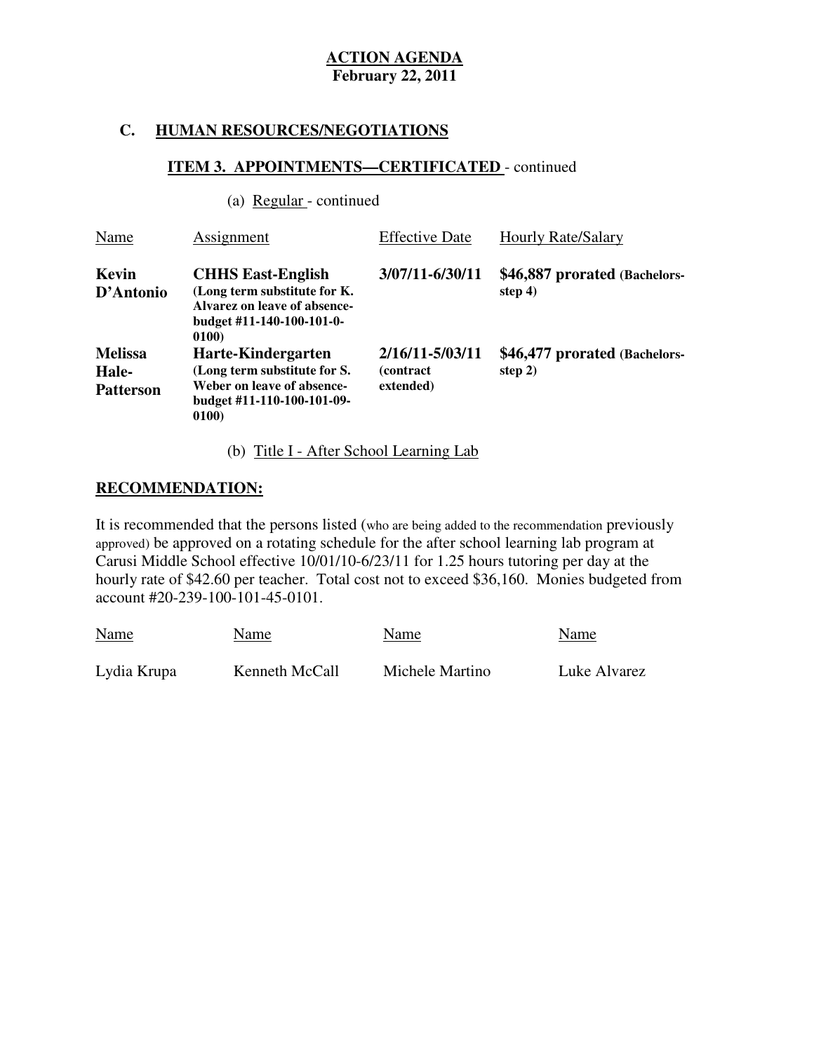**ACTION AGENDA**
**February 22, 2011**

## C. HUMAN RESOURCES/NEGOTIATIONS

### ITEM 3. APPOINTMENTS—CERTIFICATED - continued

(a) Regular - continued

| Name | Assignment | Effective Date | Hourly Rate/Salary |
|---|---|---|---|
| **Kevin D'Antonio** | **CHHS East-English (Long term substitute for K. Alvarez on leave of absence-budget #11-140-100-101-0-0100)** | **3/07/11-6/30/11** | **$46,887 prorated (Bachelors-step 4)** |
| **Melissa Hale-Patterson** | **Harte-Kindergarten (Long term substitute for S. Weber on leave of absence-budget #11-110-100-101-09-0100)** | **2/16/11-5/03/11 (contract extended)** | **$46,477 prorated (Bachelors-step 2)** |

(b) Title I - After School Learning Lab

**RECOMMENDATION:**

It is recommended that the persons listed (who are being added to the recommendation previously approved) be approved on a rotating schedule for the after school learning lab program at Carusi Middle School effective 10/01/10-6/23/11 for 1.25 hours tutoring per day at the hourly rate of $42.60 per teacher. Total cost not to exceed $36,160. Monies budgeted from account #20-239-100-101-45-0101.

| Name | Name | Name | Name |
|---|---|---|---|
| Lydia Krupa | Kenneth McCall | Michele Martino | Luke Alvarez |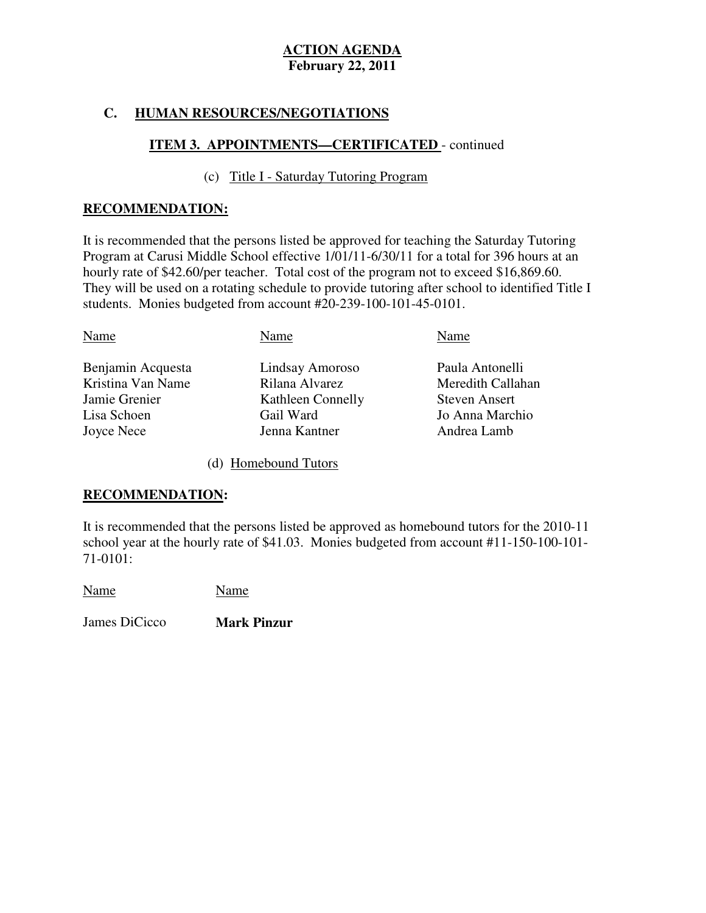**ACTION AGENDA**
**February 22, 2011**

## C. HUMAN RESOURCES/NEGOTIATIONS

### ITEM 3. APPOINTMENTS—CERTIFICATED - continued

(c) Title I - Saturday Tutoring Program

**RECOMMENDATION:**

It is recommended that the persons listed be approved for teaching the Saturday Tutoring Program at Carusi Middle School effective 1/01/11-6/30/11 for a total for 396 hours at an hourly rate of $42.60/per teacher. Total cost of the program not to exceed $16,869.60. They will be used on a rotating schedule to provide tutoring after school to identified Title I students. Monies budgeted from account #20-239-100-101-45-0101.

| Name | Name | Name |
|---|---|---|
| Benjamin Acquesta | Lindsay Amoroso | Paula Antonelli |
| Kristina Van Name | Rilana Alvarez | Meredith Callahan |
| Jamie Grenier | Kathleen Connelly | Steven Ansert |
| Lisa Schoen | Gail Ward | Jo Anna Marchio |
| Joyce Nece | Jenna Kantner | Andrea Lamb |

(d) Homebound Tutors

**RECOMMENDATION:**

It is recommended that the persons listed be approved as homebound tutors for the 2010-11 school year at the hourly rate of $41.03. Monies budgeted from account #11-150-100-101-71-0101:

| Name | Name |
|---|---|
| James DiCicco | **Mark Pinzur** |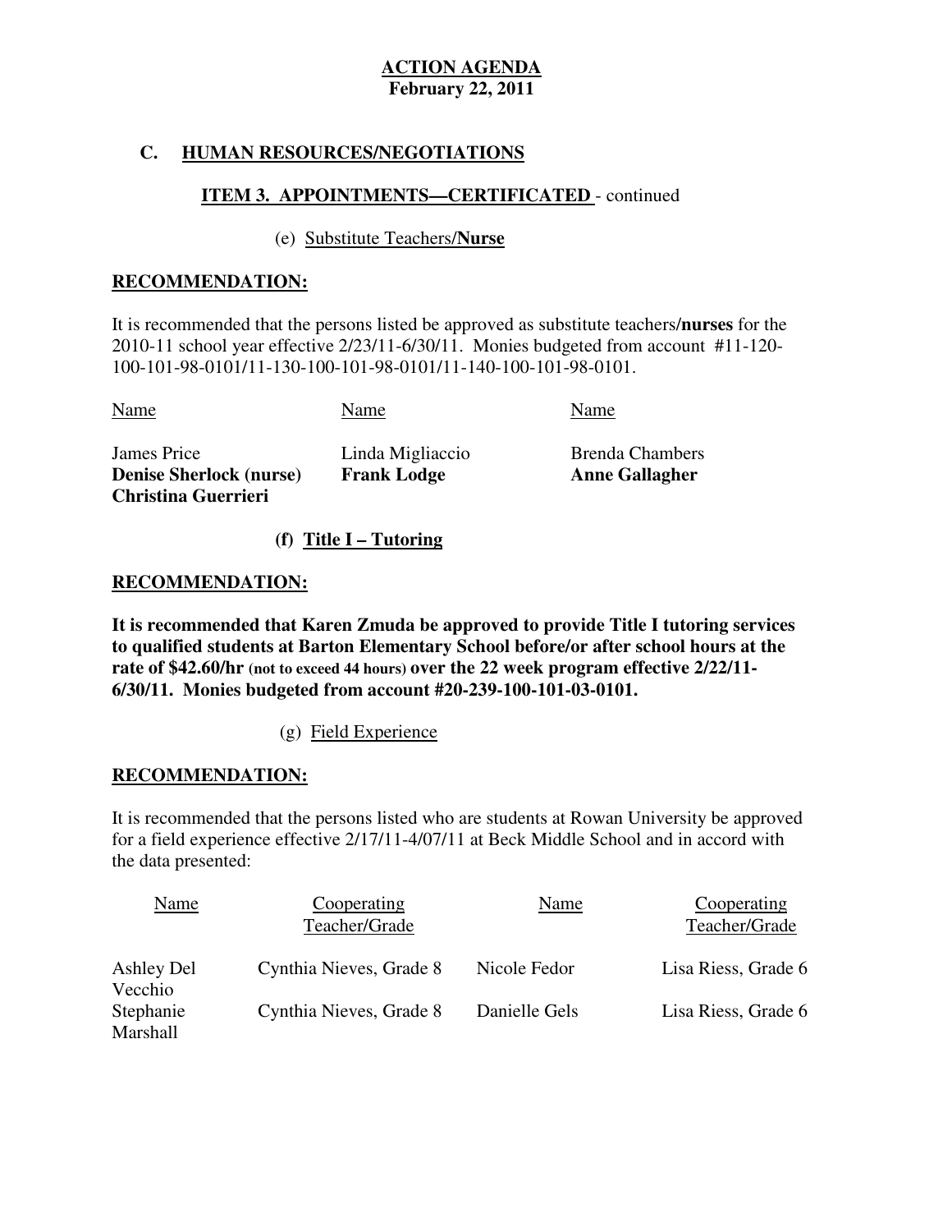**ACTION AGENDA**
**February 22, 2011**

## C. HUMAN RESOURCES/NEGOTIATIONS

### ITEM 3. APPOINTMENTS—CERTIFICATED - continued

(e) Substitute Teachers/**Nurse**

**RECOMMENDATION:**

It is recommended that the persons listed be approved as substitute teachers/**nurses** for the 2010-11 school year effective 2/23/11-6/30/11. Monies budgeted from account #11-120-100-101-98-0101/11-130-100-101-98-0101/11-140-100-101-98-0101.

| Name | Name | Name |
|---|---|---|
| James Price | Linda Migliaccio | Brenda Chambers |
| **Denise Sherlock (nurse)** | **Frank Lodge** | **Anne Gallagher** |
| **Christina Guerrieri** | | |

**(f) Title I – Tutoring**

**RECOMMENDATION:**

**It is recommended that Karen Zmuda be approved to provide Title I tutoring services to qualified students at Barton Elementary School before/or after school hours at the rate of $42.60/hr (not to exceed 44 hours) over the 22 week program effective 2/22/11-6/30/11. Monies budgeted from account #20-239-100-101-03-0101.**

(g) Field Experience

**RECOMMENDATION:**

It is recommended that the persons listed who are students at Rowan University be approved for a field experience effective 2/17/11-4/07/11 at Beck Middle School and in accord with the data presented:

| Name | Cooperating Teacher/Grade | Name | Cooperating Teacher/Grade |
|---|---|---|---|
| Ashley Del Vecchio | Cynthia Nieves, Grade 8 | Nicole Fedor | Lisa Riess, Grade 6 |
| Stephanie Marshall | Cynthia Nieves, Grade 8 | Danielle Gels | Lisa Riess, Grade 6 |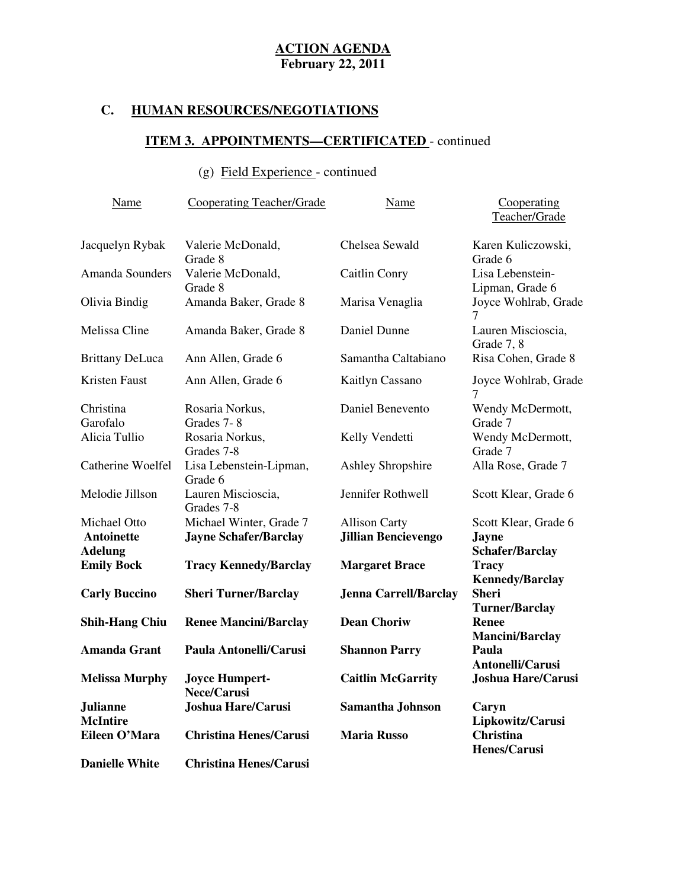**ACTION AGENDA**
**February 22, 2011**

## C. HUMAN RESOURCES/NEGOTIATIONS

### ITEM 3. APPOINTMENTS—CERTIFICATED - continued

(g) Field Experience - continued

| Name | Cooperating Teacher/Grade | Name | Cooperating Teacher/Grade |
|---|---|---|---|
| Jacquelyn Rybak | Valerie McDonald, Grade 8 | Chelsea Sewald | Karen Kuliczowski, Grade 6 |
| Amanda Sounders | Valerie McDonald, Grade 8 | Caitlin Conry | Lisa Lebenstein-Lipman, Grade 6 |
| Olivia Bindig | Amanda Baker, Grade 8 | Marisa Venaglia | Joyce Wohlrab, Grade 7 |
| Melissa Cline | Amanda Baker, Grade 8 | Daniel Dunne | Lauren Miscioscia, Grade 7, 8 |
| Brittany DeLuca | Ann Allen, Grade 6 | Samantha Caltabiano | Risa Cohen, Grade 8 |
| Kristen Faust | Ann Allen, Grade 6 | Kaitlyn Cassano | Joyce Wohlrab, Grade 7 |
| Christina Garofalo | Rosaria Norkus, Grades 7- 8 | Daniel Benevento | Wendy McDermott, Grade 7 |
| Alicia Tullio | Rosaria Norkus, Grades 7-8 | Kelly Vendetti | Wendy McDermott, Grade 7 |
| Catherine Woelfel | Lisa Lebenstein-Lipman, Grade 6 | Ashley Shropshire | Alla Rose, Grade 7 |
| Melodie Jillson | Lauren Miscioscia, Grades 7-8 | Jennifer Rothwell | Scott Klear, Grade 6 |
| Michael Otto | Michael Winter, Grade 7 | Allison Carty | Scott Klear, Grade 6 |
| **Antoinette Adelung** | **Jayne Schafer/Barclay** | **Jillian Bencievengo** | **Jayne Schafer/Barclay** |
| **Emily Bock** | **Tracy Kennedy/Barclay** | **Margaret Brace** | **Tracy Kennedy/Barclay** |
| **Carly Buccino** | **Sheri Turner/Barclay** | **Jenna Carrell/Barclay** | **Sheri Turner/Barclay** |
| **Shih-Hang Chiu** | **Renee Mancini/Barclay** | **Dean Choriw** | **Renee Mancini/Barclay** |
| **Amanda Grant** | **Paula Antonelli/Carusi** | **Shannon Parry** | **Paula Antonelli/Carusi** |
| **Melissa Murphy** | **Joyce Humpert-Nece/Carusi** | **Caitlin McGarrity** | **Joshua Hare/Carusi** |
| **Julianne McIntire** | **Joshua Hare/Carusi** | **Samantha Johnson** | **Caryn Lipkowitz/Carusi** |
| **Eileen O'Mara** | **Christina Henes/Carusi** | **Maria Russo** | **Christina Henes/Carusi** |
| **Danielle White** | **Christina Henes/Carusi** | | |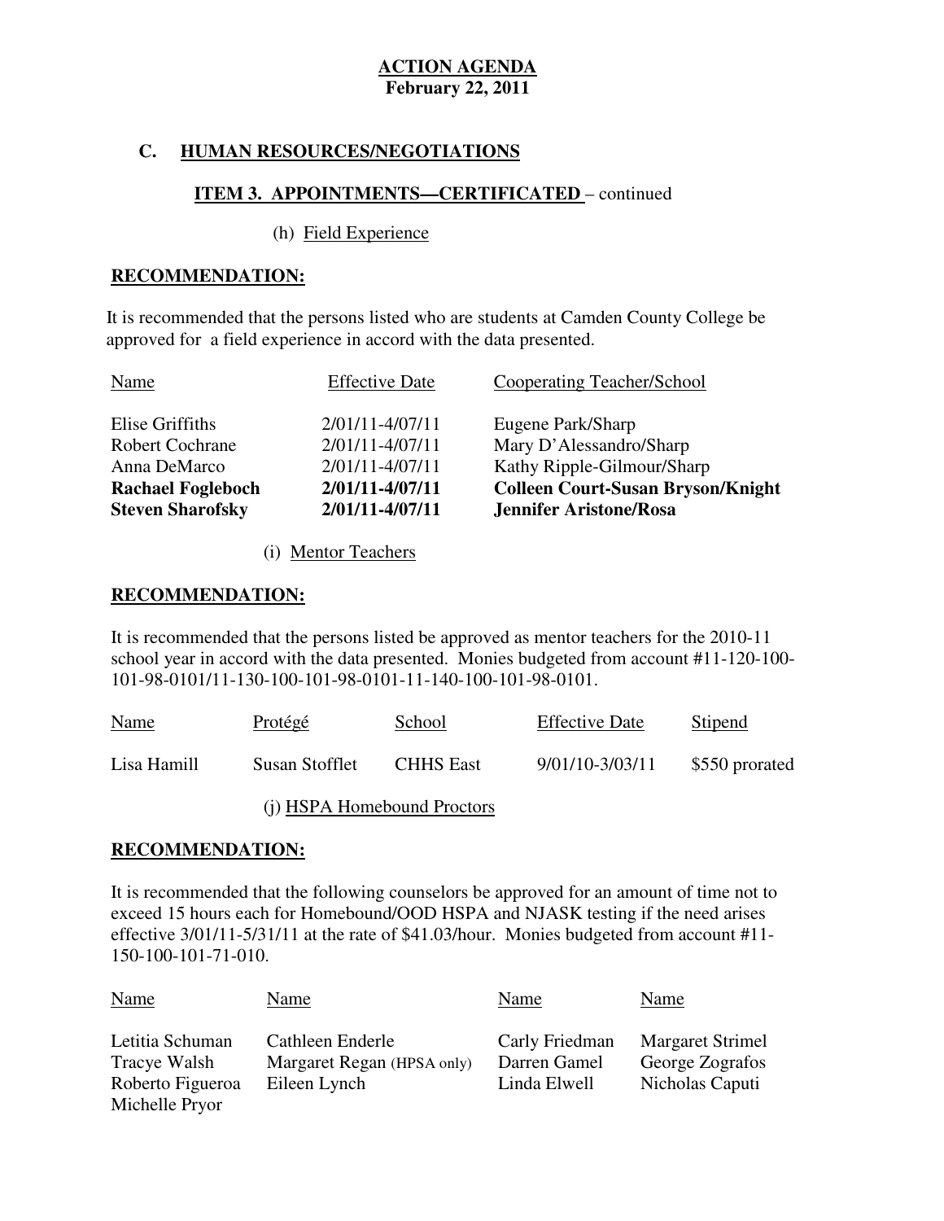**ACTION AGENDA**
**February 22, 2011**

## C. HUMAN RESOURCES/NEGOTIATIONS

### ITEM 3. APPOINTMENTS—CERTIFICATED – continued

(h) Field Experience

**RECOMMENDATION:**

It is recommended that the persons listed who are students at Camden County College be approved for a field experience in accord with the data presented.

| Name | Effective Date | Cooperating Teacher/School |
|---|---|---|
| Elise Griffiths | 2/01/11-4/07/11 | Eugene Park/Sharp |
| Robert Cochrane | 2/01/11-4/07/11 | Mary D'Alessandro/Sharp |
| Anna DeMarco | 2/01/11-4/07/11 | Kathy Ripple-Gilmour/Sharp |
| **Rachael Fogleboch** | **2/01/11-4/07/11** | **Colleen Court-Susan Bryson/Knight** |
| **Steven Sharofsky** | **2/01/11-4/07/11** | **Jennifer Aristone/Rosa** |

(i) Mentor Teachers

**RECOMMENDATION:**

It is recommended that the persons listed be approved as mentor teachers for the 2010-11 school year in accord with the data presented. Monies budgeted from account #11-120-100-101-98-0101/11-130-100-101-98-0101-11-140-100-101-98-0101.

| Name | Protégé | School | Effective Date | Stipend |
|---|---|---|---|---|
| Lisa Hamill | Susan Stofflet | CHHS East | 9/01/10-3/03/11 | $550 prorated |

(j) HSPA Homebound Proctors

**RECOMMENDATION:**

It is recommended that the following counselors be approved for an amount of time not to exceed 15 hours each for Homebound/OOD HSPA and NJASK testing if the need arises effective 3/01/11-5/31/11 at the rate of $41.03/hour. Monies budgeted from account #11-150-100-101-71-010.

| Name | Name | Name | Name |
|---|---|---|---|
| Letitia Schuman | Cathleen Enderle | Carly Friedman | Margaret Strimel |
| Tracye Walsh | Margaret Regan (HPSA only) | Darren Gamel | George Zografos |
| Roberto Figueroa | Eileen Lynch | Linda Elwell | Nicholas Caputi |
| Michelle Pryor | | | |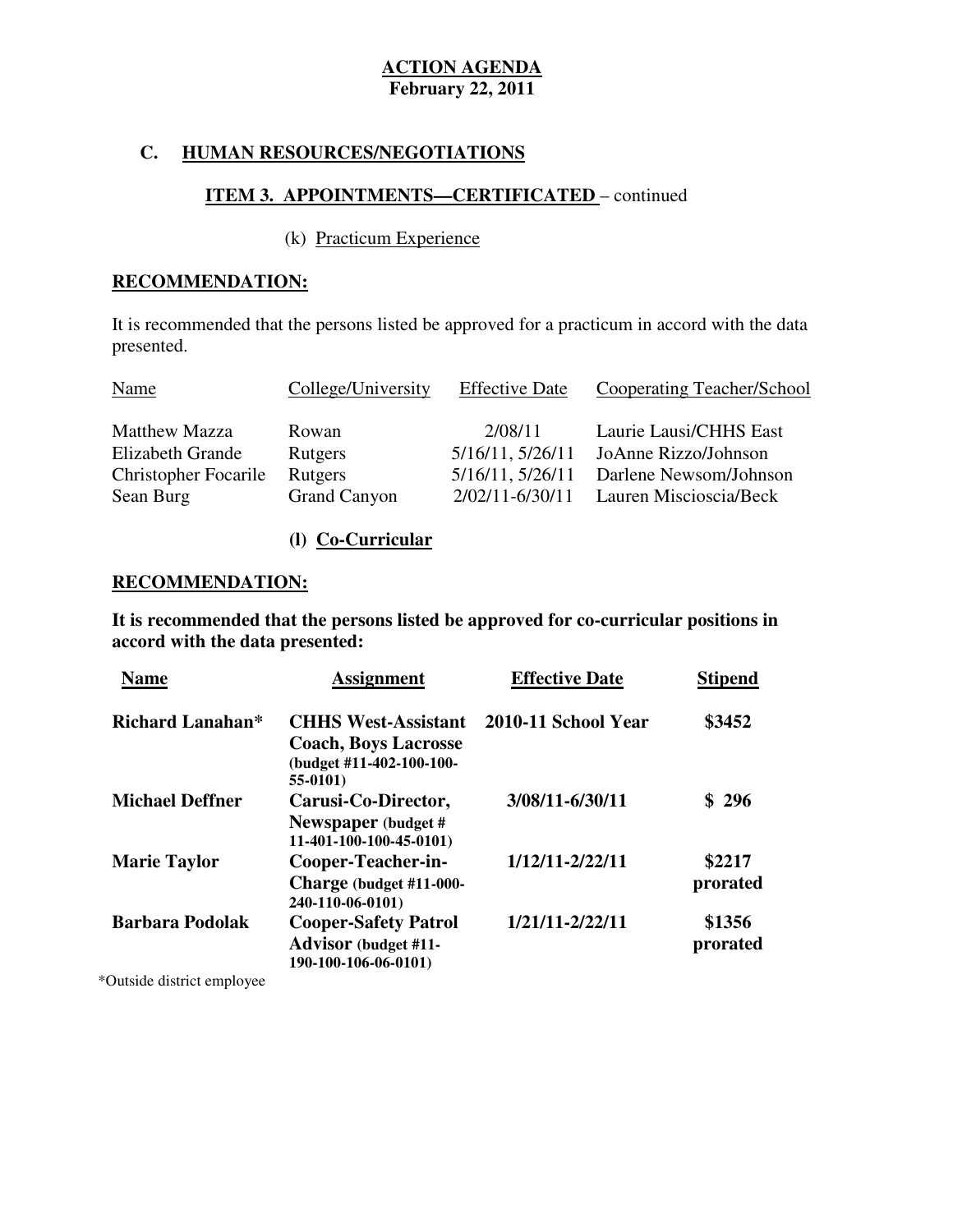**ACTION AGENDA**
**February 22, 2011**

## C. HUMAN RESOURCES/NEGOTIATIONS

### ITEM 3. APPOINTMENTS—CERTIFICATED – continued

(k) Practicum Experience

**RECOMMENDATION:**

It is recommended that the persons listed be approved for a practicum in accord with the data presented.

| Name | College/University | Effective Date | Cooperating Teacher/School |
|---|---|---|---|
| Matthew Mazza | Rowan | 2/08/11 | Laurie Lausi/CHHS East |
| Elizabeth Grande | Rutgers | 5/16/11, 5/26/11 | JoAnne Rizzo/Johnson |
| Christopher Focarile | Rutgers | 5/16/11, 5/26/11 | Darlene Newsom/Johnson |
| Sean Burg | Grand Canyon | 2/02/11-6/30/11 | Lauren Miscioscia/Beck |

**(l) Co-Curricular**

**RECOMMENDATION:**

**It is recommended that the persons listed be approved for co-curricular positions in accord with the data presented:**

| Name | Assignment | Effective Date | Stipend |
|---|---|---|---|
| **Richard Lanahan*** | **CHHS West-Assistant Coach, Boys Lacrosse** (budget #11-402-100-100-55-0101) | **2010-11 School Year** | **$3452** |
| **Michael Deffner** | **Carusi-Co-Director, Newspaper** (budget # 11-401-100-100-45-0101) | **3/08/11-6/30/11** | **$ 296** |
| **Marie Taylor** | **Cooper-Teacher-in-Charge** (budget #11-000-240-110-06-0101) | **1/12/11-2/22/11** | **$2217 prorated** |
| **Barbara Podolak** | **Cooper-Safety Patrol Advisor** (budget #11-190-100-106-06-0101) | **1/21/11-2/22/11** | **$1356 prorated** |

*Outside district employee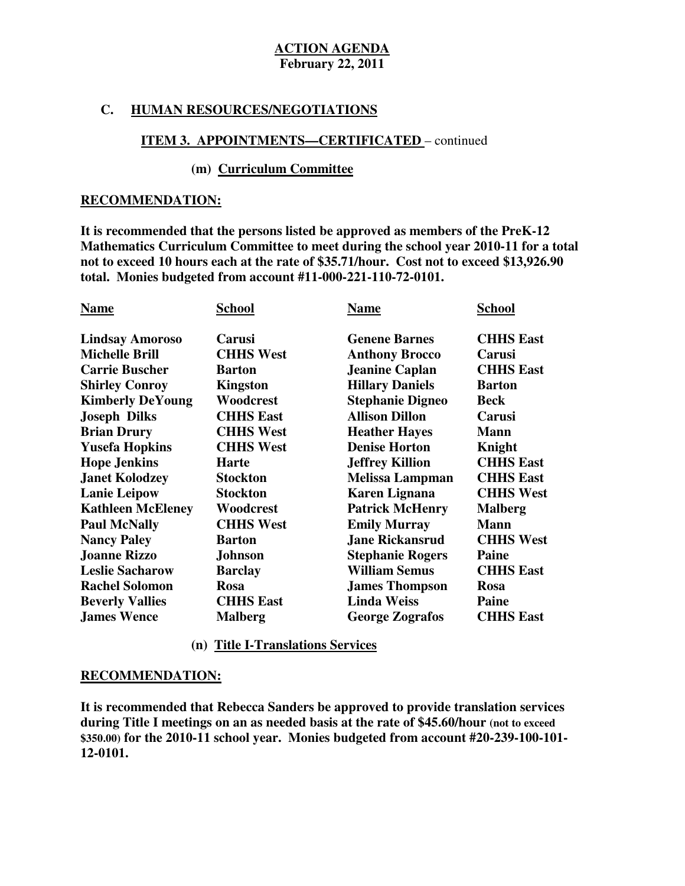**ACTION AGENDA**
**February 22, 2011**

## C. HUMAN RESOURCES/NEGOTIATIONS

### ITEM 3. APPOINTMENTS—CERTIFICATED – continued

#### (m) Curriculum Committee

**RECOMMENDATION:**

**It is recommended that the persons listed be approved as members of the PreK-12 Mathematics Curriculum Committee to meet during the school year 2010-11 for a total not to exceed 10 hours each at the rate of $35.71/hour. Cost not to exceed $13,926.90 total. Monies budgeted from account #11-000-221-110-72-0101.**

| Name | School | Name | School |
|---|---|---|---|
| Lindsay Amoroso | Carusi | Genene Barnes | CHHS East |
| Michelle Brill | CHHS West | Anthony Brocco | Carusi |
| Carrie Buscher | Barton | Jeanine Caplan | CHHS East |
| Shirley Conroy | Kingston | Hillary Daniels | Barton |
| Kimberly DeYoung | Woodcrest | Stephanie Digneo | Beck |
| Joseph Dilks | CHHS East | Allison Dillon | Carusi |
| Brian Drury | CHHS West | Heather Hayes | Mann |
| Yusefa Hopkins | CHHS West | Denise Horton | Knight |
| Hope Jenkins | Harte | Jeffrey Killion | CHHS East |
| Janet Kolodzey | Stockton | Melissa Lampman | CHHS East |
| Lanie Leipow | Stockton | Karen Lignana | CHHS West |
| Kathleen McEleney | Woodcrest | Patrick McHenry | Malberg |
| Paul McNally | CHHS West | Emily Murray | Mann |
| Nancy Paley | Barton | Jane Rickansrud | CHHS West |
| Joanne Rizzo | Johnson | Stephanie Rogers | Paine |
| Leslie Sacharow | Barclay | William Semus | CHHS East |
| Rachel Solomon | Rosa | James Thompson | Rosa |
| Beverly Vallies | CHHS East | Linda Weiss | Paine |
| James Wence | Malberg | George Zografos | CHHS East |

#### (n) Title I-Translations Services

**RECOMMENDATION:**

**It is recommended that Rebecca Sanders be approved to provide translation services during Title I meetings on an as needed basis at the rate of $45.60/hour (not to exceed $350.00) for the 2010-11 school year. Monies budgeted from account #20-239-100-101-12-0101.**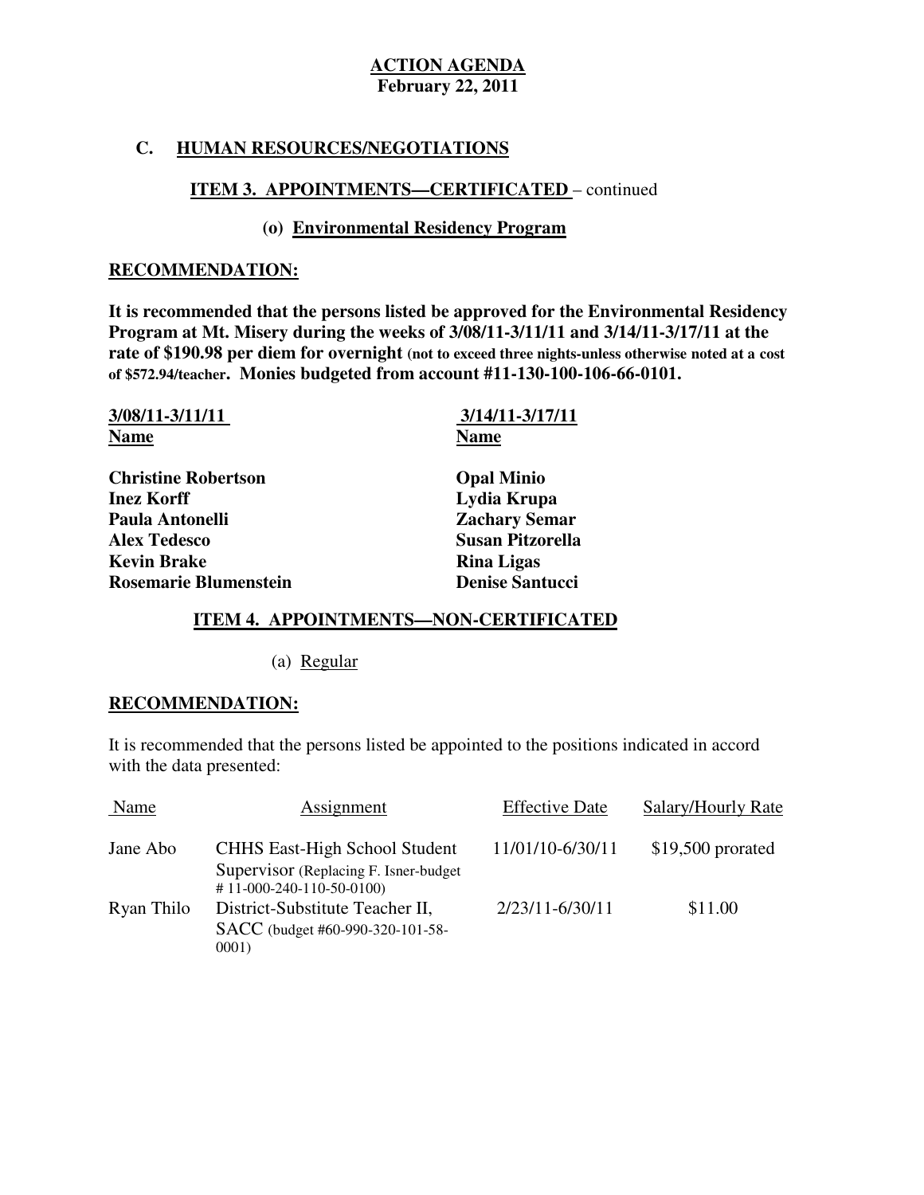**ACTION AGENDA**
**February 22, 2011**

## C. HUMAN RESOURCES/NEGOTIATIONS

### ITEM 3. APPOINTMENTS—CERTIFICATED – continued

#### (o) Environmental Residency Program

**RECOMMENDATION:**

**It is recommended that the persons listed be approved for the Environmental Residency Program at Mt. Misery during the weeks of 3/08/11-3/11/11 and 3/14/11-3/17/11 at the rate of $190.98 per diem for overnight (not to exceed three nights-unless otherwise noted at a cost of $572.94/teacher. Monies budgeted from account #11-130-100-106-66-0101.**

| 3/08/11-3/11/11 Name | 3/14/11-3/17/11 Name |
|---|---|
| **Christine Robertson** | **Opal Minio** |
| **Inez Korff** | **Lydia Krupa** |
| **Paula Antonelli** | **Zachary Semar** |
| **Alex Tedesco** | **Susan Pitzorella** |
| **Kevin Brake** | **Rina Ligas** |
| **Rosemarie Blumenstein** | **Denise Santucci** |

### ITEM 4. APPOINTMENTS—NON-CERTIFICATED

(a) Regular

**RECOMMENDATION:**

It is recommended that the persons listed be appointed to the positions indicated in accord with the data presented:

| Name | Assignment | Effective Date | Salary/Hourly Rate |
|---|---|---|---|
| Jane Abo | CHHS East-High School Student Supervisor (Replacing F. Isner-budget # 11-000-240-110-50-0100) | 11/01/10-6/30/11 | $19,500 prorated |
| Ryan Thilo | District-Substitute Teacher II, SACC (budget #60-990-320-101-58-0001) | 2/23/11-6/30/11 | $11.00 |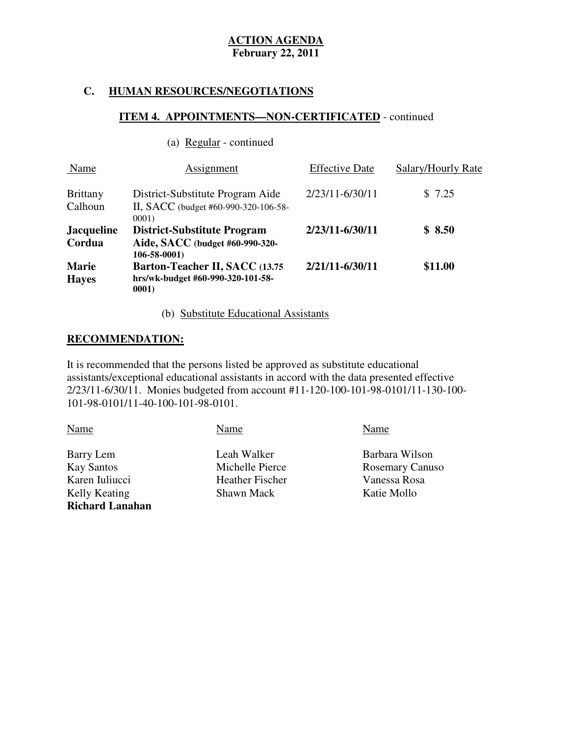**ACTION AGENDA**
**February 22, 2011**

## C. HUMAN RESOURCES/NEGOTIATIONS

### ITEM 4. APPOINTMENTS—NON-CERTIFICATED - continued

(a) Regular - continued

| Name | Assignment | Effective Date | Salary/Hourly Rate |
|---|---|---|---|
| Brittany Calhoun | District-Substitute Program Aide II, SACC (budget #60-990-320-106-58-0001) | 2/23/11-6/30/11 | $ 7.25 |
| **Jacqueline Cordua** | **District-Substitute Program Aide, SACC (budget #60-990-320-106-58-0001)** | **2/23/11-6/30/11** | **$ 8.50** |
| **Marie Hayes** | **Barton-Teacher II, SACC (13.75 hrs/wk-budget #60-990-320-101-58-0001)** | **2/21/11-6/30/11** | **$11.00** |

(b) Substitute Educational Assistants

**RECOMMENDATION:**

It is recommended that the persons listed be approved as substitute educational assistants/exceptional educational assistants in accord with the data presented effective 2/23/11-6/30/11. Monies budgeted from account #11-120-100-101-98-0101/11-130-100-101-98-0101/11-40-100-101-98-0101.

| Name | Name | Name |
|---|---|---|
| Barry Lem | Leah Walker | Barbara Wilson |
| Kay Santos | Michelle Pierce | Rosemary Canuso |
| Karen Iuliucci | Heather Fischer | Vanessa Rosa |
| Kelly Keating | Shawn Mack | Katie Mollo |
| **Richard Lanahan** | | |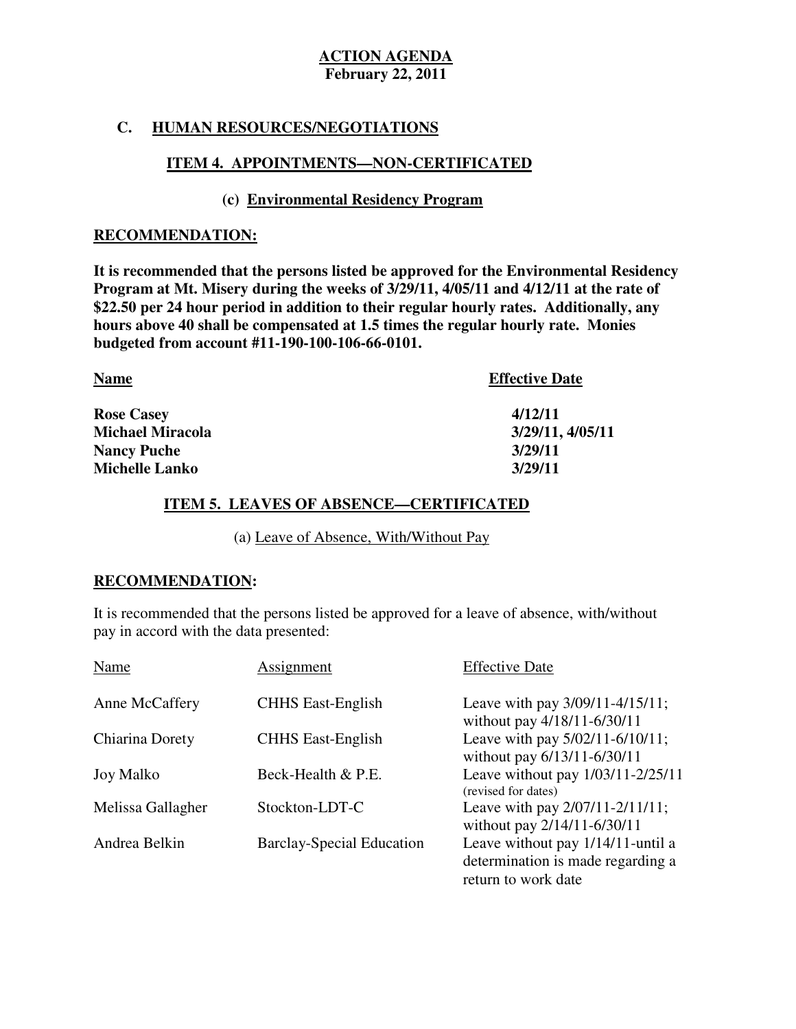**ACTION AGENDA**
**February 22, 2011**

## C. HUMAN RESOURCES/NEGOTIATIONS

### ITEM 4. APPOINTMENTS—NON-CERTIFICATED

#### (c) Environmental Residency Program

**RECOMMENDATION:**

**It is recommended that the persons listed be approved for the Environmental Residency Program at Mt. Misery during the weeks of 3/29/11, 4/05/11 and 4/12/11 at the rate of $22.50 per 24 hour period in addition to their regular hourly rates. Additionally, any hours above 40 shall be compensated at 1.5 times the regular hourly rate. Monies budgeted from account #11-190-100-106-66-0101.**

| **Name** | **Effective Date** |
|---|---|
| **Rose Casey** | **4/12/11** |
| **Michael Miracola** | **3/29/11, 4/05/11** |
| **Nancy Puche** | **3/29/11** |
| **Michelle Lanko** | **3/29/11** |

### ITEM 5. LEAVES OF ABSENCE—CERTIFICATED

(a) Leave of Absence, With/Without Pay

**RECOMMENDATION:**

It is recommended that the persons listed be approved for a leave of absence, with/without pay in accord with the data presented:

| Name | Assignment | Effective Date |
|---|---|---|
| Anne McCaffery | CHHS East-English | Leave with pay 3/09/11-4/15/11; without pay 4/18/11-6/30/11 |
| Chiarina Dorety | CHHS East-English | Leave with pay 5/02/11-6/10/11; without pay 6/13/11-6/30/11 |
| Joy Malko | Beck-Health & P.E. | Leave without pay 1/03/11-2/25/11 (revised for dates) |
| Melissa Gallagher | Stockton-LDT-C | Leave with pay 2/07/11-2/11/11; without pay 2/14/11-6/30/11 |
| Andrea Belkin | Barclay-Special Education | Leave without pay 1/14/11-until a determination is made regarding a return to work date |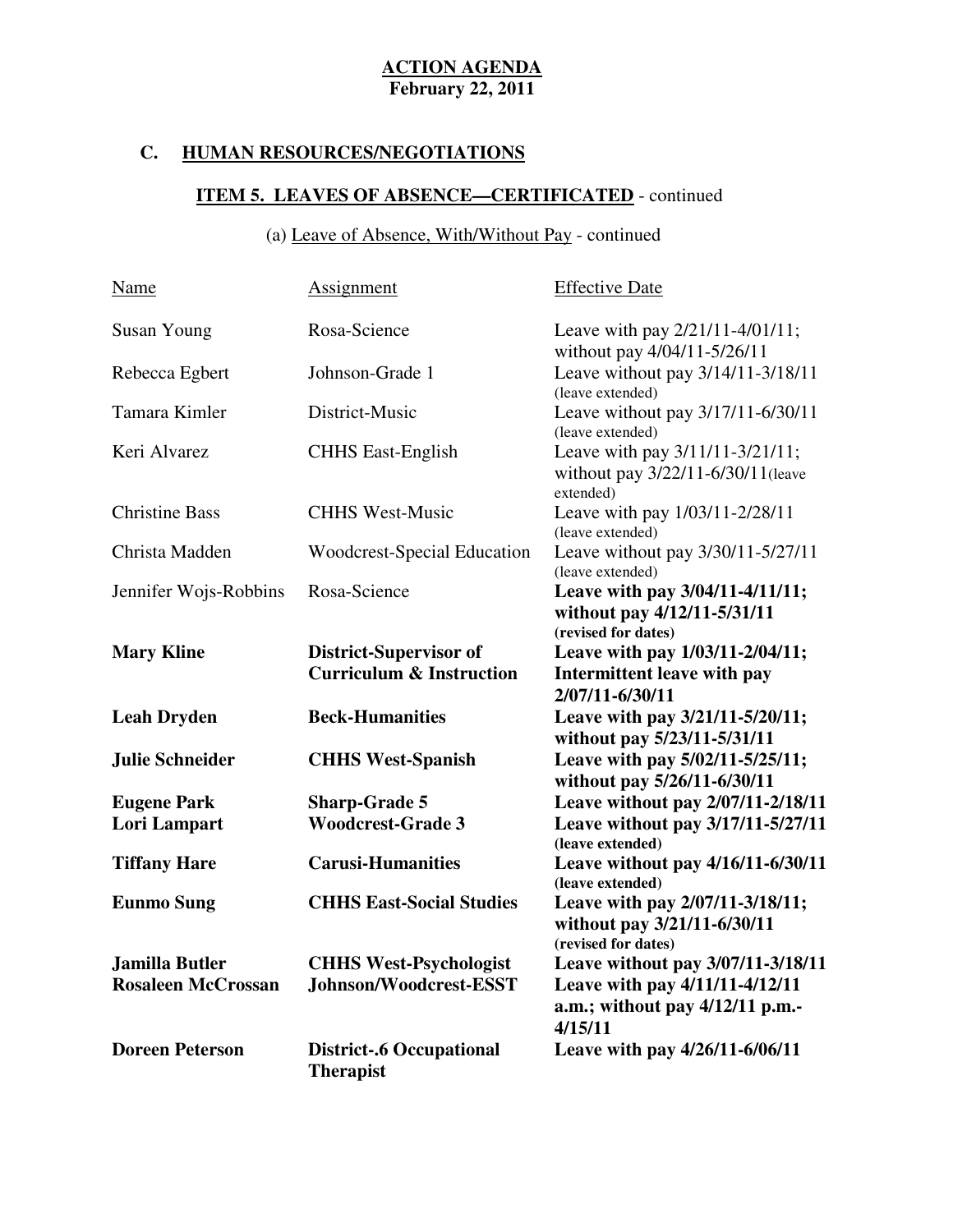**ACTION AGENDA**
**February 22, 2011**

## C. HUMAN RESOURCES/NEGOTIATIONS

### ITEM 5. LEAVES OF ABSENCE—CERTIFICATED - continued

(a) Leave of Absence, With/Without Pay - continued

| Name | Assignment | Effective Date |
|---|---|---|
| Susan Young | Rosa-Science | Leave with pay 2/21/11-4/01/11; without pay 4/04/11-5/26/11 |
| Rebecca Egbert | Johnson-Grade 1 | Leave without pay 3/14/11-3/18/11 (leave extended) |
| Tamara Kimler | District-Music | Leave without pay 3/17/11-6/30/11 (leave extended) |
| Keri Alvarez | CHHS East-English | Leave with pay 3/11/11-3/21/11; without pay 3/22/11-6/30/11(leave extended) |
| Christine Bass | CHHS West-Music | Leave with pay 1/03/11-2/28/11 (leave extended) |
| Christa Madden | Woodcrest-Special Education | Leave without pay 3/30/11-5/27/11 (leave extended) |
| Jennifer Wojs-Robbins | Rosa-Science | **Leave with pay 3/04/11-4/11/11; without pay 4/12/11-5/31/11 (revised for dates)** |
| **Mary Kline** | **District-Supervisor of Curriculum & Instruction** | **Leave with pay 1/03/11-2/04/11; Intermittent leave with pay 2/07/11-6/30/11** |
| **Leah Dryden** | **Beck-Humanities** | **Leave with pay 3/21/11-5/20/11; without pay 5/23/11-5/31/11** |
| **Julie Schneider** | **CHHS West-Spanish** | **Leave with pay 5/02/11-5/25/11; without pay 5/26/11-6/30/11** |
| **Eugene Park** | **Sharp-Grade 5** | **Leave without pay 2/07/11-2/18/11** |
| **Lori Lampart** | **Woodcrest-Grade 3** | **Leave without pay 3/17/11-5/27/11 (leave extended)** |
| **Tiffany Hare** | **Carusi-Humanities** | **Leave without pay 4/16/11-6/30/11 (leave extended)** |
| **Eunmo Sung** | **CHHS East-Social Studies** | **Leave with pay 2/07/11-3/18/11; without pay 3/21/11-6/30/11 (revised for dates)** |
| **Jamilla Butler** | **CHHS West-Psychologist** | **Leave without pay 3/07/11-3/18/11** |
| **Rosaleen McCrossan** | **Johnson/Woodcrest-ESST** | **Leave with pay 4/11/11-4/12/11 a.m.; without pay 4/12/11 p.m.-4/15/11** |
| **Doreen Peterson** | **District-.6 Occupational Therapist** | **Leave with pay 4/26/11-6/06/11** |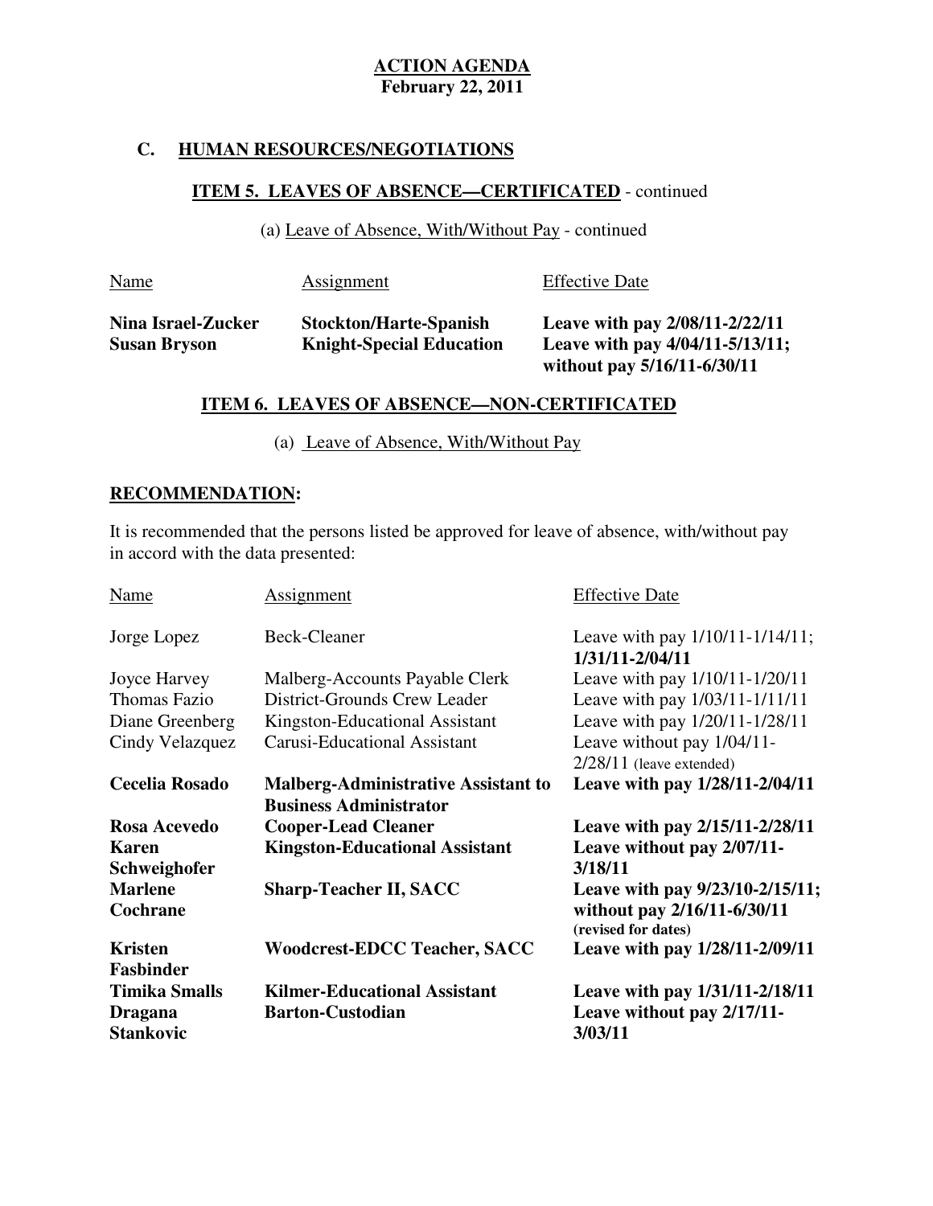**ACTION AGENDA**
**February 22, 2011**

## C. HUMAN RESOURCES/NEGOTIATIONS

### ITEM 5. LEAVES OF ABSENCE—CERTIFICATED - continued

(a) Leave of Absence, With/Without Pay - continued

| Name | Assignment | Effective Date |
|---|---|---|
| **Nina Israel-Zucker** | **Stockton/Harte-Spanish** | **Leave with pay 2/08/11-2/22/11** |
| **Susan Bryson** | **Knight-Special Education** | **Leave with pay 4/04/11-5/13/11; without pay 5/16/11-6/30/11** |

### ITEM 6. LEAVES OF ABSENCE—NON-CERTIFICATED

(a) Leave of Absence, With/Without Pay

**RECOMMENDATION:**

It is recommended that the persons listed be approved for leave of absence, with/without pay in accord with the data presented:

| Name | Assignment | Effective Date |
|---|---|---|
| Jorge Lopez | Beck-Cleaner | Leave with pay 1/10/11-1/14/11; **1/31/11-2/04/11** |
| Joyce Harvey | Malberg-Accounts Payable Clerk | Leave with pay 1/10/11-1/20/11 |
| Thomas Fazio | District-Grounds Crew Leader | Leave with pay 1/03/11-1/11/11 |
| Diane Greenberg | Kingston-Educational Assistant | Leave with pay 1/20/11-1/28/11 |
| Cindy Velazquez | Carusi-Educational Assistant | Leave without pay 1/04/11-2/28/11 (leave extended) |
| **Cecelia Rosado** | **Malberg-Administrative Assistant to Business Administrator** | **Leave with pay 1/28/11-2/04/11** |
| **Rosa Acevedo** | **Cooper-Lead Cleaner** | **Leave with pay 2/15/11-2/28/11** |
| **Karen Schweighofer** | **Kingston-Educational Assistant** | **Leave without pay 2/07/11-3/18/11** |
| **Marlene Cochrane** | **Sharp-Teacher II, SACC** | **Leave with pay 9/23/10-2/15/11; without pay 2/16/11-6/30/11 (revised for dates)** |
| **Kristen Fasbinder** | **Woodcrest-EDCC Teacher, SACC** | **Leave with pay 1/28/11-2/09/11** |
| **Timika Smalls** | **Kilmer-Educational Assistant** | **Leave with pay 1/31/11-2/18/11** |
| **Dragana Stankovic** | **Barton-Custodian** | **Leave without pay 2/17/11-3/03/11** |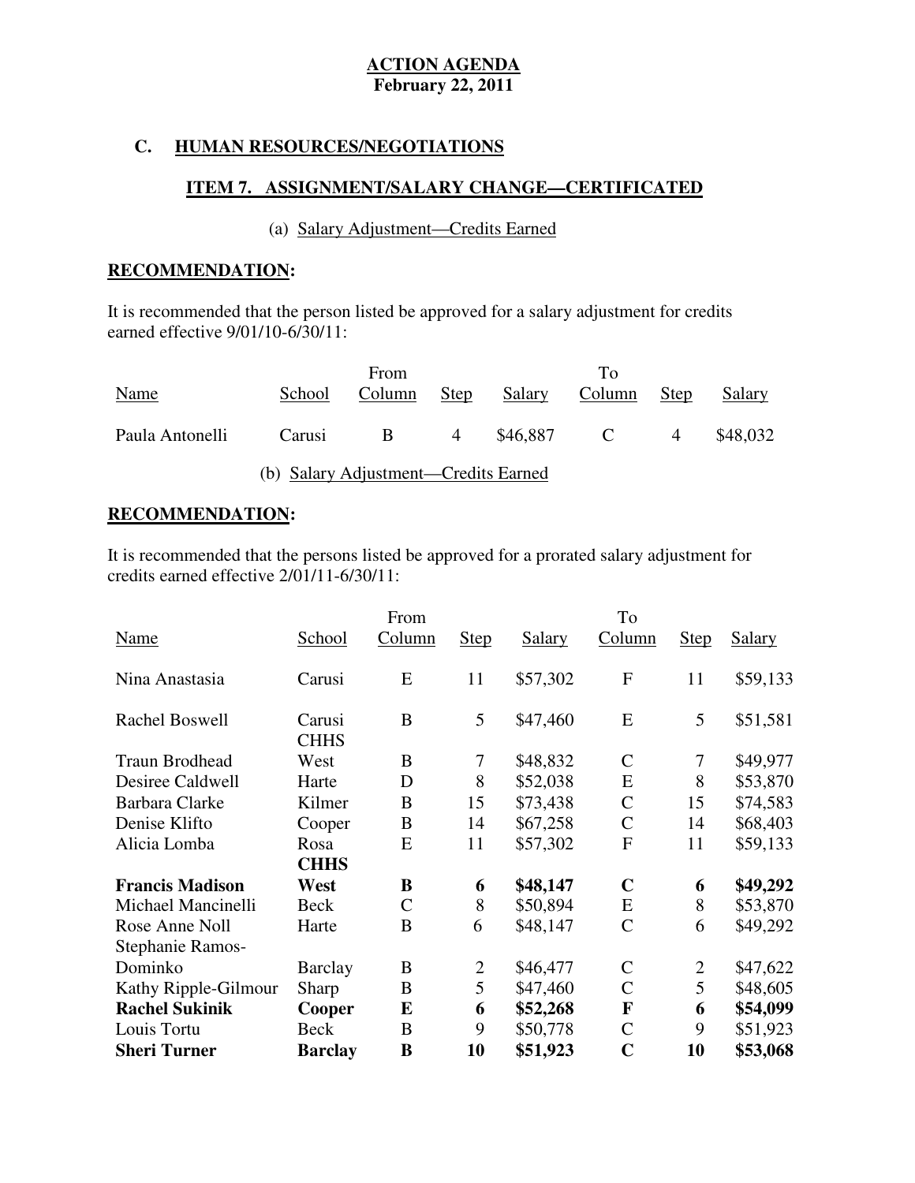**ACTION AGENDA**
**February 22, 2011**

## C. HUMAN RESOURCES/NEGOTIATIONS

### ITEM 7. ASSIGNMENT/SALARY CHANGE—CERTIFICATED

(a) Salary Adjustment—Credits Earned

**RECOMMENDATION:**

It is recommended that the person listed be approved for a salary adjustment for credits earned effective 9/01/10-6/30/11:

| Name | School | From Column | Step | Salary | To Column | Step | Salary |
|---|---|---|---|---|---|---|---|
| Paula Antonelli | Carusi | B | 4 | $46,887 | C | 4 | $48,032 |

(b) Salary Adjustment—Credits Earned

**RECOMMENDATION:**

It is recommended that the persons listed be approved for a prorated salary adjustment for credits earned effective 2/01/11-6/30/11:

| Name | School | From Column | Step | Salary | To Column | Step | Salary |
|---|---|---|---|---|---|---|---|
| Nina Anastasia | Carusi | E | 11 | $57,302 | F | 11 | $59,133 |
| Rachel Boswell | Carusi CHHS | B | 5 | $47,460 | E | 5 | $51,581 |
| Traun Brodhead | West | B | 7 | $48,832 | C | 7 | $49,977 |
| Desiree Caldwell | Harte | D | 8 | $52,038 | E | 8 | $53,870 |
| Barbara Clarke | Kilmer | B | 15 | $73,438 | C | 15 | $74,583 |
| Denise Klifto | Cooper | B | 14 | $67,258 | C | 14 | $68,403 |
| Alicia Lomba | Rosa CHHS | E | 11 | $57,302 | F | 11 | $59,133 |
| **Francis Madison** | **West** | **B** | **6** | **$48,147** | **C** | **6** | **$49,292** |
| Michael Mancinelli | Beck | C | 8 | $50,894 | E | 8 | $53,870 |
| Rose Anne Noll | Harte | B | 6 | $48,147 | C | 6 | $49,292 |
| Stephanie Ramos-Dominko | Barclay | B | 2 | $46,477 | C | 2 | $47,622 |
| Kathy Ripple-Gilmour | Sharp | B | 5 | $47,460 | C | 5 | $48,605 |
| **Rachel Sukinik** | **Cooper** | **E** | **6** | **$52,268** | **F** | **6** | **$54,099** |
| Louis Tortu | Beck | B | 9 | $50,778 | C | 9 | $51,923 |
| **Sheri Turner** | **Barclay** | **B** | **10** | **$51,923** | **C** | **10** | **$53,068** |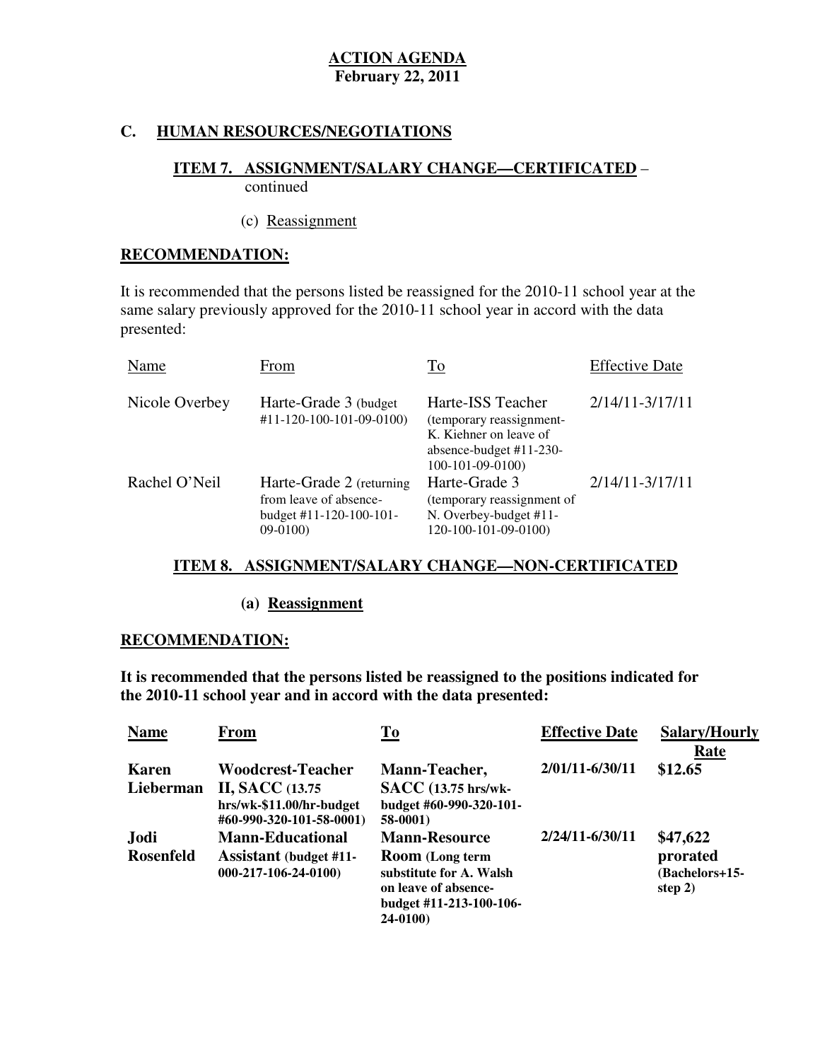**ACTION AGENDA**
**February 22, 2011**

## C. HUMAN RESOURCES/NEGOTIATIONS

### ITEM 7. ASSIGNMENT/SALARY CHANGE—CERTIFICATED – continued

(c) Reassignment

**RECOMMENDATION:**

It is recommended that the persons listed be reassigned for the 2010-11 school year at the same salary previously approved for the 2010-11 school year in accord with the data presented:

| Name | From | To | Effective Date |
|---|---|---|---|
| Nicole Overbey | Harte-Grade 3 (budget #11-120-100-101-09-0100) | Harte-ISS Teacher (temporary reassignment-K. Kiehner on leave of absence-budget #11-230-100-101-09-0100) | 2/14/11-3/17/11 |
| Rachel O'Neil | Harte-Grade 2 (returning from leave of absence-budget #11-120-100-101-09-0100) | Harte-Grade 3 (temporary reassignment of N. Overbey-budget #11-120-100-101-09-0100) | 2/14/11-3/17/11 |

### ITEM 8. ASSIGNMENT/SALARY CHANGE—NON-CERTIFICATED

**(a) Reassignment**

**RECOMMENDATION:**

**It is recommended that the persons listed be reassigned to the positions indicated for the 2010-11 school year and in accord with the data presented:**

| Name | From | To | Effective Date | Salary/Hourly Rate |
|---|---|---|---|---|
| **Karen Lieberman** | **Woodcrest-Teacher II, SACC (13.75 hrs/wk-$11.00/hr-budget #60-990-320-101-58-0001)** | **Mann-Teacher, SACC (13.75 hrs/wk-budget #60-990-320-101-58-0001)** | **2/01/11-6/30/11** | **$12.65** |
| **Jodi Rosenfeld** | **Mann-Educational Assistant (budget #11-000-217-106-24-0100)** | **Mann-Resource Room (Long term substitute for A. Walsh on leave of absence-budget #11-213-100-106-24-0100)** | **2/24/11-6/30/11** | **$47,622 prorated (Bachelors+15-step 2)** |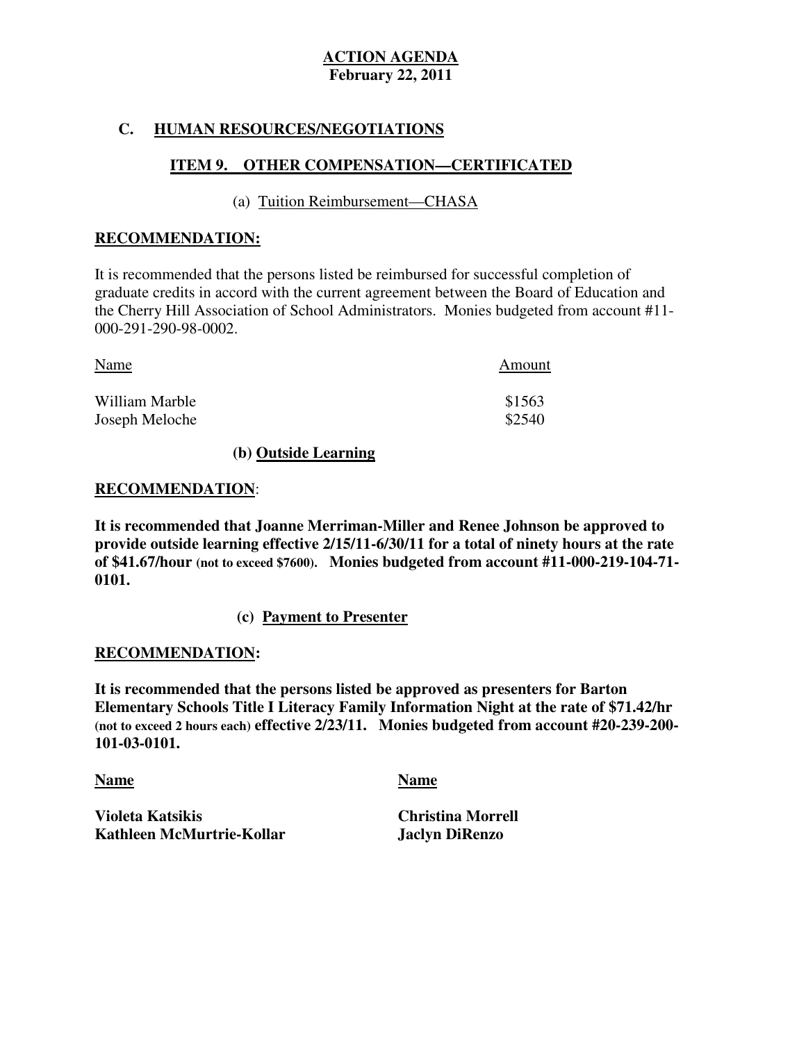# ACTION AGENDA
**February 22, 2011**

## C. HUMAN RESOURCES/NEGOTIATIONS

### ITEM 9. OTHER COMPENSATION—CERTIFICATED

(a) Tuition Reimbursement—CHASA

**RECOMMENDATION:**

It is recommended that the persons listed be reimbursed for successful completion of graduate credits in accord with the current agreement between the Board of Education and the Cherry Hill Association of School Administrators. Monies budgeted from account #11-000-291-290-98-0002.

| Name | Amount |
|---|---|
| William Marble | $1563 |
| Joseph Meloche | $2540 |

**(b) Outside Learning**

**RECOMMENDATION**:

**It is recommended that Joanne Merriman-Miller and Renee Johnson be approved to provide outside learning effective 2/15/11-6/30/11 for a total of ninety hours at the rate of $41.67/hour (not to exceed $7600). Monies budgeted from account #11-000-219-104-71-0101.**

**(c) Payment to Presenter**

**RECOMMENDATION:**

**It is recommended that the persons listed be approved as presenters for Barton Elementary Schools Title I Literacy Family Information Night at the rate of $71.42/hr (not to exceed 2 hours each) effective 2/23/11. Monies budgeted from account #20-239-200-101-03-0101.**

| Name | Name |
|---|---|
| **Violeta Katsikis** | **Christina Morrell** |
| **Kathleen McMurtrie-Kollar** | **Jaclyn DiRenzo** |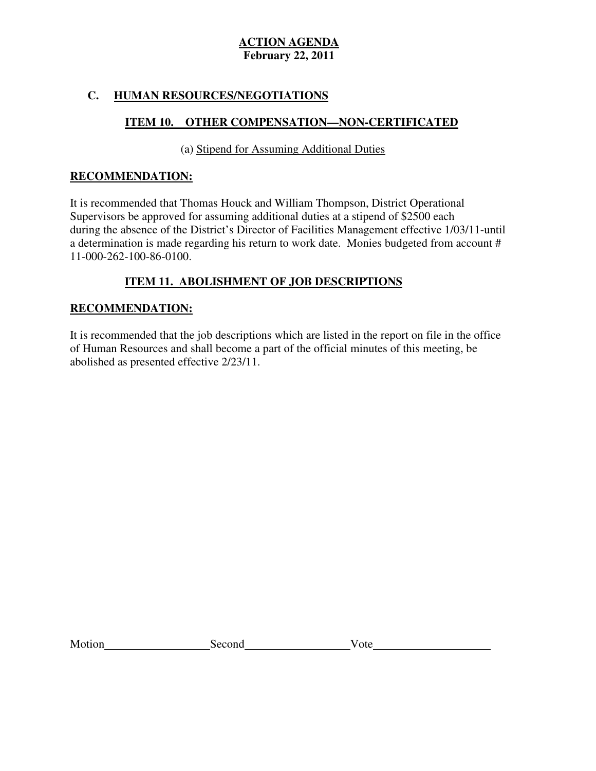**ACTION AGENDA**
**February 22, 2011**

## C. HUMAN RESOURCES/NEGOTIATIONS

### ITEM 10. OTHER COMPENSATION—NON-CERTIFICATED

(a) Stipend for Assuming Additional Duties

**RECOMMENDATION:**

It is recommended that Thomas Houck and William Thompson, District Operational Supervisors be approved for assuming additional duties at a stipend of $2500 each during the absence of the District's Director of Facilities Management effective 1/03/11-until a determination is made regarding his return to work date. Monies budgeted from account # 11-000-262-100-86-0100.

### ITEM 11. ABOLISHMENT OF JOB DESCRIPTIONS

**RECOMMENDATION:**

It is recommended that the job descriptions which are listed in the report on file in the office of Human Resources and shall become a part of the official minutes of this meeting, be abolished as presented effective 2/23/11.

Motion__________________Second__________________Vote____________________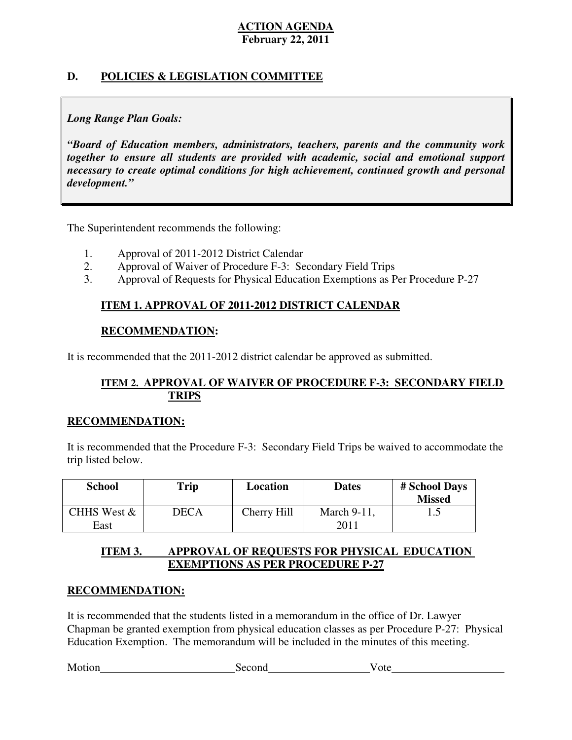**ACTION AGENDA**
**February 22, 2011**

## D. POLICIES & LEGISLATION COMMITTEE

> ***Long Range Plan Goals:***
>
> ***"Board of Education members, administrators, teachers, parents and the community work together to ensure all students are provided with academic, social and emotional support necessary to create optimal conditions for high achievement, continued growth and personal development."***

The Superintendent recommends the following:

1. Approval of 2011-2012 District Calendar
2. Approval of Waiver of Procedure F-3: Secondary Field Trips
3. Approval of Requests for Physical Education Exemptions as Per Procedure P-27

### ITEM 1. APPROVAL OF 2011-2012 DISTRICT CALENDAR

**RECOMMENDATION:**

It is recommended that the 2011-2012 district calendar be approved as submitted.

### ITEM 2. APPROVAL OF WAIVER OF PROCEDURE F-3: SECONDARY FIELD TRIPS

**RECOMMENDATION:**

It is recommended that the Procedure F-3: Secondary Field Trips be waived to accommodate the trip listed below.

| School | Trip | Location | Dates | # School Days Missed |
|---|---|---|---|---|
| CHHS West & East | DECA | Cherry Hill | March 9-11, 2011 | 1.5 |

### ITEM 3. APPROVAL OF REQUESTS FOR PHYSICAL EDUCATION EXEMPTIONS AS PER PROCEDURE P-27

**RECOMMENDATION:**

It is recommended that the students listed in a memorandum in the office of Dr. Lawyer Chapman be granted exemption from physical education classes as per Procedure P-27: Physical Education Exemption. The memorandum will be included in the minutes of this meeting.

Motion________________________ Second_________________ Vote____________________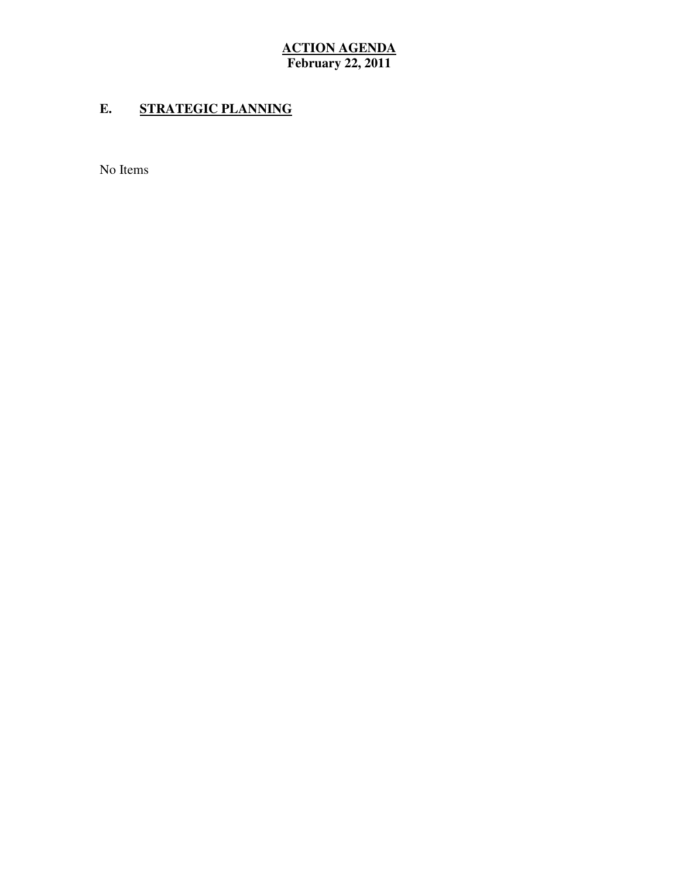**ACTION AGENDA**
**February 22, 2011**

## E. STRATEGIC PLANNING

No Items